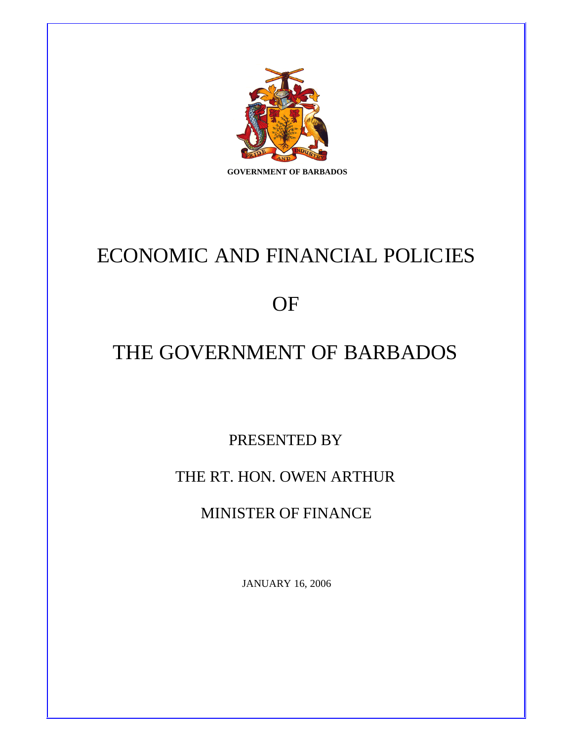GOVERNMENT OF BARBADOS

# ECONOMIC AND FINANCIAL POLICIES

# OF

# THE GOVERNMENT OF BARBADOS

PRESENTED BY

THE RT. HON. OWEN ARTHUR

MINISTER OF FINANCE

JANUARY 16, 2006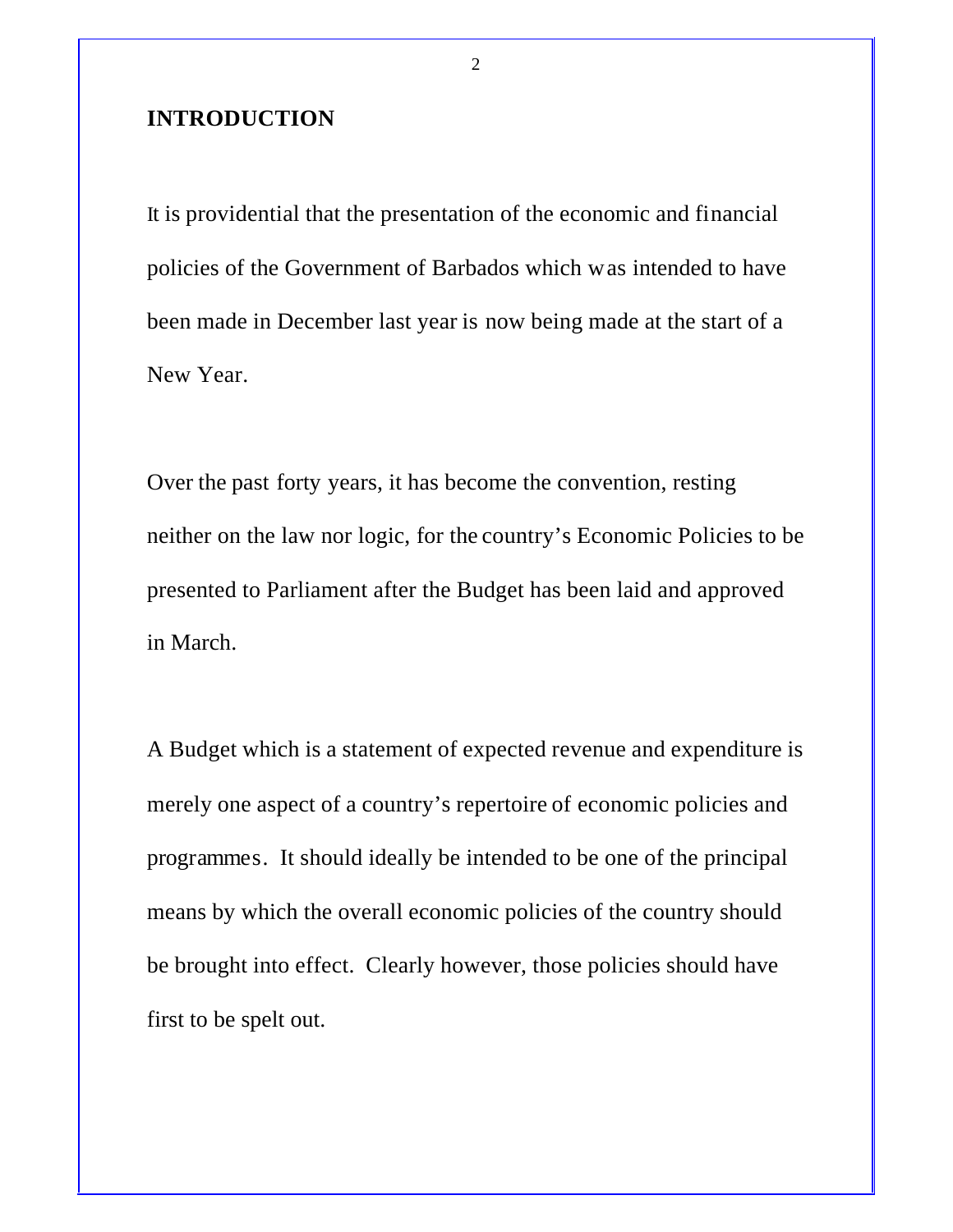## INTRODUCTION

It is providential that the presentation of the economic and financial policies of the Government of Barbados which was intended to have been made in December last year is now being made at the start of a New Year.

Over the past forty years, it has become the convention, resting neither on the law nor logic, for the country's Economic Policies to be presented to Parliament after the Budget has been laid and approved in March.

A Budget which is a statement of expected revenue and expenditure is merely one aspect of a country's repertoire of economic policies and programmes. It should ideally be intended to be one of the principal means by which the overall economic policies of the country should be brought into effect. Clearly however, those policies should have first to be spelt out.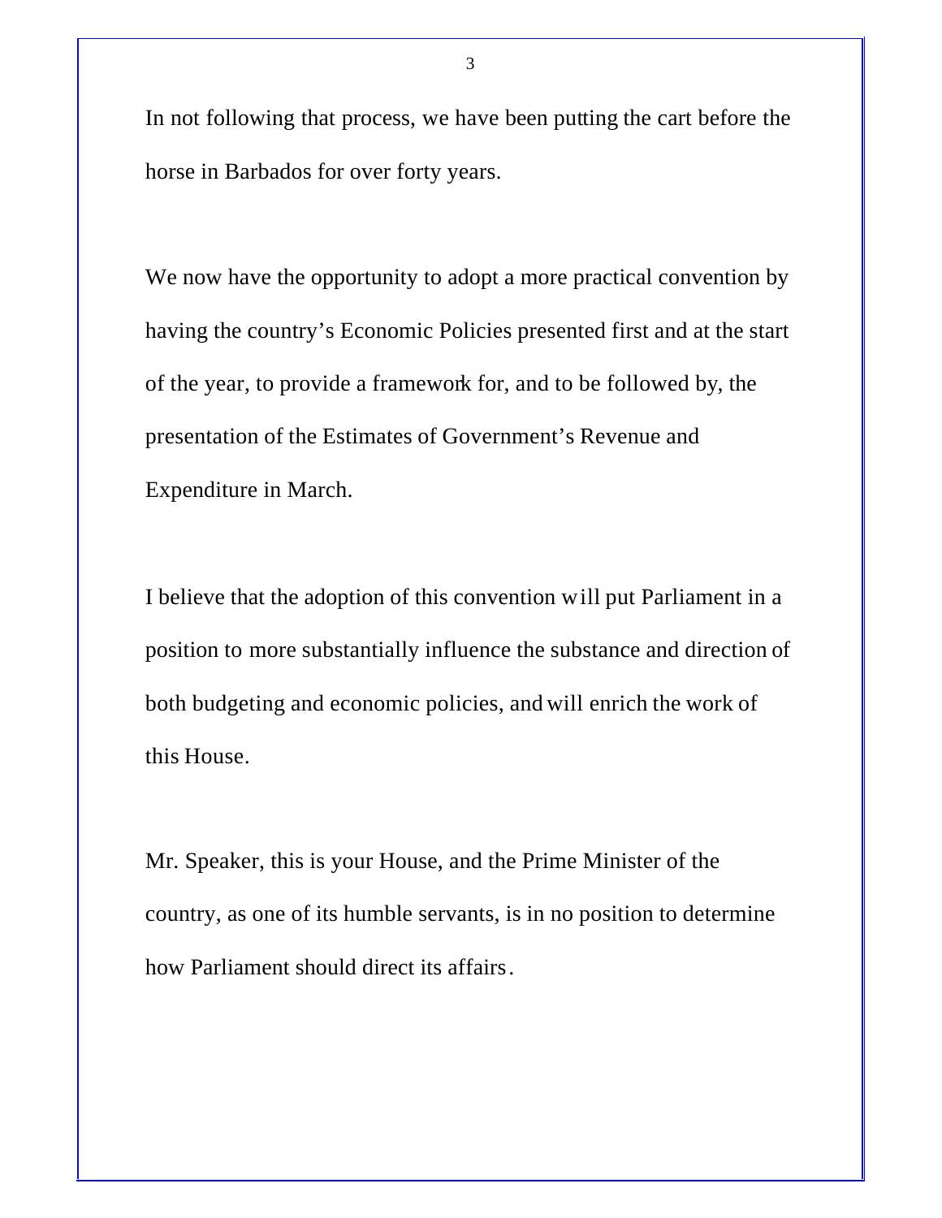In not following that process, we have been putting the cart before the horse in Barbados for over forty years.

We now have the opportunity to adopt a more practical convention by having the country's Economic Policies presented first and at the start of the year, to provide a framework for, and to be followed by, the presentation of the Estimates of Government's Revenue and Expenditure in March.

I believe that the adoption of this convention will put Parliament in a position to more substantially influence the substance and direction of both budgeting and economic policies, and will enrich the work of this House.

Mr. Speaker, this is your House, and the Prime Minister of the country, as one of its humble servants, is in no position to determine how Parliament should direct its affairs.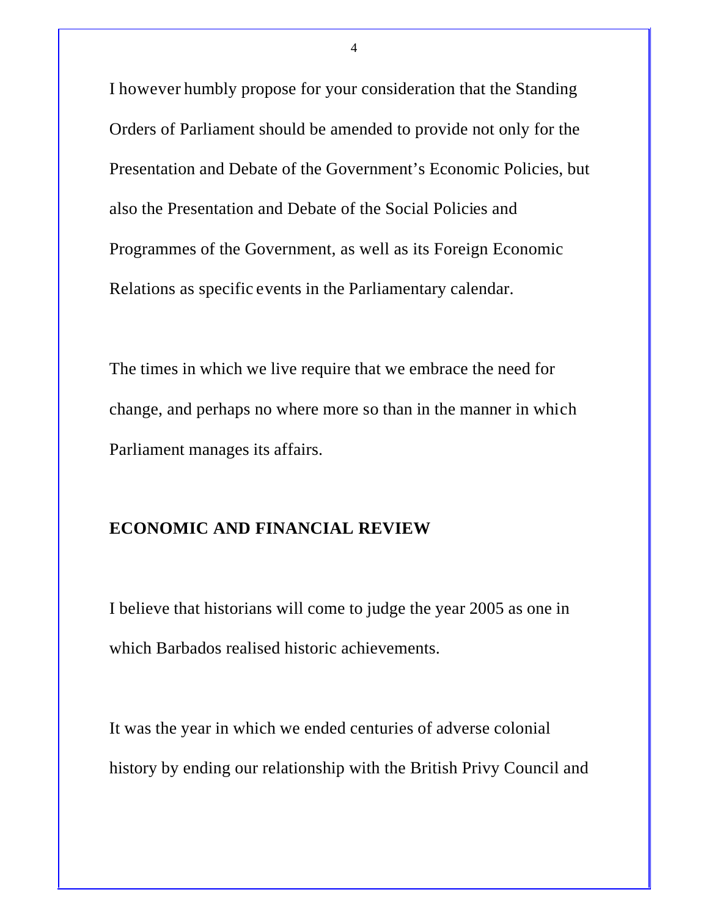I however humbly propose for your consideration that the Standing Orders of Parliament should be amended to provide not only for the Presentation and Debate of the Government's Economic Policies, but also the Presentation and Debate of the Social Policies and Programmes of the Government, as well as its Foreign Economic Relations as specific events in the Parliamentary calendar.

The times in which we live require that we embrace the need for change, and perhaps no where more so than in the manner in which Parliament manages its affairs.

## ECONOMIC AND FINANCIAL REVIEW

I believe that historians will come to judge the year 2005 as one in which Barbados realised historic achievements.

It was the year in which we ended centuries of adverse colonial history by ending our relationship with the British Privy Council and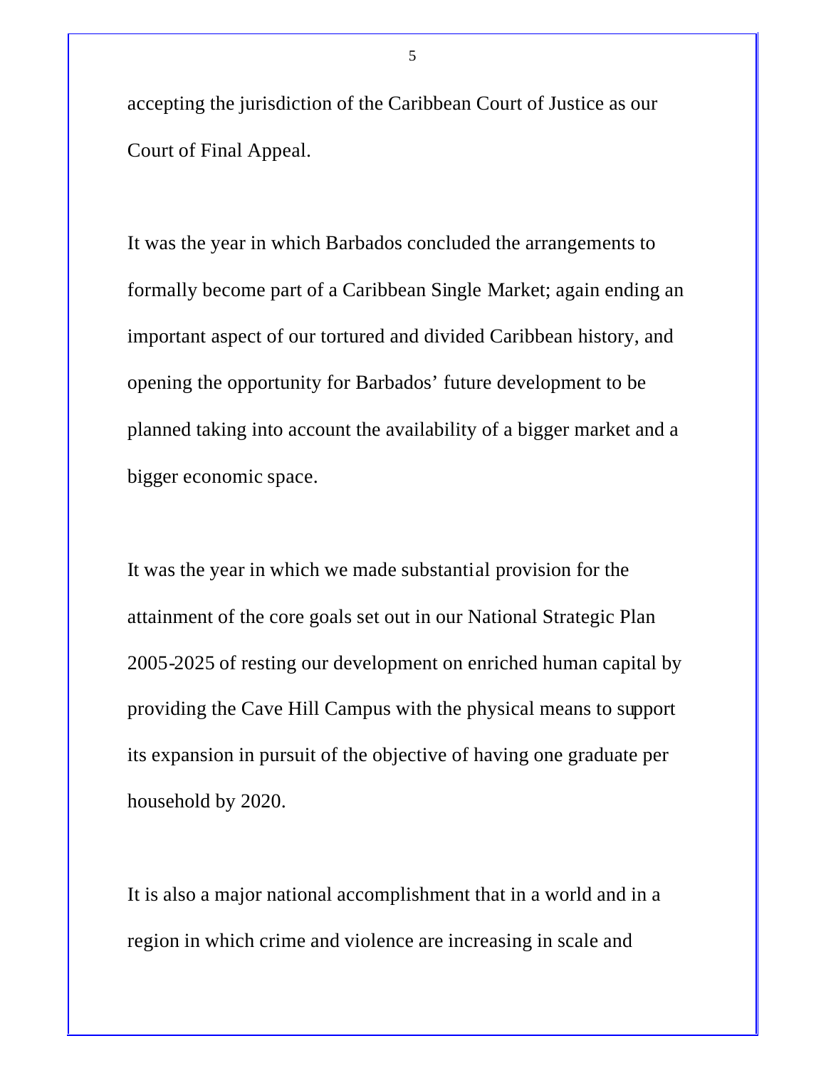accepting the jurisdiction of the Caribbean Court of Justice as our Court of Final Appeal.

It was the year in which Barbados concluded the arrangements to formally become part of a Caribbean Single Market; again ending an important aspect of our tortured and divided Caribbean history, and opening the opportunity for Barbados' future development to be planned taking into account the availability of a bigger market and a bigger economic space.

It was the year in which we made substantial provision for the attainment of the core goals set out in our National Strategic Plan 2005-2025 of resting our development on enriched human capital by providing the Cave Hill Campus with the physical means to support its expansion in pursuit of the objective of having one graduate per household by 2020.

It is also a major national accomplishment that in a world and in a region in which crime and violence are increasing in scale and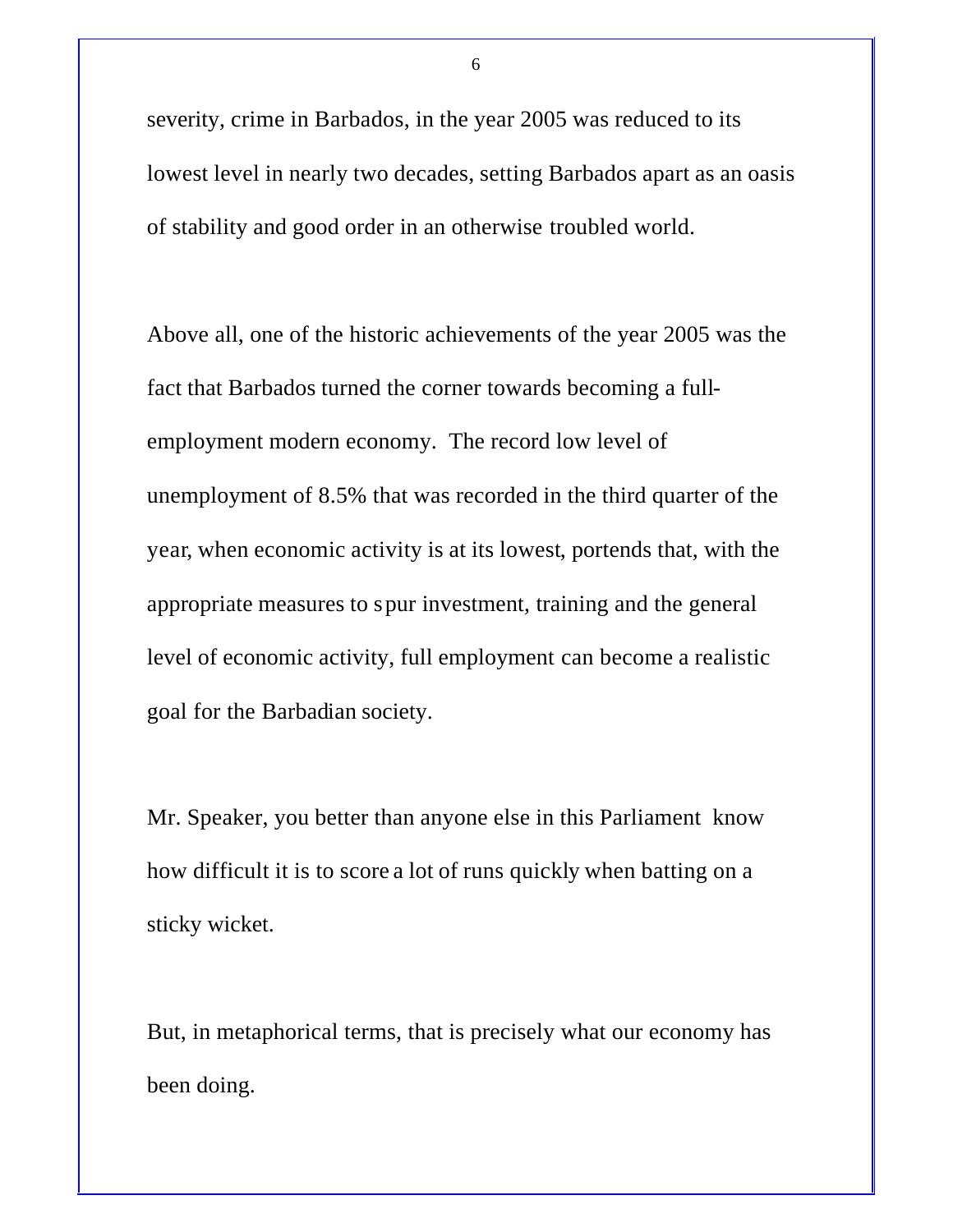severity, crime in Barbados, in the year 2005 was reduced to its lowest level in nearly two decades, setting Barbados apart as an oasis of stability and good order in an otherwise troubled world.

Above all, one of the historic achievements of the year 2005 was the fact that Barbados turned the corner towards becoming a full-employment modern economy. The record low level of unemployment of 8.5% that was recorded in the third quarter of the year, when economic activity is at its lowest, portends that, with the appropriate measures to spur investment, training and the general level of economic activity, full employment can become a realistic goal for the Barbadian society.

Mr. Speaker, you better than anyone else in this Parliament know how difficult it is to score a lot of runs quickly when batting on a sticky wicket.

But, in metaphorical terms, that is precisely what our economy has been doing.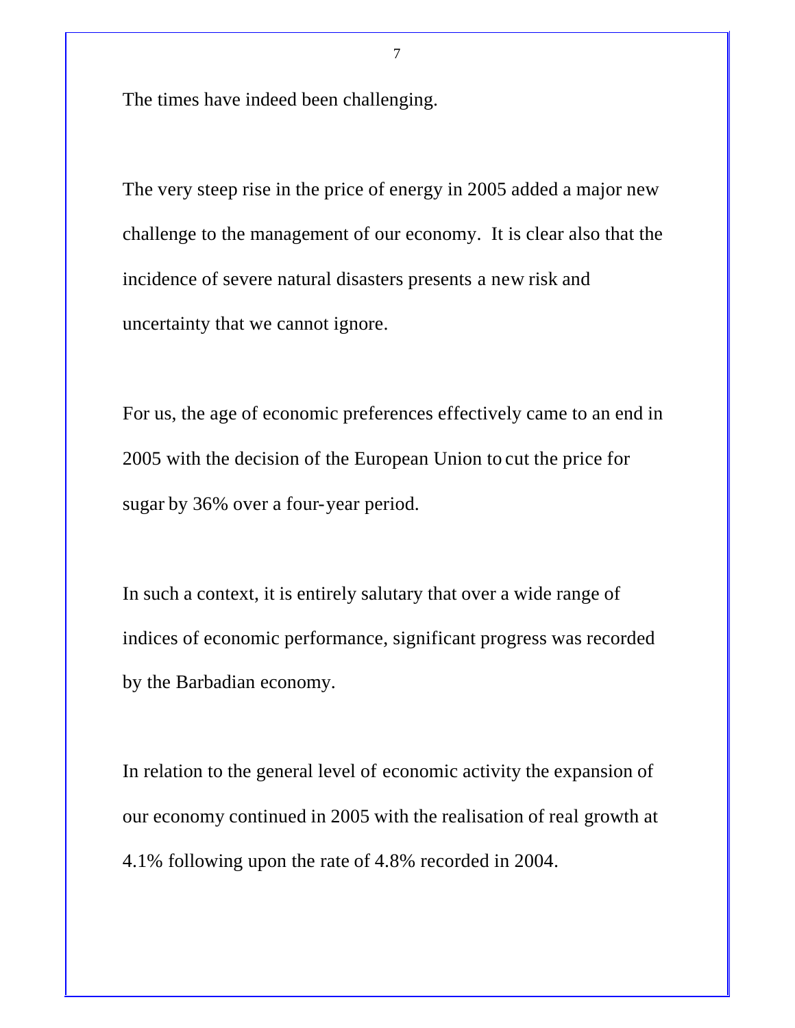The times have indeed been challenging.

The very steep rise in the price of energy in 2005 added a major new challenge to the management of our economy. It is clear also that the incidence of severe natural disasters presents a new risk and uncertainty that we cannot ignore.

For us, the age of economic preferences effectively came to an end in 2005 with the decision of the European Union to cut the price for sugar by 36% over a four-year period.

In such a context, it is entirely salutary that over a wide range of indices of economic performance, significant progress was recorded by the Barbadian economy.

In relation to the general level of economic activity the expansion of our economy continued in 2005 with the realisation of real growth at 4.1% following upon the rate of 4.8% recorded in 2004.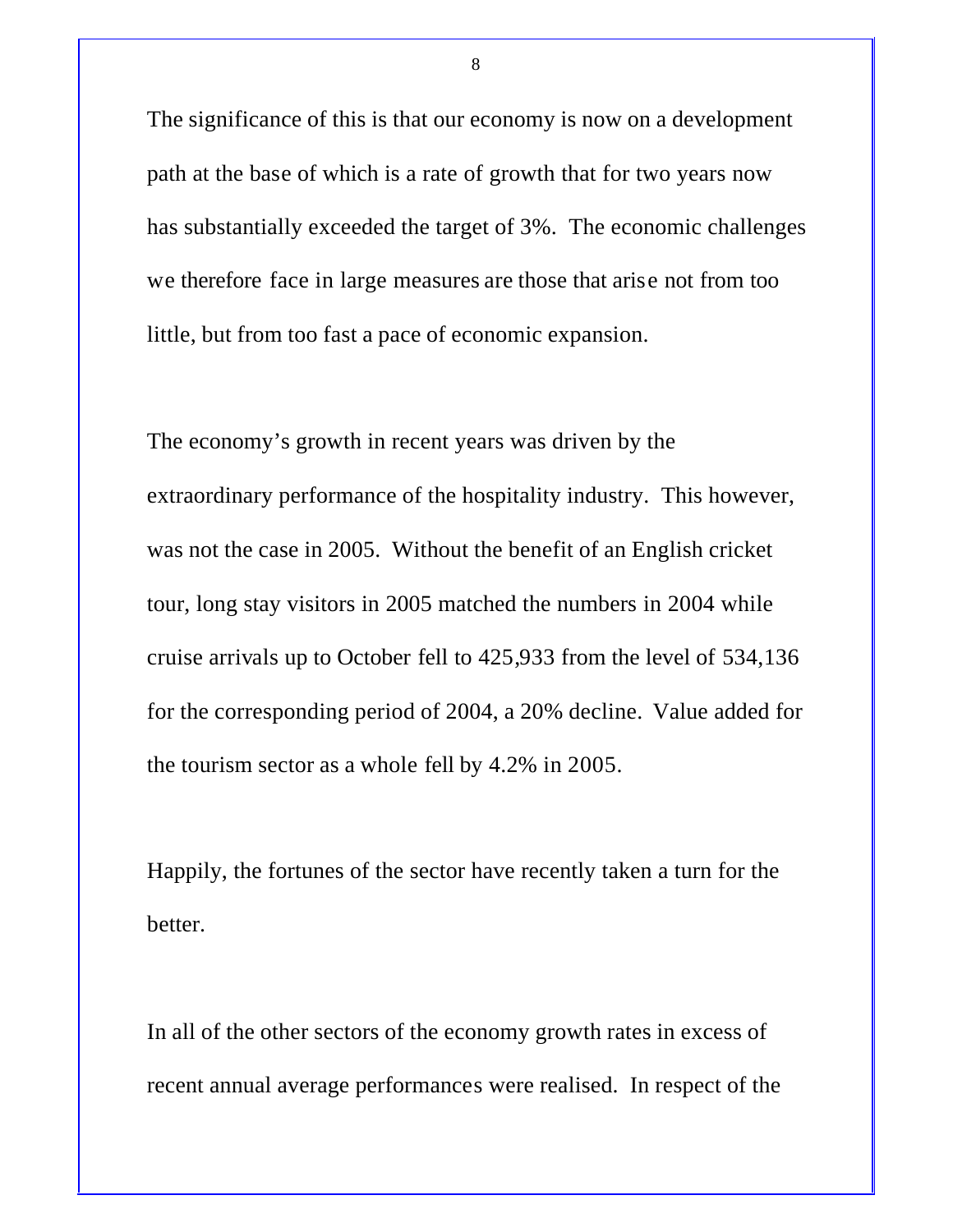The significance of this is that our economy is now on a development path at the base of which is a rate of growth that for two years now has substantially exceeded the target of 3%. The economic challenges we therefore face in large measures are those that arise not from too little, but from too fast a pace of economic expansion.

The economy's growth in recent years was driven by the extraordinary performance of the hospitality industry. This however, was not the case in 2005. Without the benefit of an English cricket tour, long stay visitors in 2005 matched the numbers in 2004 while cruise arrivals up to October fell to 425,933 from the level of 534,136 for the corresponding period of 2004, a 20% decline. Value added for the tourism sector as a whole fell by 4.2% in 2005.

Happily, the fortunes of the sector have recently taken a turn for the better.

In all of the other sectors of the economy growth rates in excess of recent annual average performances were realised. In respect of the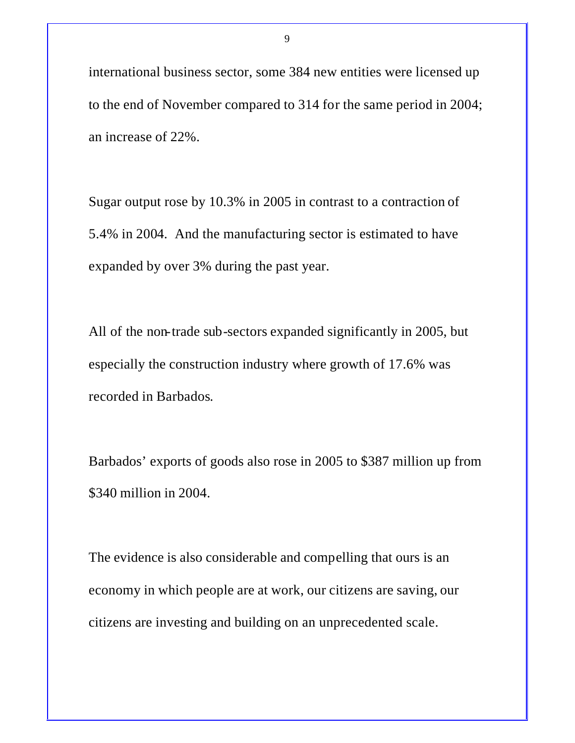international business sector, some 384 new entities were licensed up to the end of November compared to 314 for the same period in 2004; an increase of 22%.

Sugar output rose by 10.3% in 2005 in contrast to a contraction of 5.4% in 2004. And the manufacturing sector is estimated to have expanded by over 3% during the past year.

All of the non-trade sub-sectors expanded significantly in 2005, but especially the construction industry where growth of 17.6% was recorded in Barbados.

Barbados' exports of goods also rose in 2005 to $387 million up from $340 million in 2004.

The evidence is also considerable and compelling that ours is an economy in which people are at work, our citizens are saving, our citizens are investing and building on an unprecedented scale.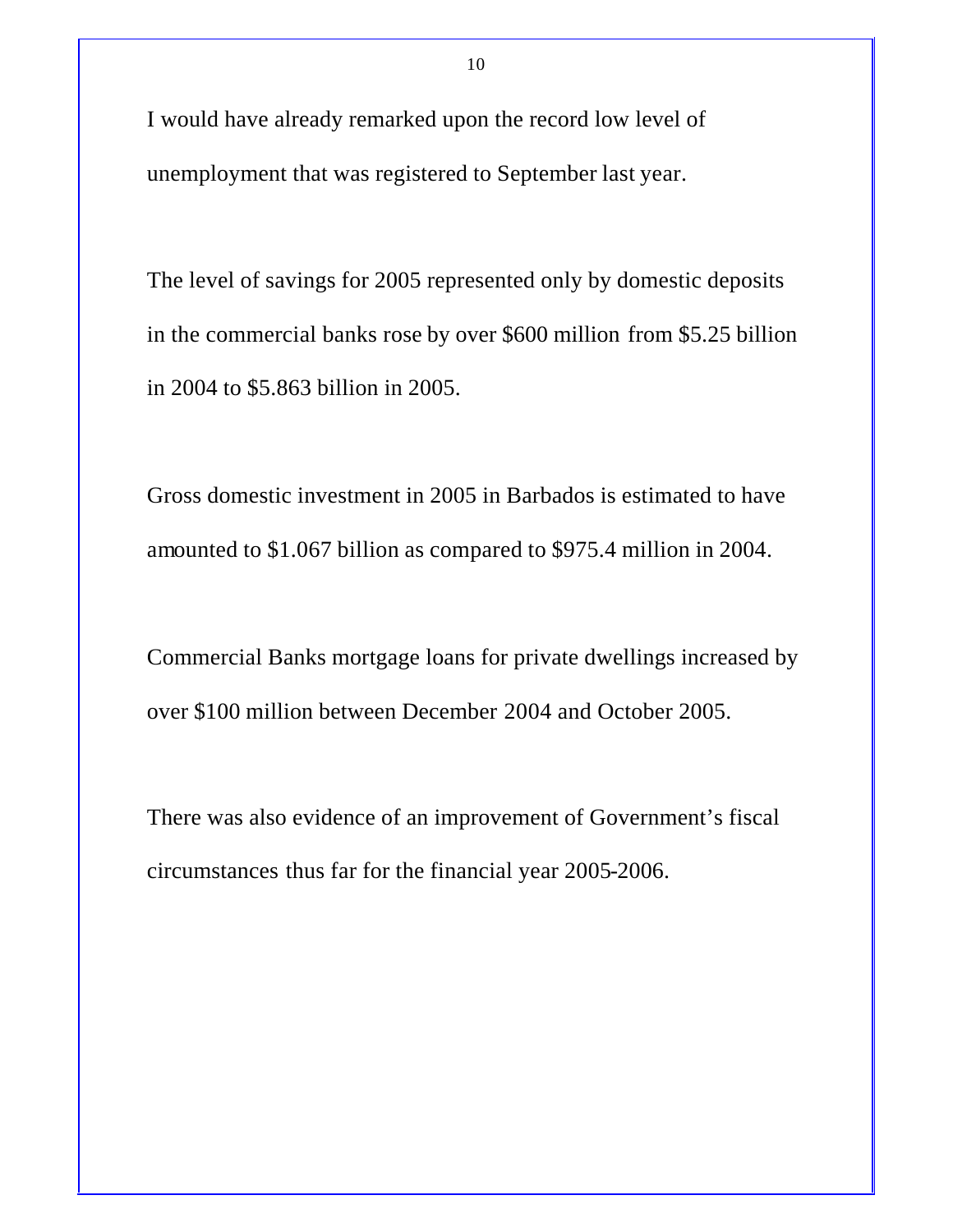I would have already remarked upon the record low level of unemployment that was registered to September last year.

The level of savings for 2005 represented only by domestic deposits in the commercial banks rose by over $600 million from $5.25 billion in 2004 to $5.863 billion in 2005.

Gross domestic investment in 2005 in Barbados is estimated to have amounted to $1.067 billion as compared to $975.4 million in 2004.

Commercial Banks mortgage loans for private dwellings increased by over $100 million between December 2004 and October 2005.

There was also evidence of an improvement of Government's fiscal circumstances thus far for the financial year 2005-2006.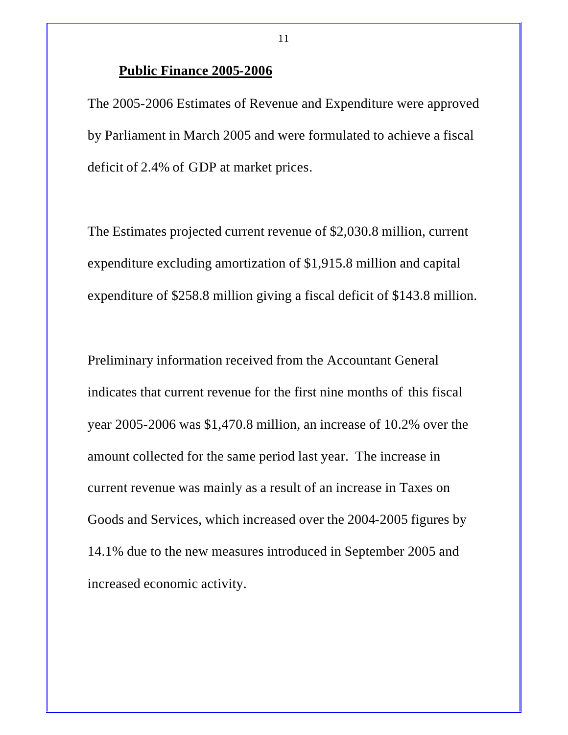## Public Finance 2005-2006

The 2005-2006 Estimates of Revenue and Expenditure were approved by Parliament in March 2005 and were formulated to achieve a fiscal deficit of 2.4% of GDP at market prices.

The Estimates projected current revenue of $2,030.8 million, current expenditure excluding amortization of $1,915.8 million and capital expenditure of $258.8 million giving a fiscal deficit of $143.8 million.

Preliminary information received from the Accountant General indicates that current revenue for the first nine months of this fiscal year 2005-2006 was $1,470.8 million, an increase of 10.2% over the amount collected for the same period last year. The increase in current revenue was mainly as a result of an increase in Taxes on Goods and Services, which increased over the 2004-2005 figures by 14.1% due to the new measures introduced in September 2005 and increased economic activity.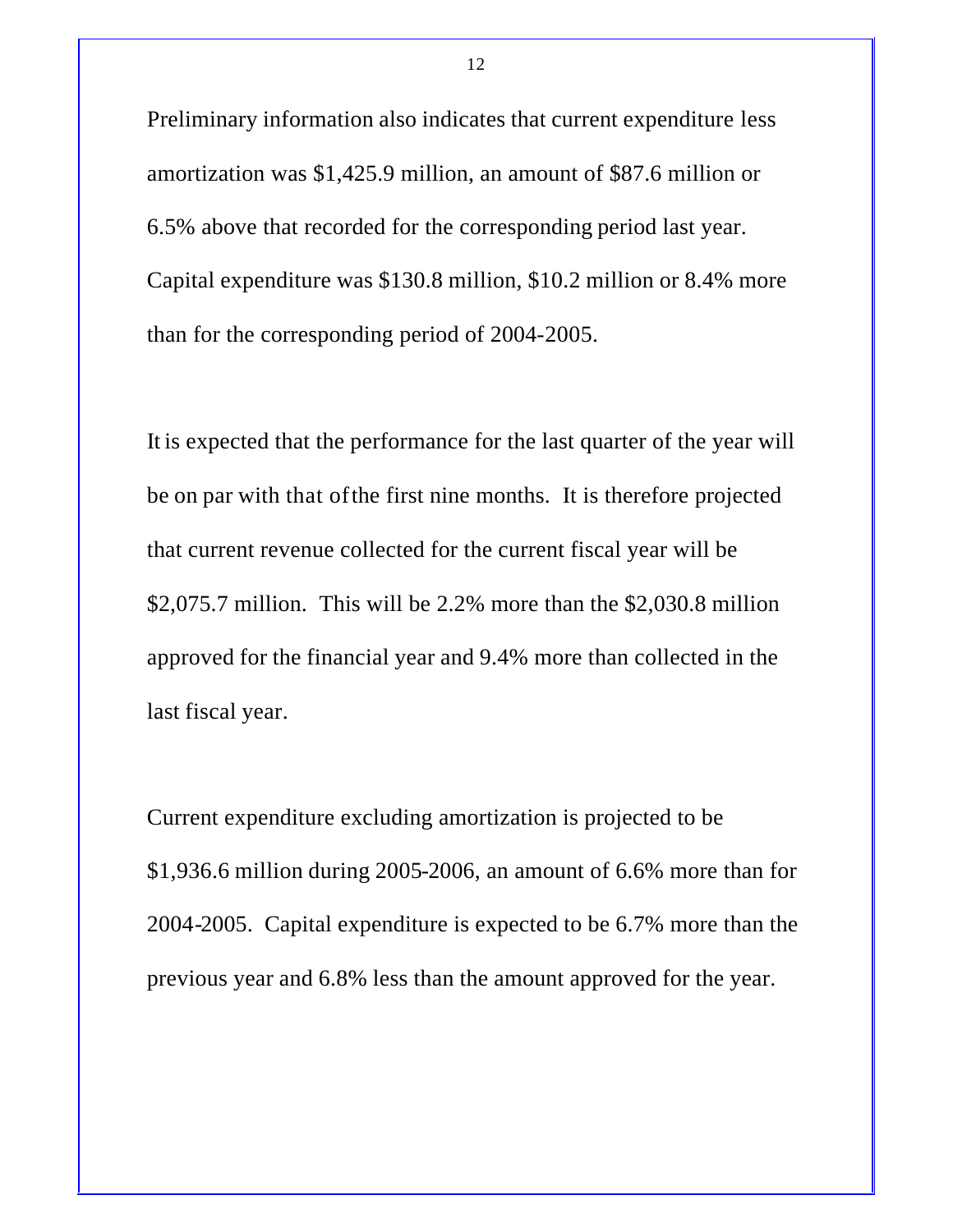Preliminary information also indicates that current expenditure less amortization was $1,425.9 million, an amount of $87.6 million or 6.5% above that recorded for the corresponding period last year. Capital expenditure was $130.8 million, $10.2 million or 8.4% more than for the corresponding period of 2004-2005.

It is expected that the performance for the last quarter of the year will be on par with that of the first nine months. It is therefore projected that current revenue collected for the current fiscal year will be $2,075.7 million. This will be 2.2% more than the $2,030.8 million approved for the financial year and 9.4% more than collected in the last fiscal year.

Current expenditure excluding amortization is projected to be $1,936.6 million during 2005-2006, an amount of 6.6% more than for 2004-2005. Capital expenditure is expected to be 6.7% more than the previous year and 6.8% less than the amount approved for the year.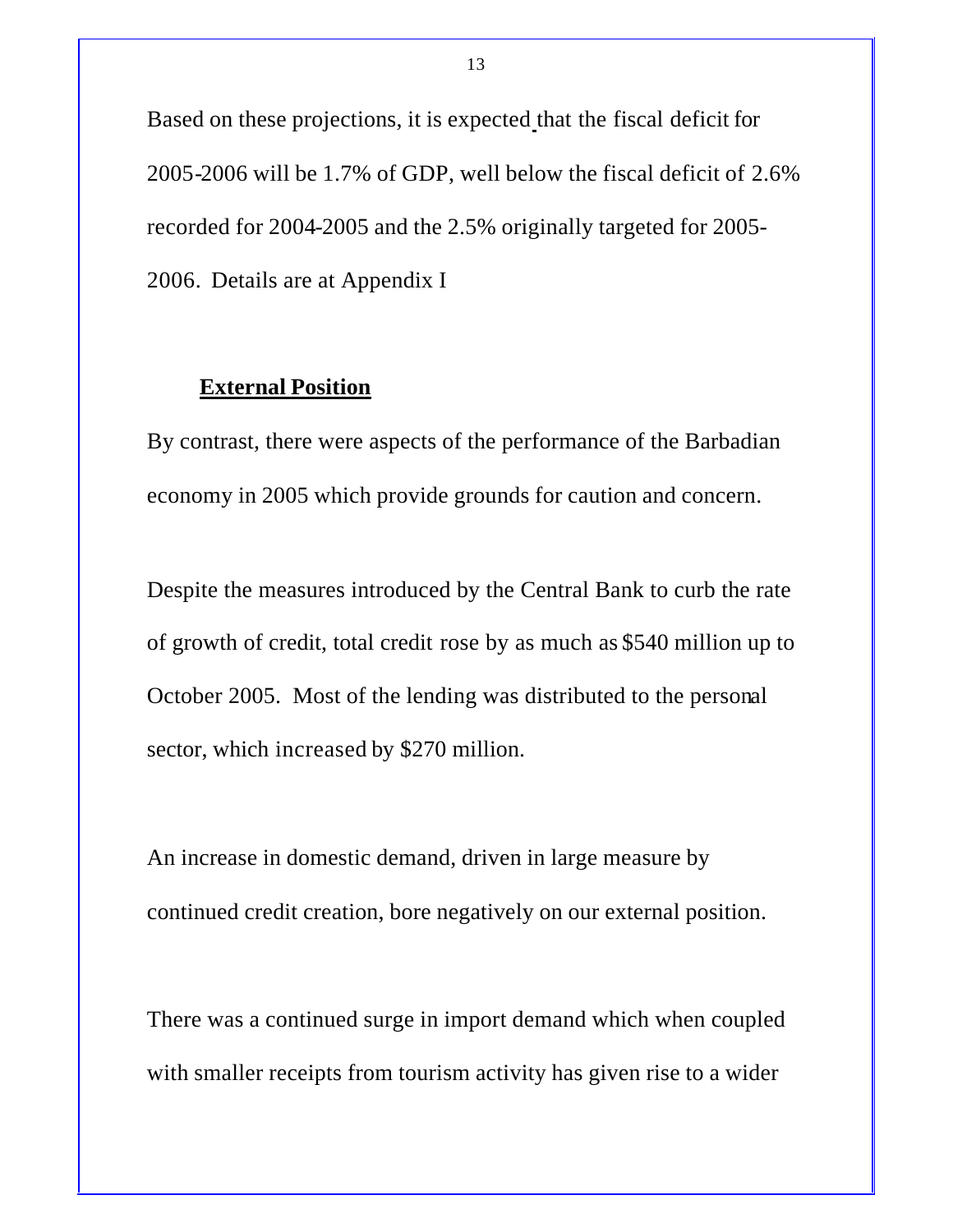Based on these projections, it is expected that the fiscal deficit for 2005-2006 will be 1.7% of GDP, well below the fiscal deficit of 2.6% recorded for 2004-2005 and the 2.5% originally targeted for 2005-2006. Details are at Appendix I

## External Position

By contrast, there were aspects of the performance of the Barbadian economy in 2005 which provide grounds for caution and concern.

Despite the measures introduced by the Central Bank to curb the rate of growth of credit, total credit rose by as much as $540 million up to October 2005. Most of the lending was distributed to the personal sector, which increased by $270 million.

An increase in domestic demand, driven in large measure by continued credit creation, bore negatively on our external position.

There was a continued surge in import demand which when coupled with smaller receipts from tourism activity has given rise to a wider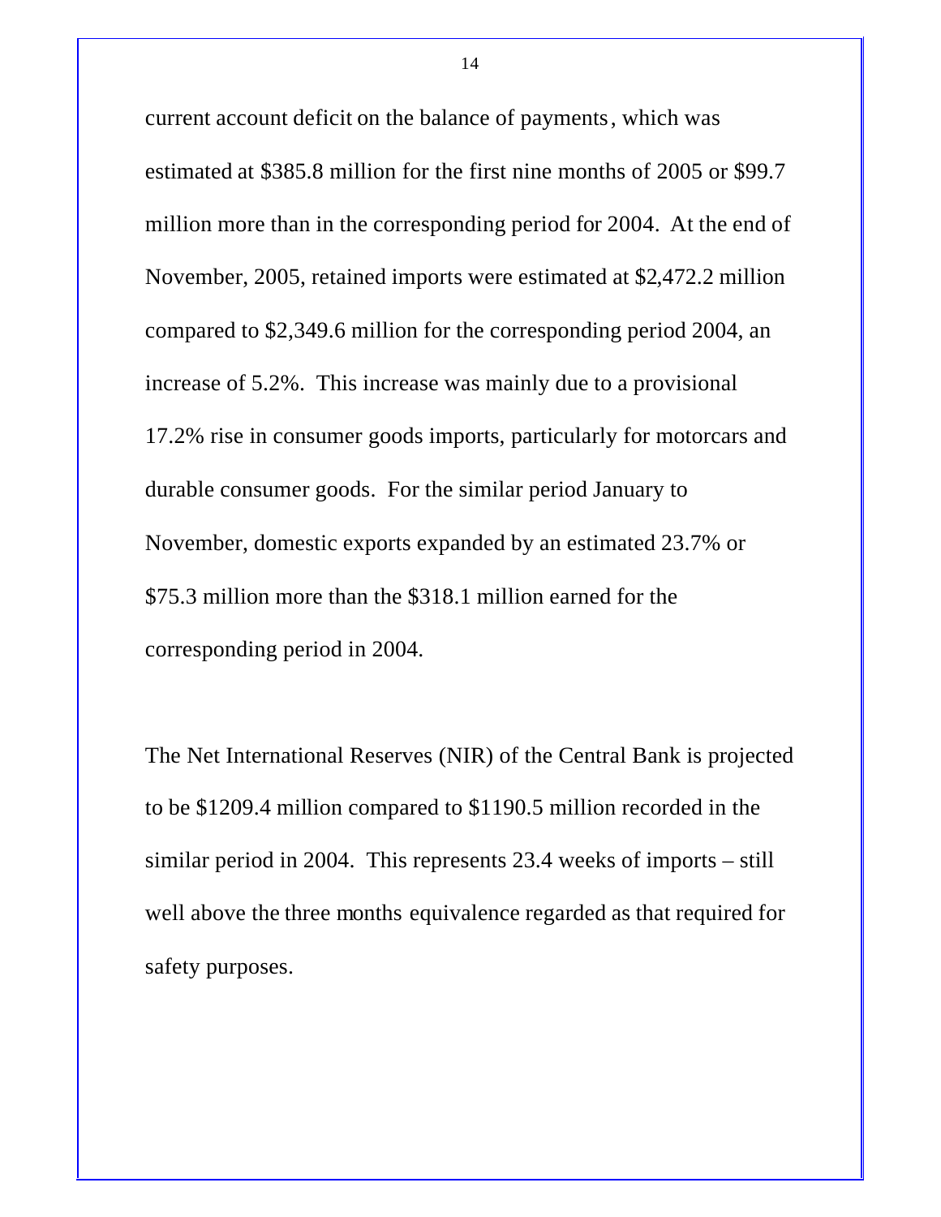current account deficit on the balance of payments, which was estimated at $385.8 million for the first nine months of 2005 or $99.7 million more than in the corresponding period for 2004. At the end of November, 2005, retained imports were estimated at $2,472.2 million compared to $2,349.6 million for the corresponding period 2004, an increase of 5.2%. This increase was mainly due to a provisional 17.2% rise in consumer goods imports, particularly for motorcars and durable consumer goods. For the similar period January to November, domestic exports expanded by an estimated 23.7% or $75.3 million more than the $318.1 million earned for the corresponding period in 2004.

The Net International Reserves (NIR) of the Central Bank is projected to be $1209.4 million compared to $1190.5 million recorded in the similar period in 2004. This represents 23.4 weeks of imports – still well above the three months equivalence regarded as that required for safety purposes.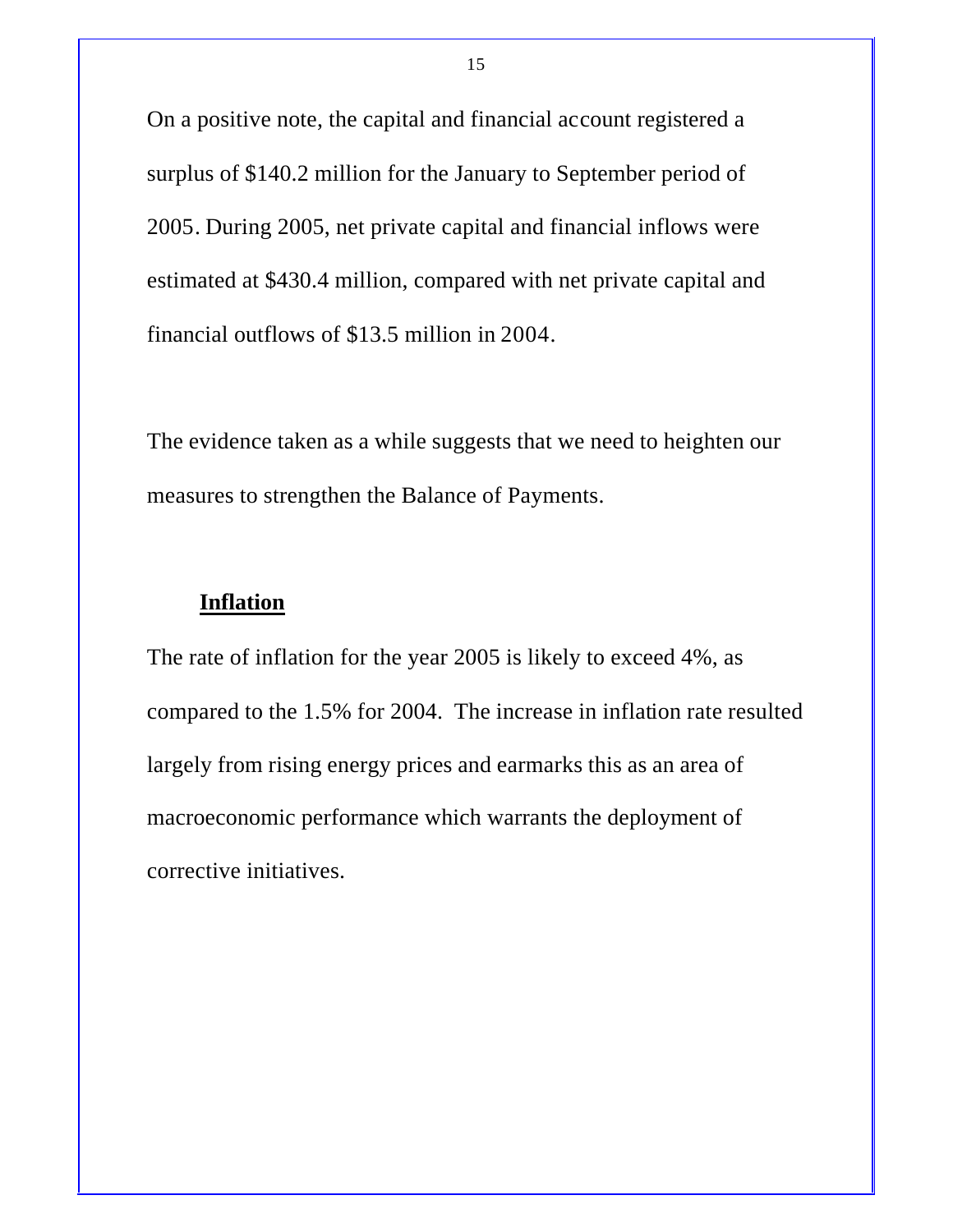On a positive note, the capital and financial account registered a surplus of $140.2 million for the January to September period of 2005. During 2005, net private capital and financial inflows were estimated at $430.4 million, compared with net private capital and financial outflows of $13.5 million in 2004.

The evidence taken as a while suggests that we need to heighten our measures to strengthen the Balance of Payments.

## Inflation

The rate of inflation for the year 2005 is likely to exceed 4%, as compared to the 1.5% for 2004. The increase in inflation rate resulted largely from rising energy prices and earmarks this as an area of macroeconomic performance which warrants the deployment of corrective initiatives.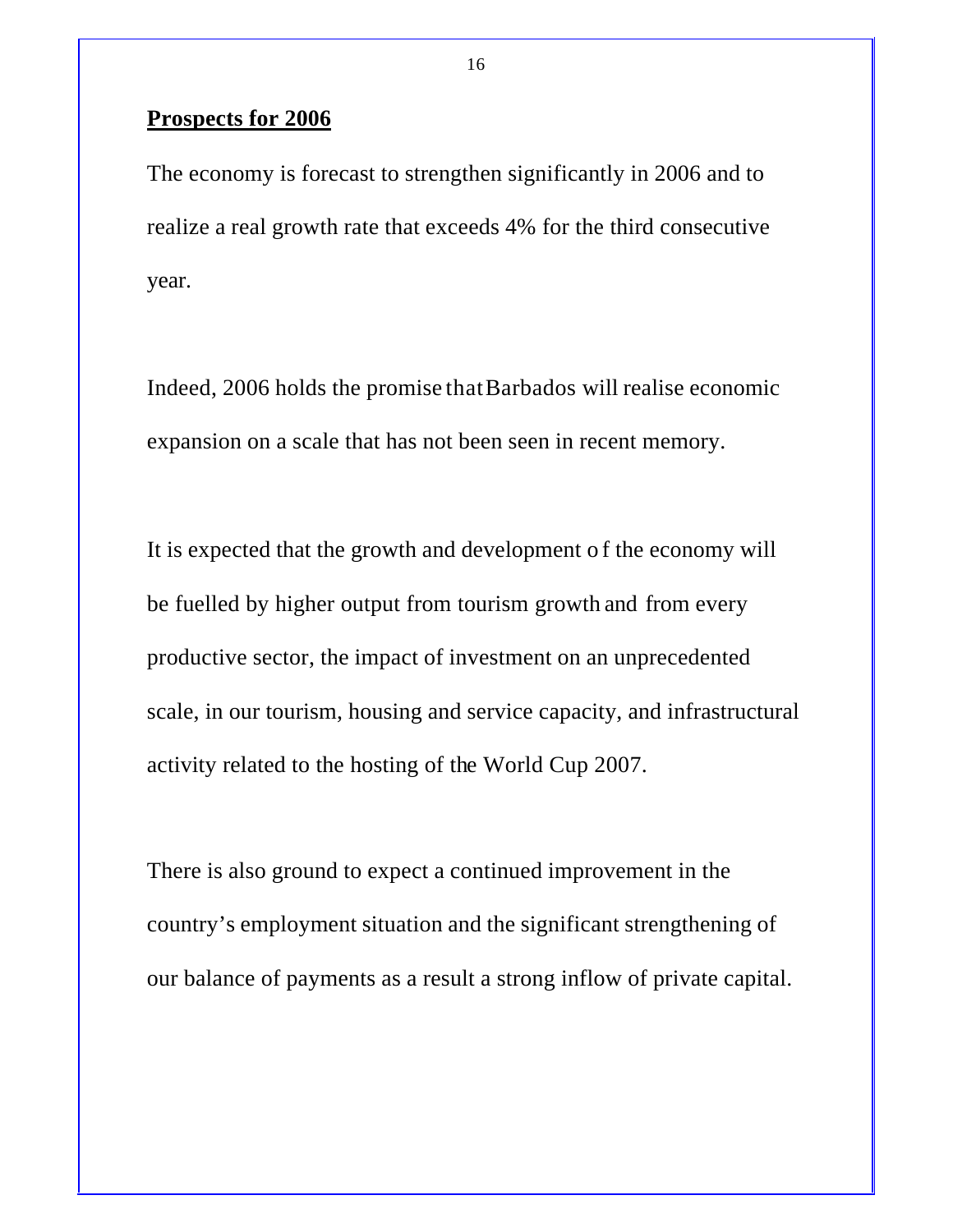**Prospects for 2006**

The economy is forecast to strengthen significantly in 2006 and to realize a real growth rate that exceeds 4% for the third consecutive year.

Indeed, 2006 holds the promise that Barbados will realise economic expansion on a scale that has not been seen in recent memory.

It is expected that the growth and development of the economy will be fuelled by higher output from tourism growth and from every productive sector, the impact of investment on an unprecedented scale, in our tourism, housing and service capacity, and infrastructural activity related to the hosting of the World Cup 2007.

There is also ground to expect a continued improvement in the country's employment situation and the significant strengthening of our balance of payments as a result a strong inflow of private capital.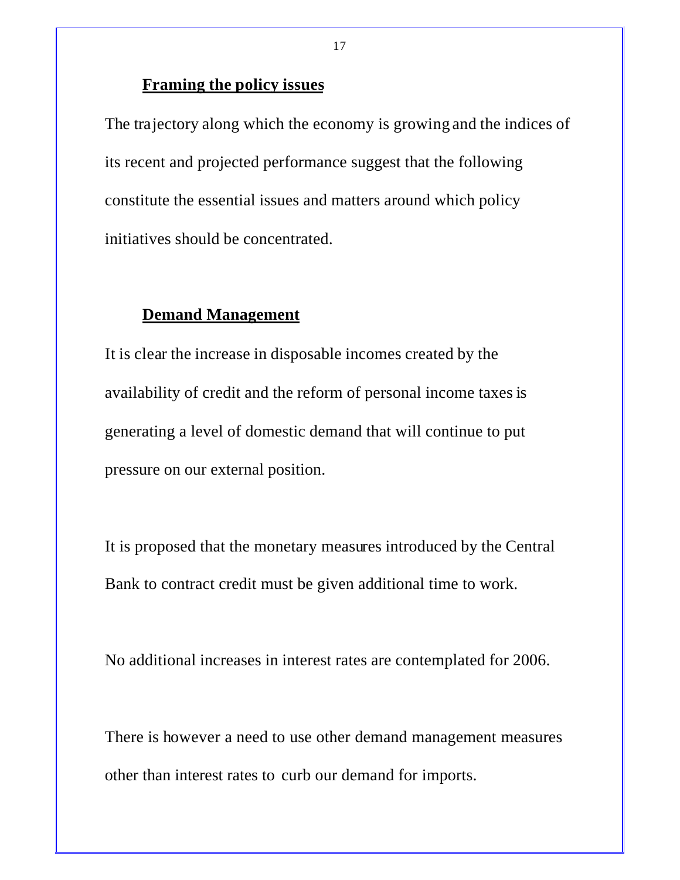## Framing the policy issues

The trajectory along which the economy is growing and the indices of its recent and projected performance suggest that the following constitute the essential issues and matters around which policy initiatives should be concentrated.

## Demand Management

It is clear the increase in disposable incomes created by the availability of credit and the reform of personal income taxes is generating a level of domestic demand that will continue to put pressure on our external position.

It is proposed that the monetary measures introduced by the Central Bank to contract credit must be given additional time to work.

No additional increases in interest rates are contemplated for 2006.

There is however a need to use other demand management measures other than interest rates to curb our demand for imports.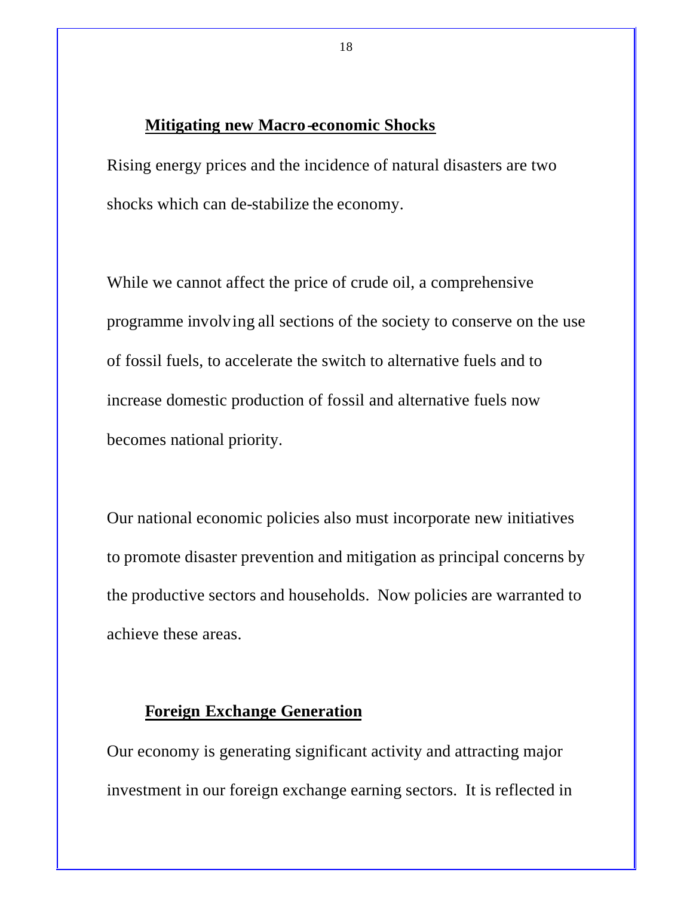## Mitigating new Macro-economic Shocks

Rising energy prices and the incidence of natural disasters are two shocks which can de-stabilize the economy.

While we cannot affect the price of crude oil, a comprehensive programme involving all sections of the society to conserve on the use of fossil fuels, to accelerate the switch to alternative fuels and to increase domestic production of fossil and alternative fuels now becomes national priority.

Our national economic policies also must incorporate new initiatives to promote disaster prevention and mitigation as principal concerns by the productive sectors and households. Now policies are warranted to achieve these areas.

## Foreign Exchange Generation

Our economy is generating significant activity and attracting major investment in our foreign exchange earning sectors. It is reflected in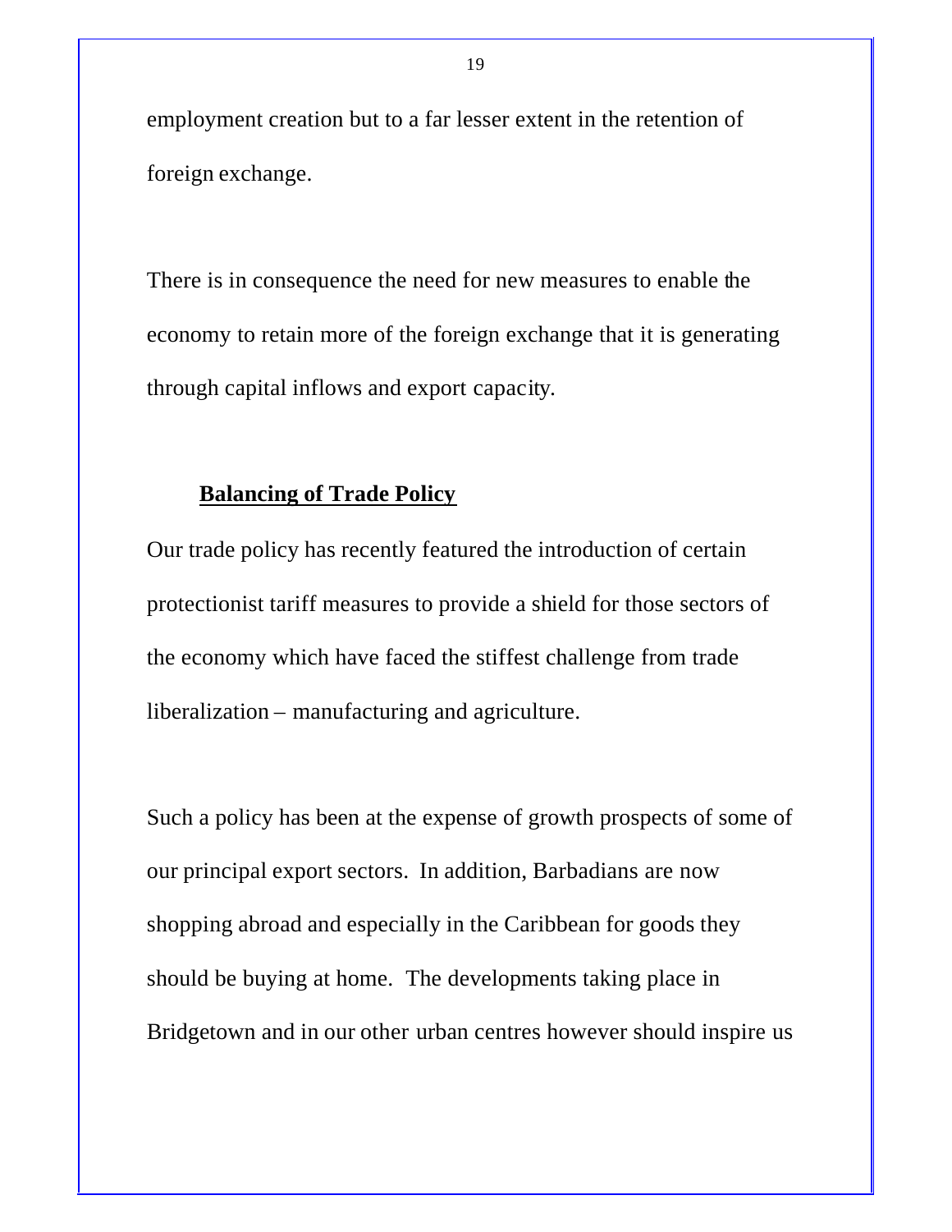employment creation but to a far lesser extent in the retention of foreign exchange.

There is in consequence the need for new measures to enable the economy to retain more of the foreign exchange that it is generating through capital inflows and export capacity.

## Balancing of Trade Policy

Our trade policy has recently featured the introduction of certain protectionist tariff measures to provide a shield for those sectors of the economy which have faced the stiffest challenge from trade liberalization – manufacturing and agriculture.

Such a policy has been at the expense of growth prospects of some of our principal export sectors. In addition, Barbadians are now shopping abroad and especially in the Caribbean for goods they should be buying at home. The developments taking place in Bridgetown and in our other urban centres however should inspire us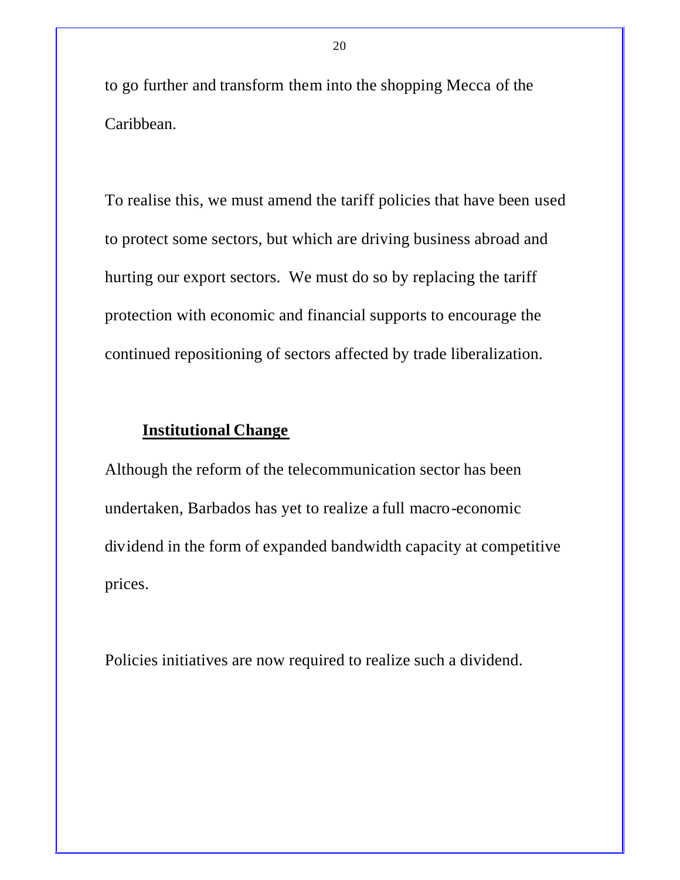to go further and transform them into the shopping Mecca of the Caribbean.

To realise this, we must amend the tariff policies that have been used to protect some sectors, but which are driving business abroad and hurting our export sectors. We must do so by replacing the tariff protection with economic and financial supports to encourage the continued repositioning of sectors affected by trade liberalization.

## Institutional Change

Although the reform of the telecommunication sector has been undertaken, Barbados has yet to realize a full macro-economic dividend in the form of expanded bandwidth capacity at competitive prices.

Policies initiatives are now required to realize such a dividend.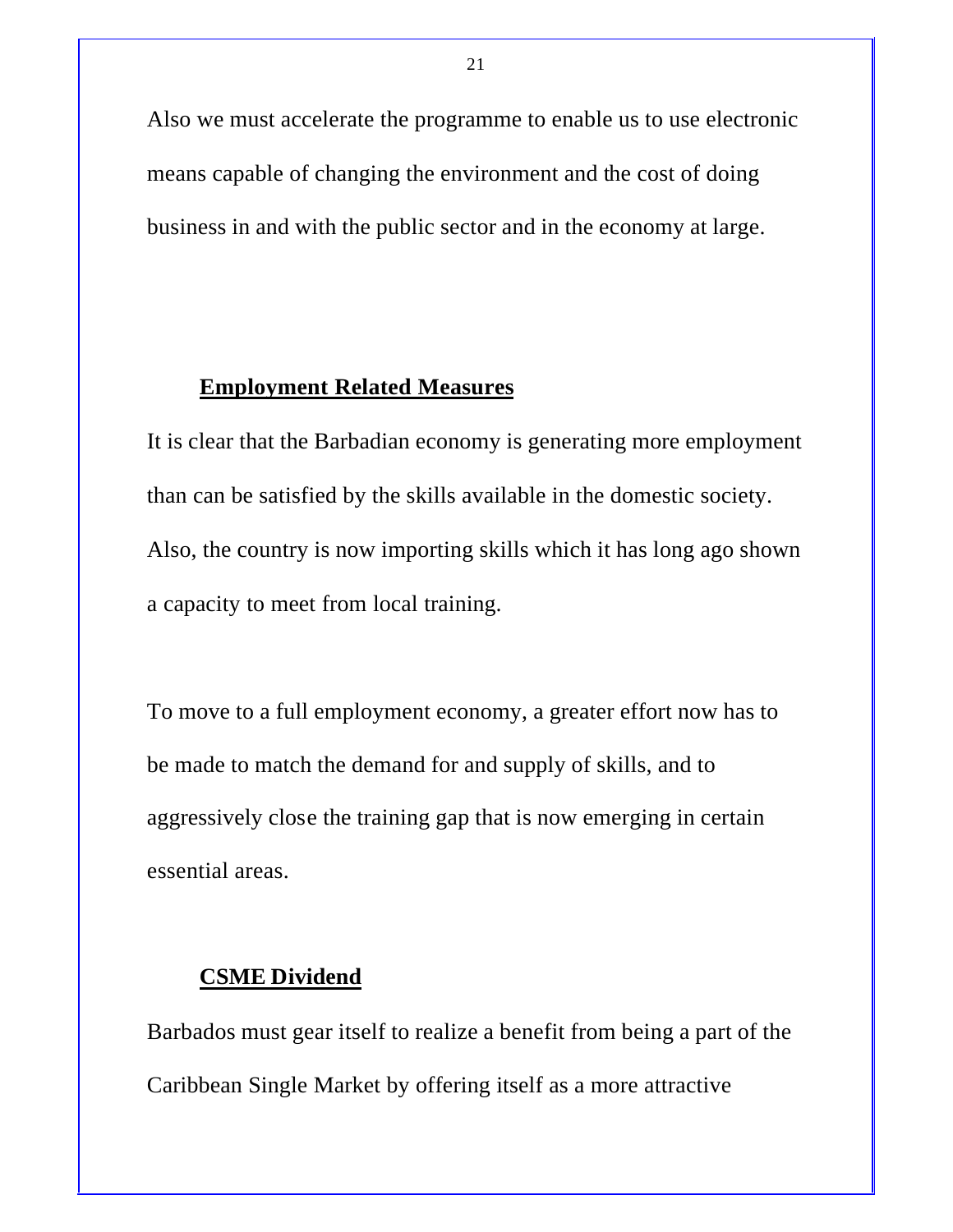Also we must accelerate the programme to enable us to use electronic means capable of changing the environment and the cost of doing business in and with the public sector and in the economy at large.

## Employment Related Measures

It is clear that the Barbadian economy is generating more employment than can be satisfied by the skills available in the domestic society. Also, the country is now importing skills which it has long ago shown a capacity to meet from local training.

To move to a full employment economy, a greater effort now has to be made to match the demand for and supply of skills, and to aggressively close the training gap that is now emerging in certain essential areas.

## CSME Dividend

Barbados must gear itself to realize a benefit from being a part of the Caribbean Single Market by offering itself as a more attractive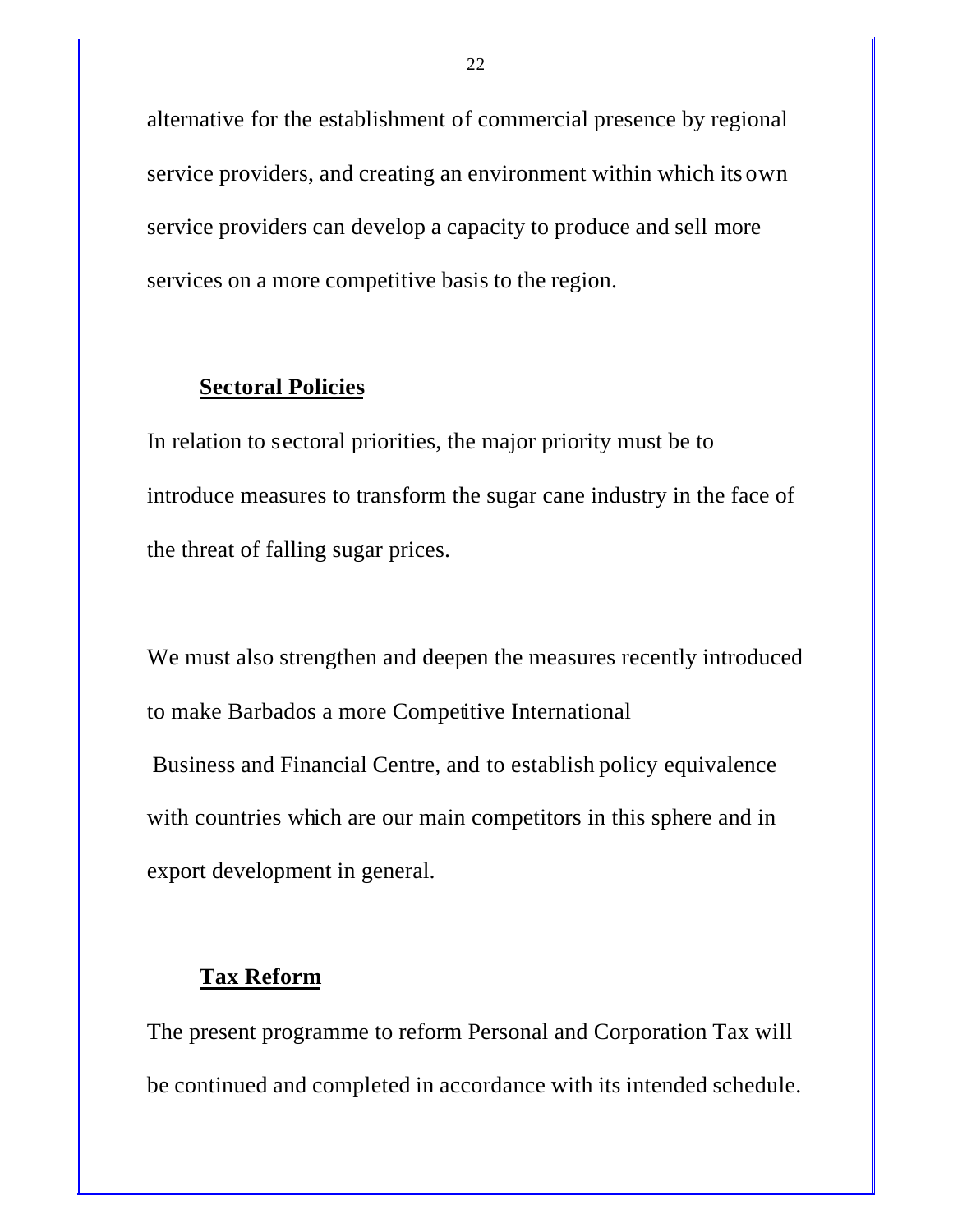alternative for the establishment of commercial presence by regional service providers, and creating an environment within which its own service providers can develop a capacity to produce and sell more services on a more competitive basis to the region.

## Sectoral Policies

In relation to sectoral priorities, the major priority must be to introduce measures to transform the sugar cane industry in the face of the threat of falling sugar prices.

We must also strengthen and deepen the measures recently introduced to make Barbados a more Competitive International Business and Financial Centre, and to establish policy equivalence with countries which are our main competitors in this sphere and in export development in general.

## Tax Reform

The present programme to reform Personal and Corporation Tax will be continued and completed in accordance with its intended schedule.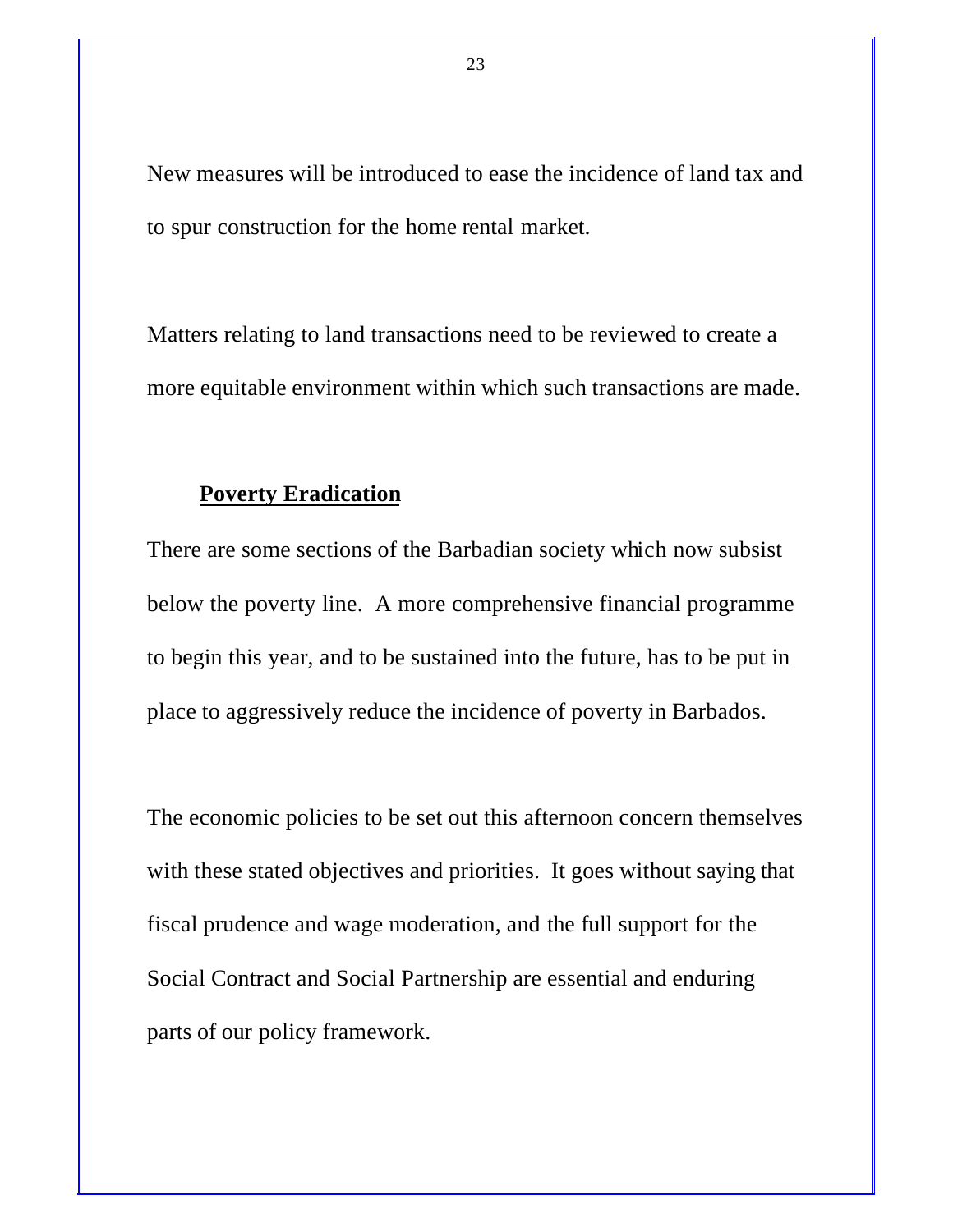New measures will be introduced to ease the incidence of land tax and to spur construction for the home rental market.

Matters relating to land transactions need to be reviewed to create a more equitable environment within which such transactions are made.

## **Poverty Eradication**

There are some sections of the Barbadian society which now subsist below the poverty line. A more comprehensive financial programme to begin this year, and to be sustained into the future, has to be put in place to aggressively reduce the incidence of poverty in Barbados.

The economic policies to be set out this afternoon concern themselves with these stated objectives and priorities. It goes without saying that fiscal prudence and wage moderation, and the full support for the Social Contract and Social Partnership are essential and enduring parts of our policy framework.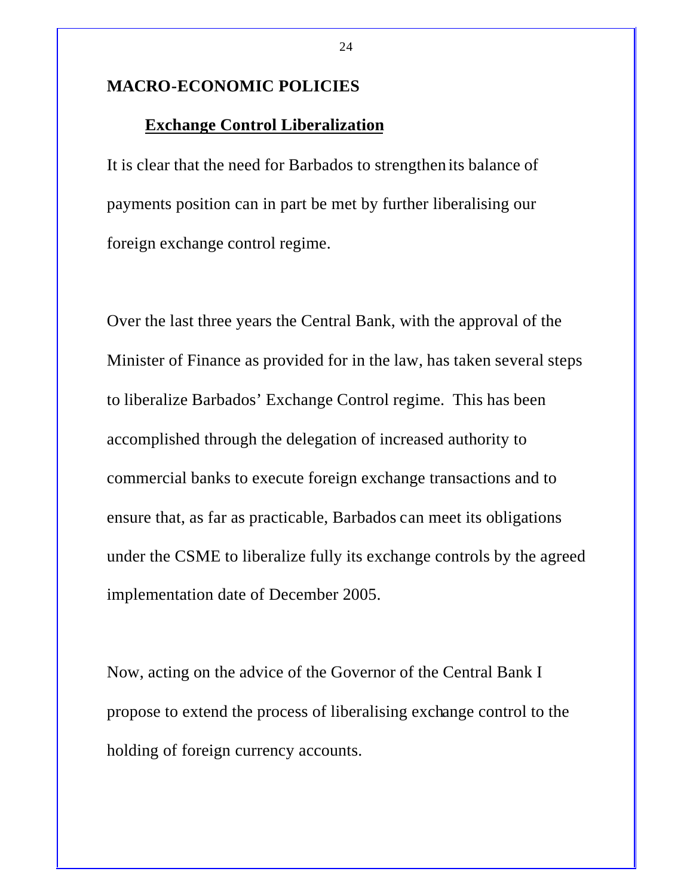## MACRO-ECONOMIC POLICIES

### Exchange Control Liberalization

It is clear that the need for Barbados to strengthen its balance of payments position can in part be met by further liberalising our foreign exchange control regime.

Over the last three years the Central Bank, with the approval of the Minister of Finance as provided for in the law, has taken several steps to liberalize Barbados' Exchange Control regime. This has been accomplished through the delegation of increased authority to commercial banks to execute foreign exchange transactions and to ensure that, as far as practicable, Barbados can meet its obligations under the CSME to liberalize fully its exchange controls by the agreed implementation date of December 2005.

Now, acting on the advice of the Governor of the Central Bank I propose to extend the process of liberalising exchange control to the holding of foreign currency accounts.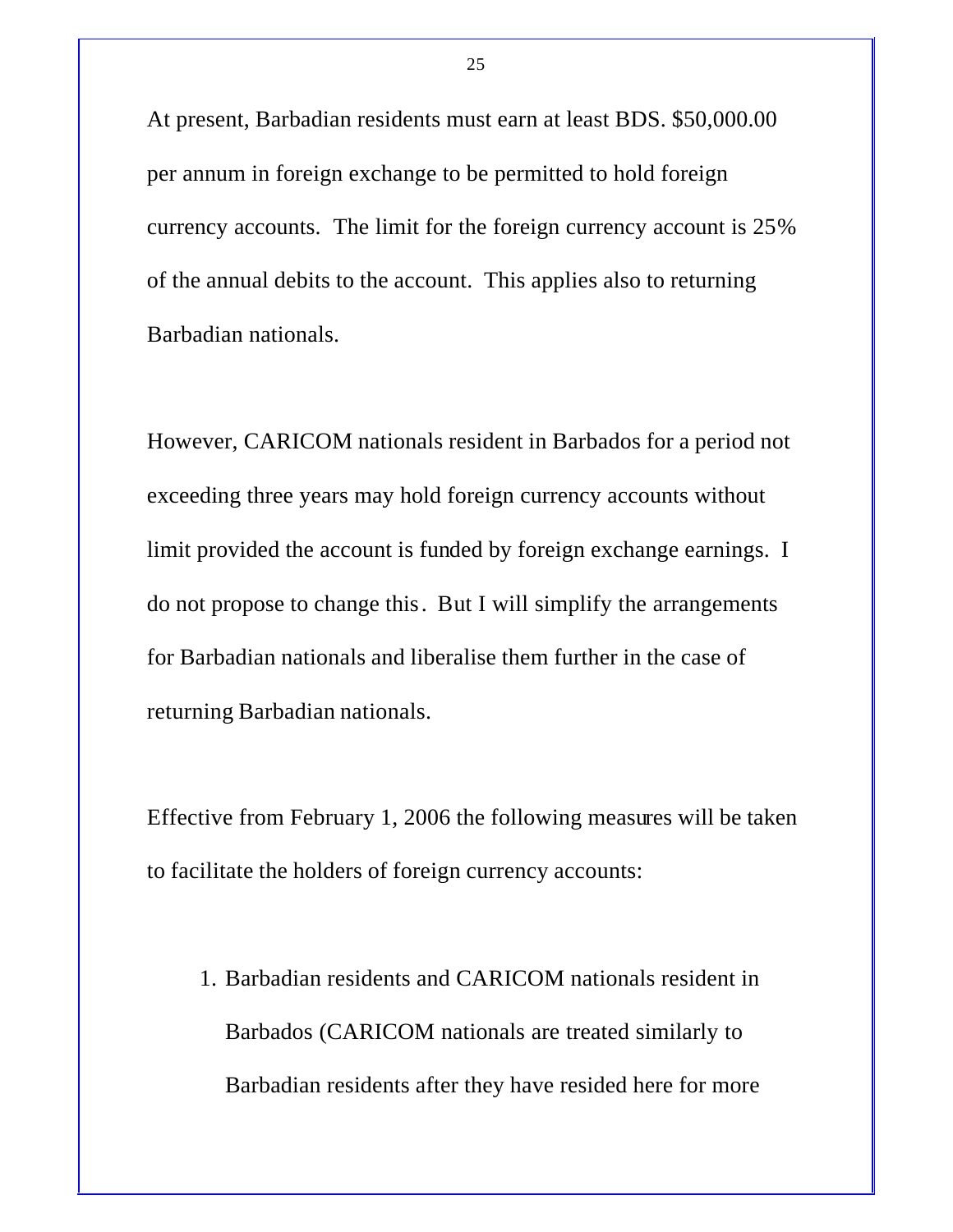At present, Barbadian residents must earn at least BDS. $50,000.00 per annum in foreign exchange to be permitted to hold foreign currency accounts. The limit for the foreign currency account is 25% of the annual debits to the account. This applies also to returning Barbadian nationals.

However, CARICOM nationals resident in Barbados for a period not exceeding three years may hold foreign currency accounts without limit provided the account is funded by foreign exchange earnings. I do not propose to change this. But I will simplify the arrangements for Barbadian nationals and liberalise them further in the case of returning Barbadian nationals.

Effective from February 1, 2006 the following measures will be taken to facilitate the holders of foreign currency accounts:

1. Barbadian residents and CARICOM nationals resident in Barbados (CARICOM nationals are treated similarly to Barbadian residents after they have resided here for more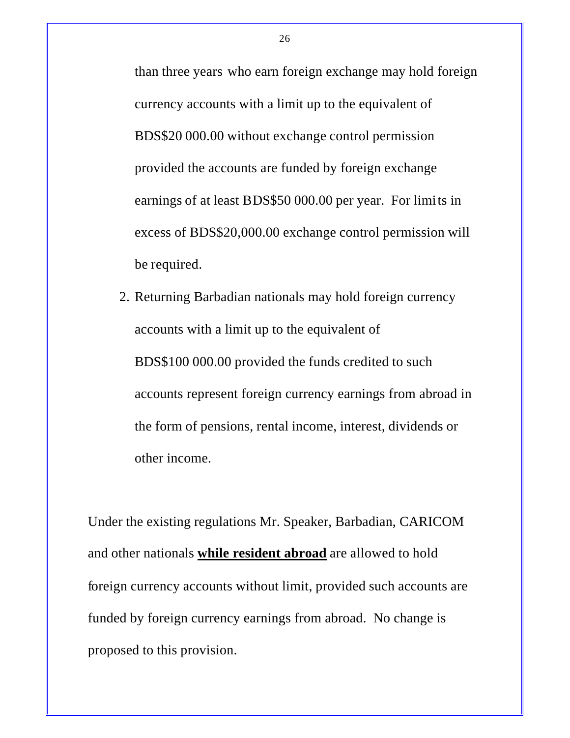than three years who earn foreign exchange may hold foreign currency accounts with a limit up to the equivalent of BDS$20 000.00 without exchange control permission provided the accounts are funded by foreign exchange earnings of at least BDS$50 000.00 per year. For limits in excess of BDS$20,000.00 exchange control permission will be required.

2. Returning Barbadian nationals may hold foreign currency accounts with a limit up to the equivalent of BDS$100 000.00 provided the funds credited to such accounts represent foreign currency earnings from abroad in the form of pensions, rental income, interest, dividends or other income.

Under the existing regulations Mr. Speaker, Barbadian, CARICOM and other nationals **<u>while resident abroad</u>** are allowed to hold foreign currency accounts without limit, provided such accounts are funded by foreign currency earnings from abroad. No change is proposed to this provision.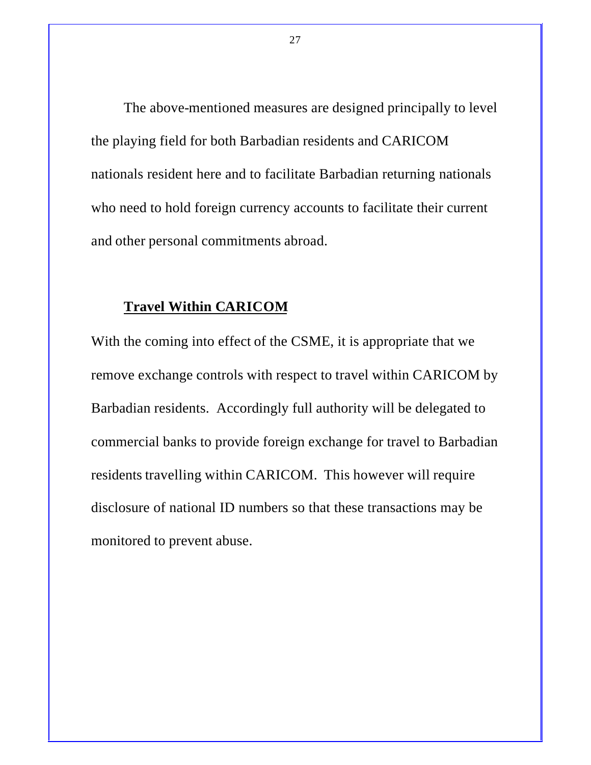The above-mentioned measures are designed principally to level the playing field for both Barbadian residents and CARICOM nationals resident here and to facilitate Barbadian returning nationals who need to hold foreign currency accounts to facilitate their current and other personal commitments abroad.

## **Travel Within CARICOM**

With the coming into effect of the CSME, it is appropriate that we remove exchange controls with respect to travel within CARICOM by Barbadian residents. Accordingly full authority will be delegated to commercial banks to provide foreign exchange for travel to Barbadian residents travelling within CARICOM. This however will require disclosure of national ID numbers so that these transactions may be monitored to prevent abuse.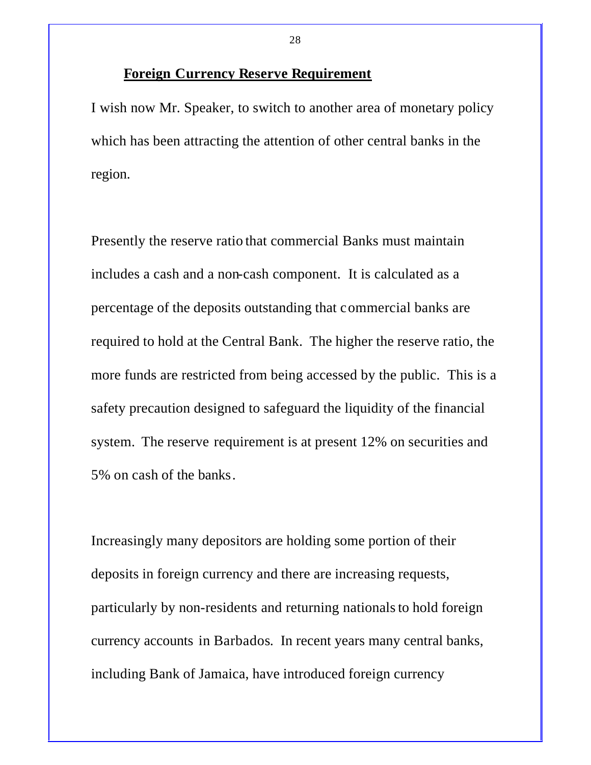## Foreign Currency Reserve Requirement

I wish now Mr. Speaker, to switch to another area of monetary policy which has been attracting the attention of other central banks in the region.

Presently the reserve ratio that commercial Banks must maintain includes a cash and a non-cash component. It is calculated as a percentage of the deposits outstanding that commercial banks are required to hold at the Central Bank. The higher the reserve ratio, the more funds are restricted from being accessed by the public. This is a safety precaution designed to safeguard the liquidity of the financial system. The reserve requirement is at present 12% on securities and 5% on cash of the banks.

Increasingly many depositors are holding some portion of their deposits in foreign currency and there are increasing requests, particularly by non-residents and returning nationals to hold foreign currency accounts in Barbados. In recent years many central banks, including Bank of Jamaica, have introduced foreign currency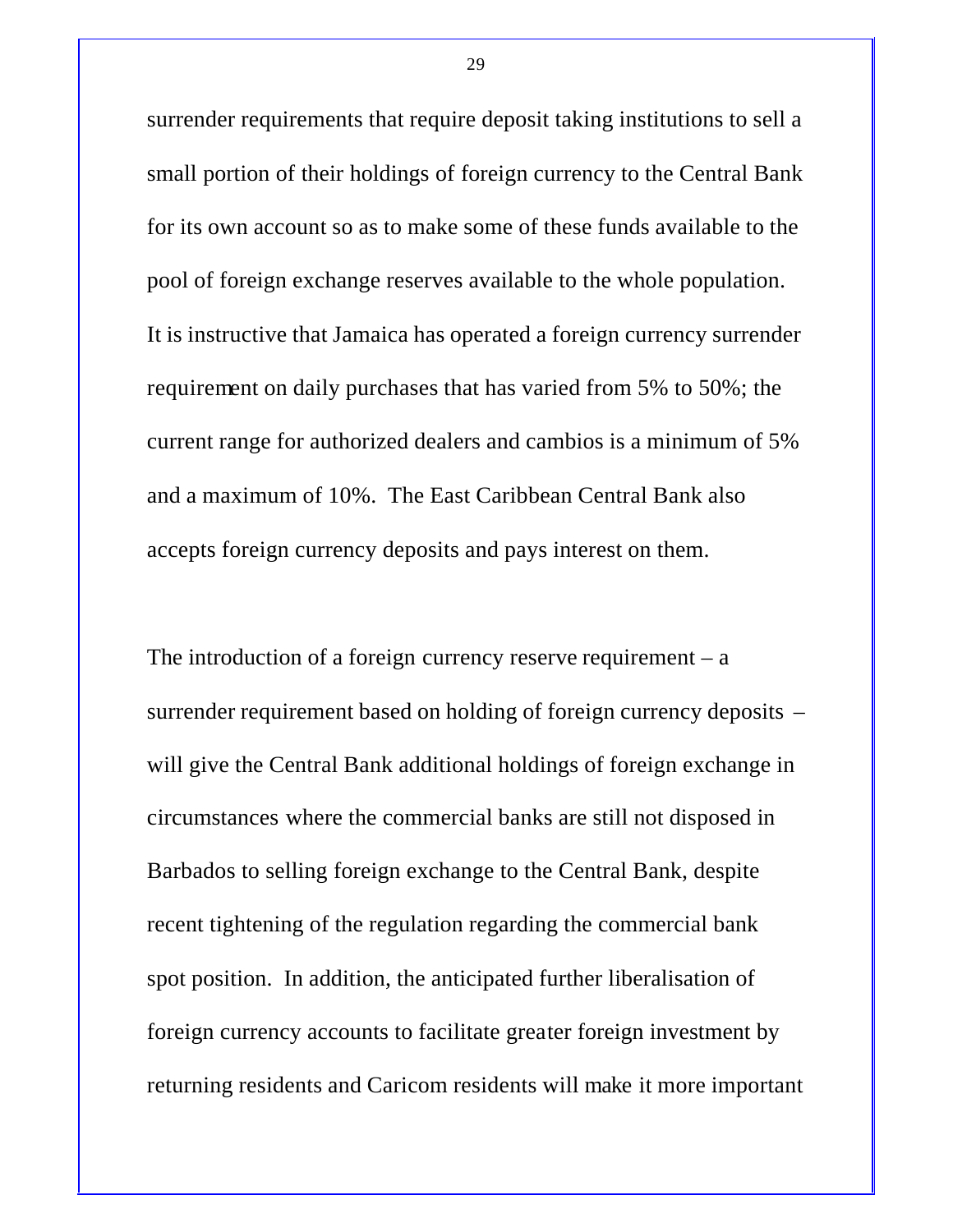surrender requirements that require deposit taking institutions to sell a small portion of their holdings of foreign currency to the Central Bank for its own account so as to make some of these funds available to the pool of foreign exchange reserves available to the whole population. It is instructive that Jamaica has operated a foreign currency surrender requirement on daily purchases that has varied from 5% to 50%; the current range for authorized dealers and cambios is a minimum of 5% and a maximum of 10%. The East Caribbean Central Bank also accepts foreign currency deposits and pays interest on them.

The introduction of a foreign currency reserve requirement – a surrender requirement based on holding of foreign currency deposits – will give the Central Bank additional holdings of foreign exchange in circumstances where the commercial banks are still not disposed in Barbados to selling foreign exchange to the Central Bank, despite recent tightening of the regulation regarding the commercial bank spot position. In addition, the anticipated further liberalisation of foreign currency accounts to facilitate greater foreign investment by returning residents and Caricom residents will make it more important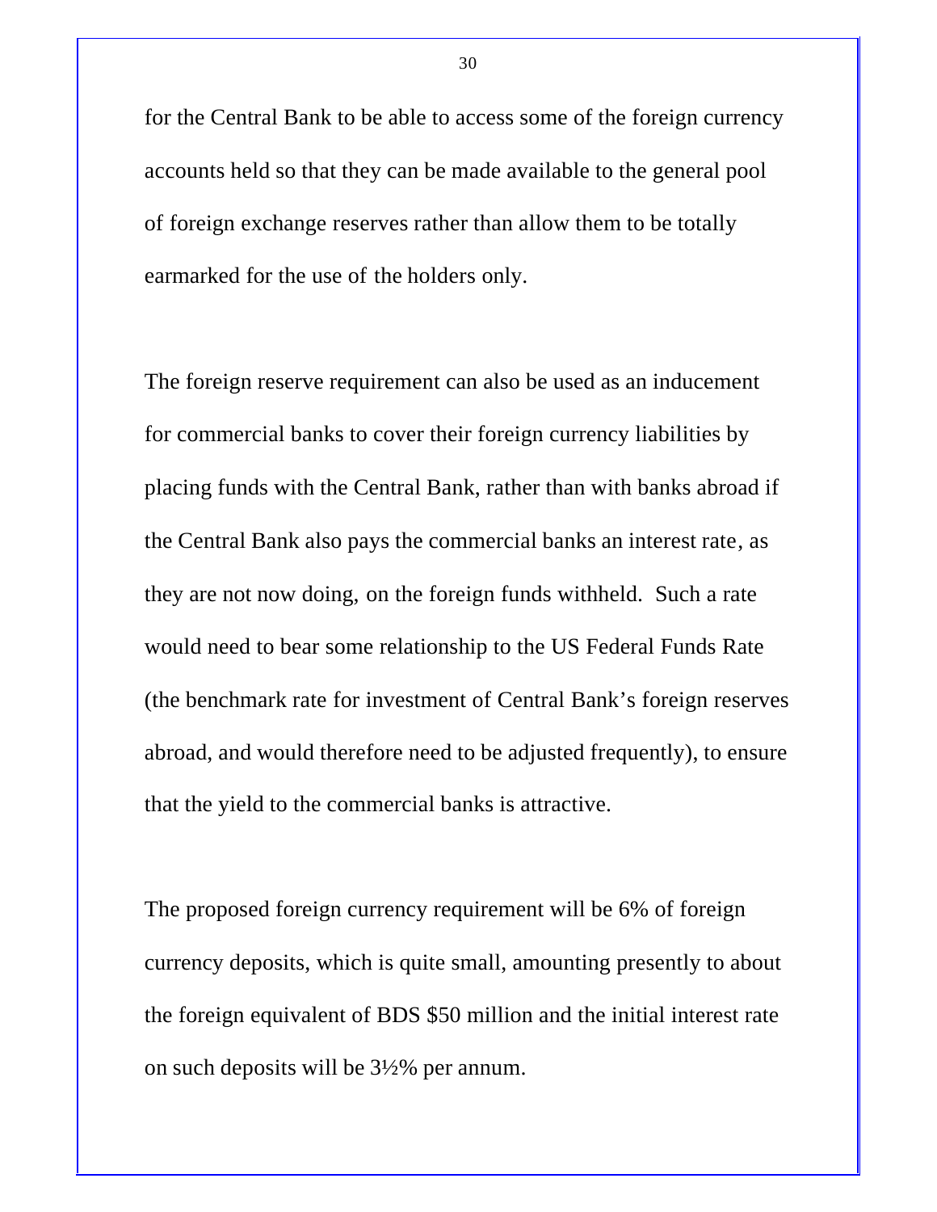for the Central Bank to be able to access some of the foreign currency accounts held so that they can be made available to the general pool of foreign exchange reserves rather than allow them to be totally earmarked for the use of the holders only.

The foreign reserve requirement can also be used as an inducement for commercial banks to cover their foreign currency liabilities by placing funds with the Central Bank, rather than with banks abroad if the Central Bank also pays the commercial banks an interest rate, as they are not now doing, on the foreign funds withheld. Such a rate would need to bear some relationship to the US Federal Funds Rate (the benchmark rate for investment of Central Bank's foreign reserves abroad, and would therefore need to be adjusted frequently), to ensure that the yield to the commercial banks is attractive.

The proposed foreign currency requirement will be 6% of foreign currency deposits, which is quite small, amounting presently to about the foreign equivalent of BDS $50 million and the initial interest rate on such deposits will be 3½% per annum.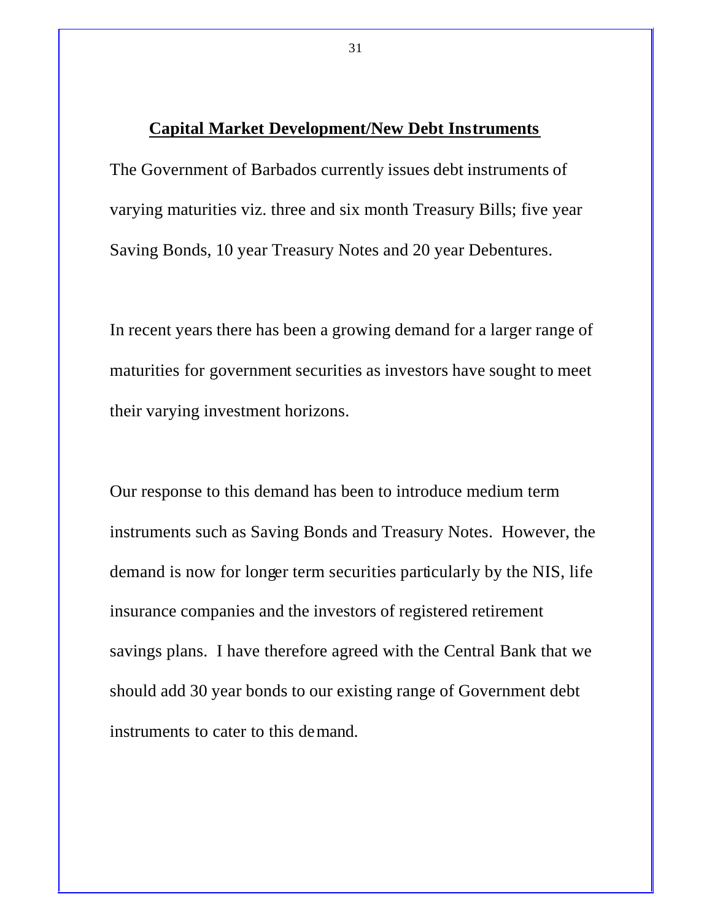## Capital Market Development/New Debt Instruments

The Government of Barbados currently issues debt instruments of varying maturities viz. three and six month Treasury Bills; five year Saving Bonds, 10 year Treasury Notes and 20 year Debentures.

In recent years there has been a growing demand for a larger range of maturities for government securities as investors have sought to meet their varying investment horizons.

Our response to this demand has been to introduce medium term instruments such as Saving Bonds and Treasury Notes. However, the demand is now for longer term securities particularly by the NIS, life insurance companies and the investors of registered retirement savings plans. I have therefore agreed with the Central Bank that we should add 30 year bonds to our existing range of Government debt instruments to cater to this demand.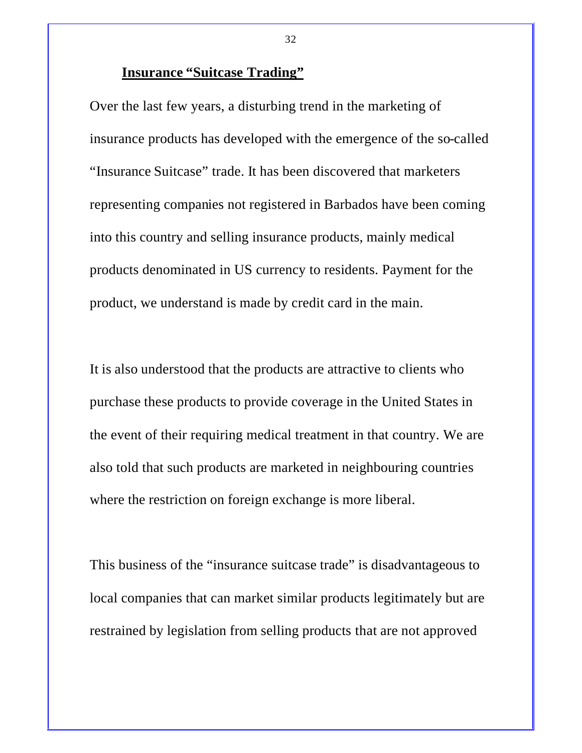## Insurance "Suitcase Trading"

Over the last few years, a disturbing trend in the marketing of insurance products has developed with the emergence of the so-called "Insurance Suitcase" trade. It has been discovered that marketers representing companies not registered in Barbados have been coming into this country and selling insurance products, mainly medical products denominated in US currency to residents. Payment for the product, we understand is made by credit card in the main.

It is also understood that the products are attractive to clients who purchase these products to provide coverage in the United States in the event of their requiring medical treatment in that country. We are also told that such products are marketed in neighbouring countries where the restriction on foreign exchange is more liberal.

This business of the "insurance suitcase trade" is disadvantageous to local companies that can market similar products legitimately but are restrained by legislation from selling products that are not approved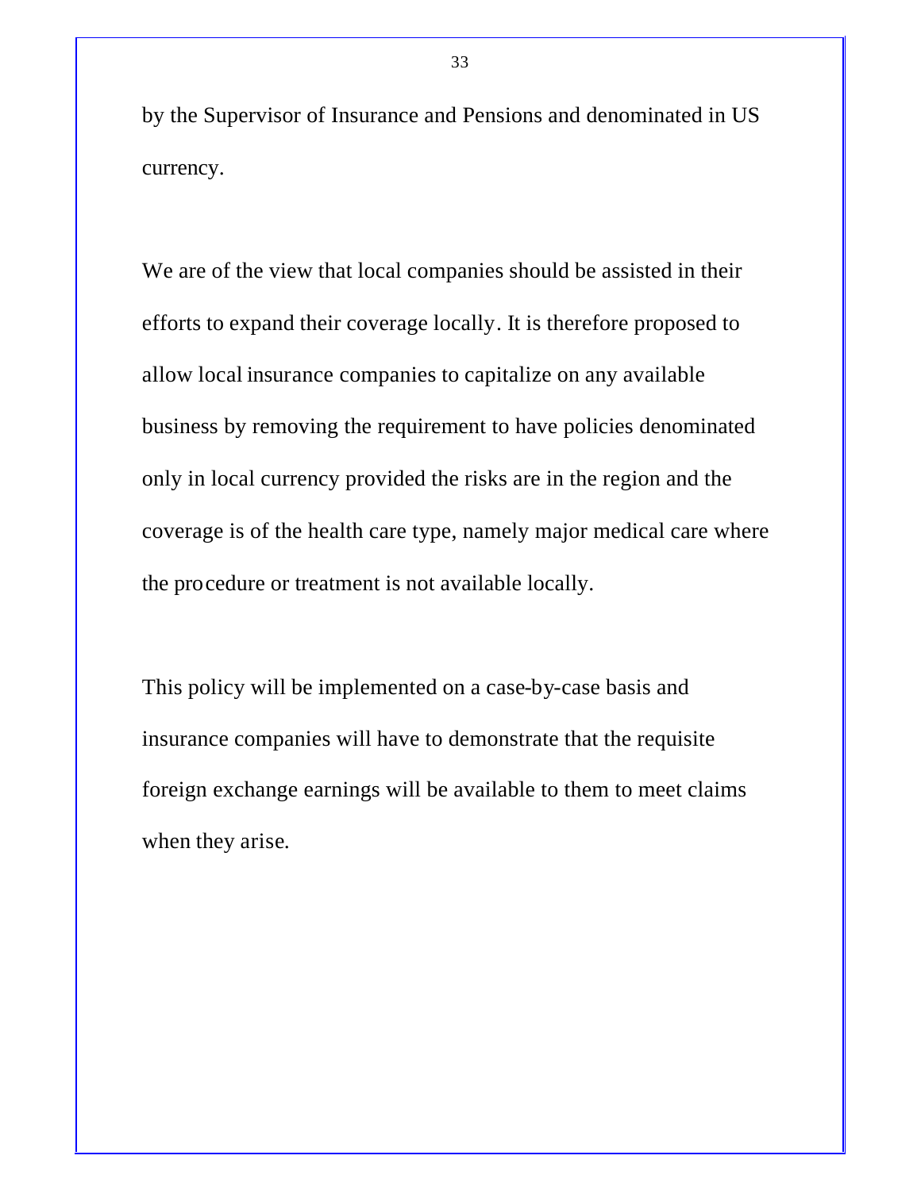by the Supervisor of Insurance and Pensions and denominated in US currency.

We are of the view that local companies should be assisted in their efforts to expand their coverage locally. It is therefore proposed to allow local insurance companies to capitalize on any available business by removing the requirement to have policies denominated only in local currency provided the risks are in the region and the coverage is of the health care type, namely major medical care where the procedure or treatment is not available locally.

This policy will be implemented on a case-by-case basis and insurance companies will have to demonstrate that the requisite foreign exchange earnings will be available to them to meet claims when they arise.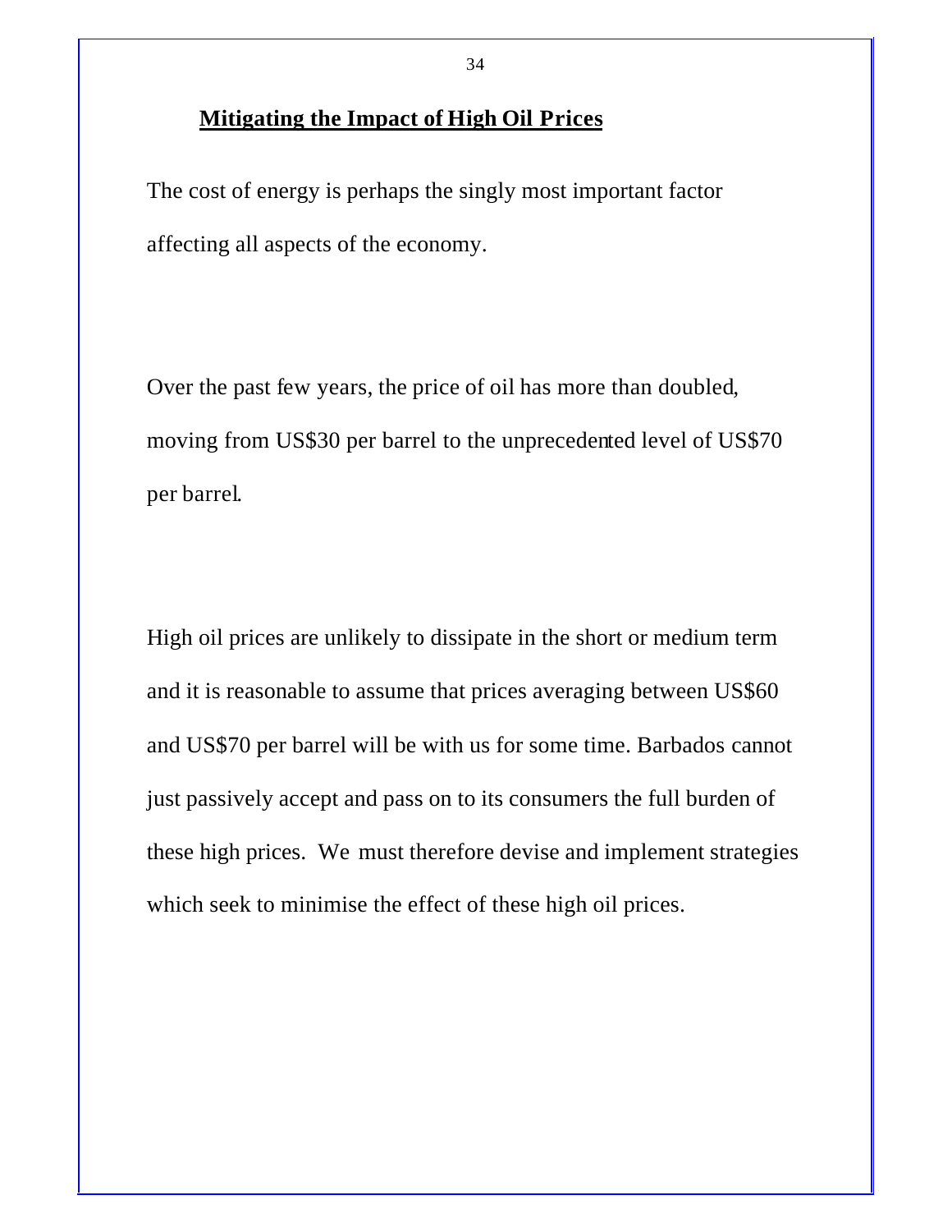## Mitigating the Impact of High Oil Prices

The cost of energy is perhaps the singly most important factor affecting all aspects of the economy.

Over the past few years, the price of oil has more than doubled, moving from US$30 per barrel to the unprecedented level of US$70 per barrel.

High oil prices are unlikely to dissipate in the short or medium term and it is reasonable to assume that prices averaging between US$60 and US$70 per barrel will be with us for some time. Barbados cannot just passively accept and pass on to its consumers the full burden of these high prices. We must therefore devise and implement strategies which seek to minimise the effect of these high oil prices.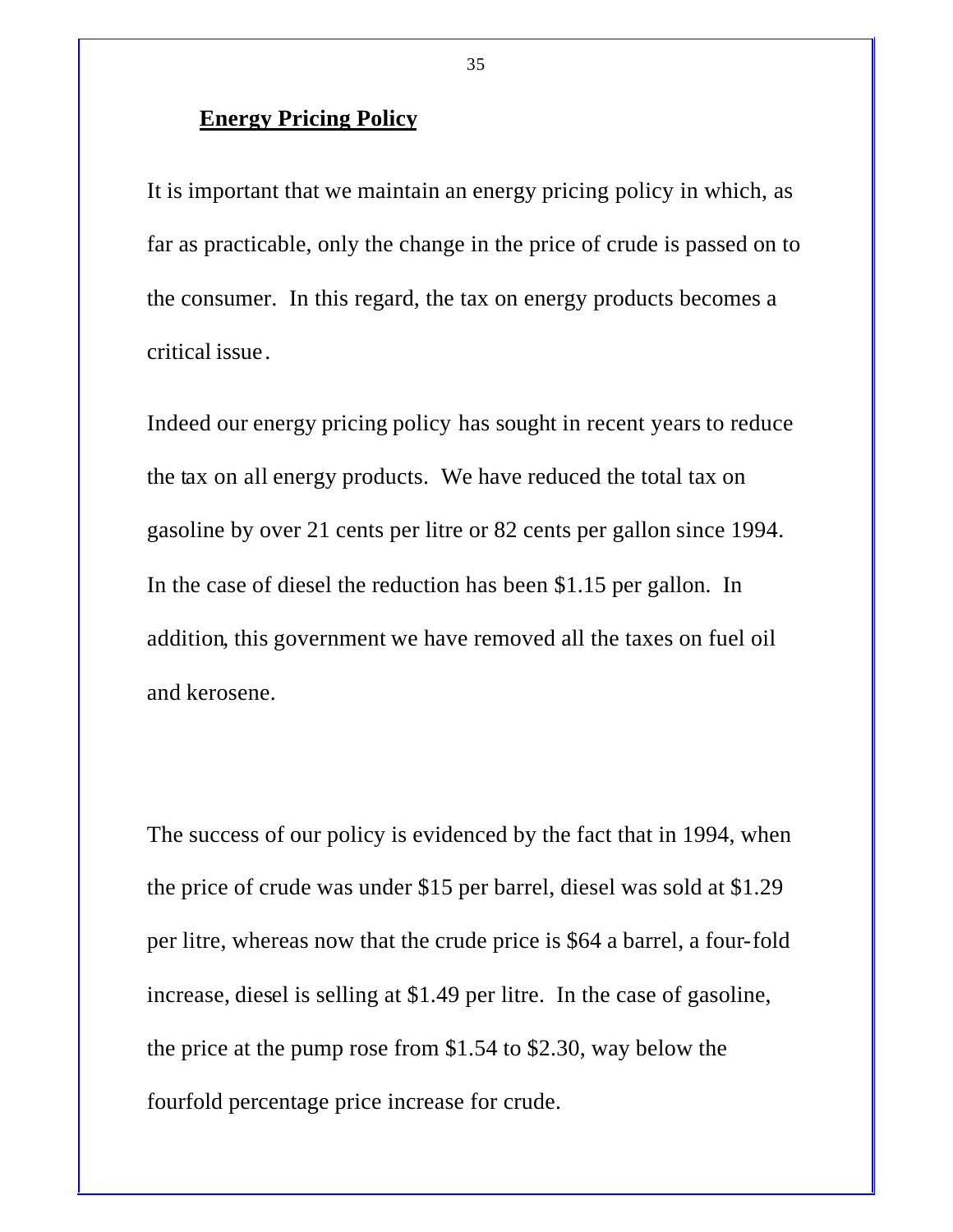## Energy Pricing Policy

It is important that we maintain an energy pricing policy in which, as far as practicable, only the change in the price of crude is passed on to the consumer. In this regard, the tax on energy products becomes a critical issue.

Indeed our energy pricing policy has sought in recent years to reduce the tax on all energy products. We have reduced the total tax on gasoline by over 21 cents per litre or 82 cents per gallon since 1994. In the case of diesel the reduction has been $1.15 per gallon. In addition, this government we have removed all the taxes on fuel oil and kerosene.

The success of our policy is evidenced by the fact that in 1994, when the price of crude was under $15 per barrel, diesel was sold at $1.29 per litre, whereas now that the crude price is $64 a barrel, a four-fold increase, diesel is selling at $1.49 per litre. In the case of gasoline, the price at the pump rose from $1.54 to $2.30, way below the fourfold percentage price increase for crude.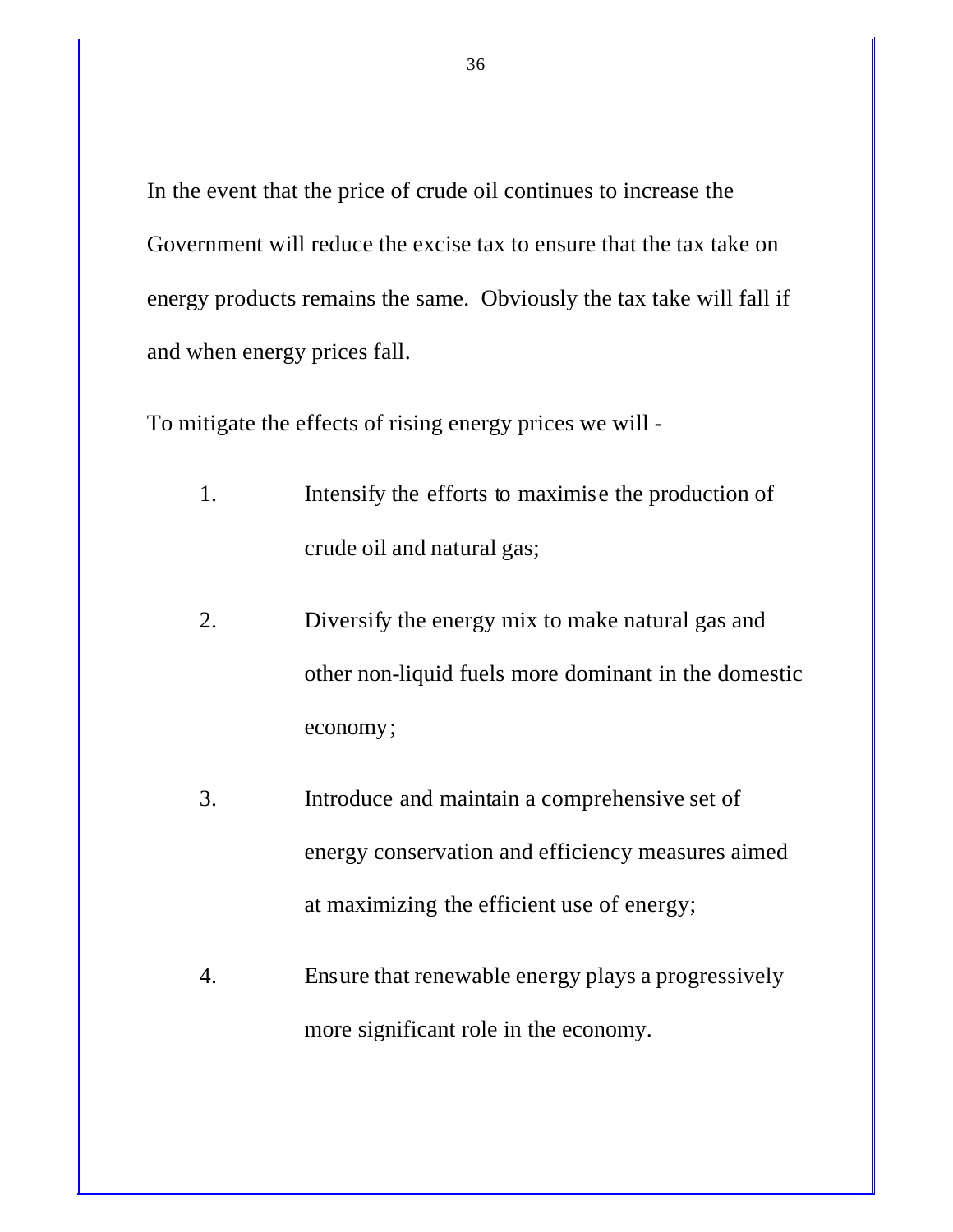In the event that the price of crude oil continues to increase the Government will reduce the excise tax to ensure that the tax take on energy products remains the same. Obviously the tax take will fall if and when energy prices fall.

To mitigate the effects of rising energy prices we will -

1. Intensify the efforts to maximise the production of crude oil and natural gas;

2. Diversify the energy mix to make natural gas and other non-liquid fuels more dominant in the domestic economy;

3. Introduce and maintain a comprehensive set of energy conservation and efficiency measures aimed at maximizing the efficient use of energy;

4. Ensure that renewable energy plays a progressively more significant role in the economy.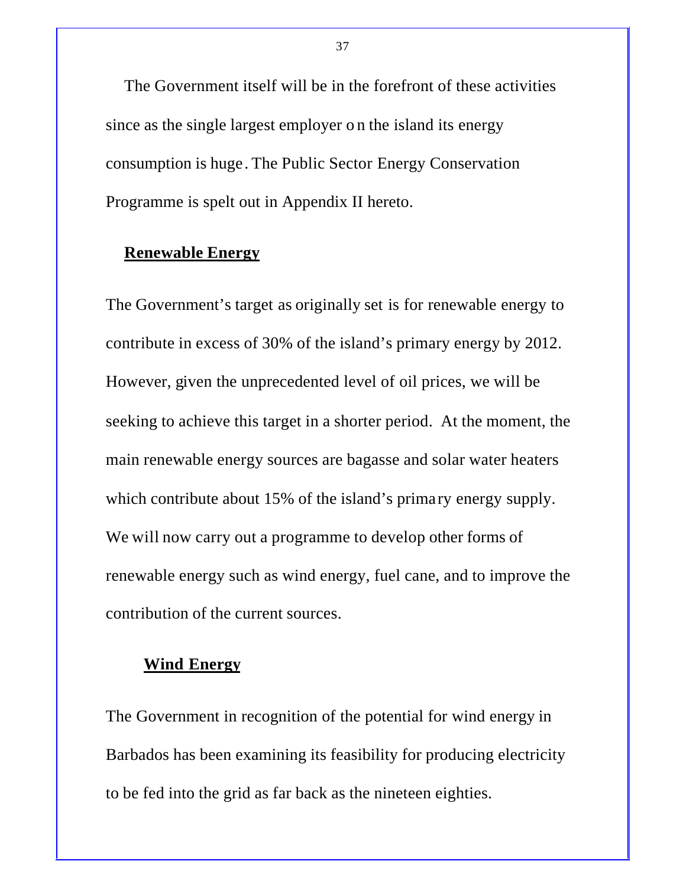The Government itself will be in the forefront of these activities since as the single largest employer on the island its energy consumption is huge. The Public Sector Energy Conservation Programme is spelt out in Appendix II hereto.

## Renewable Energy

The Government's target as originally set is for renewable energy to contribute in excess of 30% of the island's primary energy by 2012. However, given the unprecedented level of oil prices, we will be seeking to achieve this target in a shorter period. At the moment, the main renewable energy sources are bagasse and solar water heaters which contribute about 15% of the island's primary energy supply. We will now carry out a programme to develop other forms of renewable energy such as wind energy, fuel cane, and to improve the contribution of the current sources.

### Wind Energy

The Government in recognition of the potential for wind energy in Barbados has been examining its feasibility for producing electricity to be fed into the grid as far back as the nineteen eighties.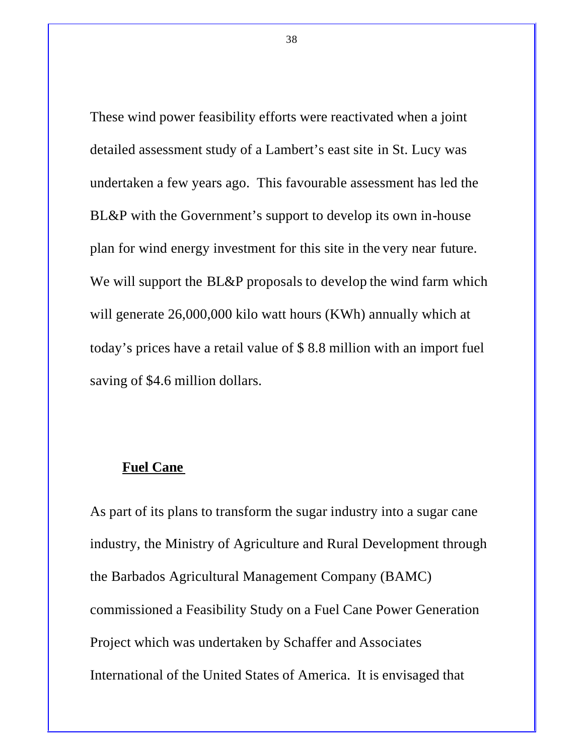These wind power feasibility efforts were reactivated when a joint detailed assessment study of a Lambert's east site in St. Lucy was undertaken a few years ago. This favourable assessment has led the BL&P with the Government's support to develop its own in-house plan for wind energy investment for this site in the very near future. We will support the BL&P proposals to develop the wind farm which will generate 26,000,000 kilo watt hours (KWh) annually which at today's prices have a retail value of $ 8.8 million with an import fuel saving of $4.6 million dollars.

**Fuel Cane**

As part of its plans to transform the sugar industry into a sugar cane industry, the Ministry of Agriculture and Rural Development through the Barbados Agricultural Management Company (BAMC) commissioned a Feasibility Study on a Fuel Cane Power Generation Project which was undertaken by Schaffer and Associates International of the United States of America. It is envisaged that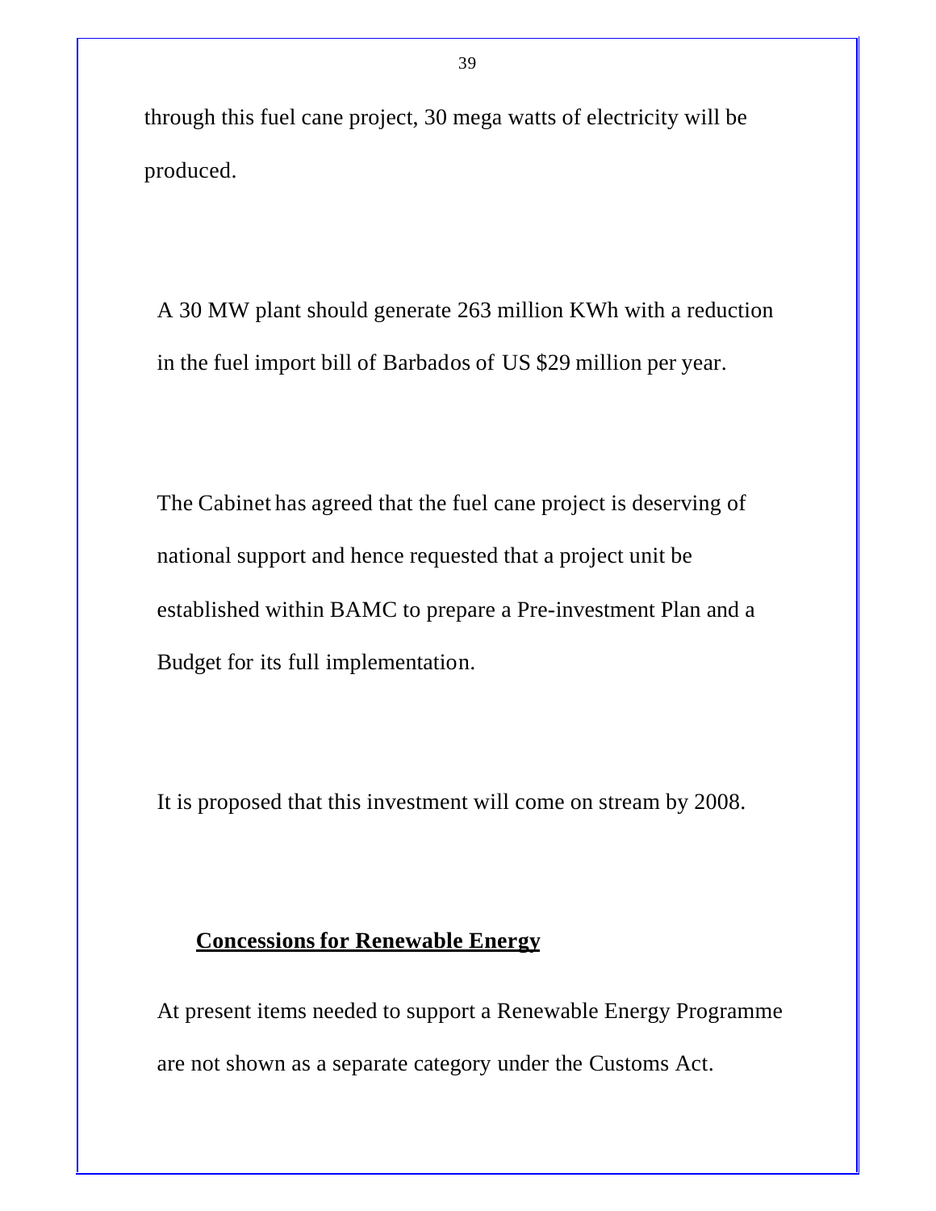through this fuel cane project, 30 mega watts of electricity will be produced.

A 30 MW plant should generate 263 million KWh with a reduction in the fuel import bill of Barbados of US $29 million per year.

The Cabinet has agreed that the fuel cane project is deserving of national support and hence requested that a project unit be established within BAMC to prepare a Pre-investment Plan and a Budget for its full implementation.

It is proposed that this investment will come on stream by 2008.

**Concessions for Renewable Energy**

At present items needed to support a Renewable Energy Programme are not shown as a separate category under the Customs Act.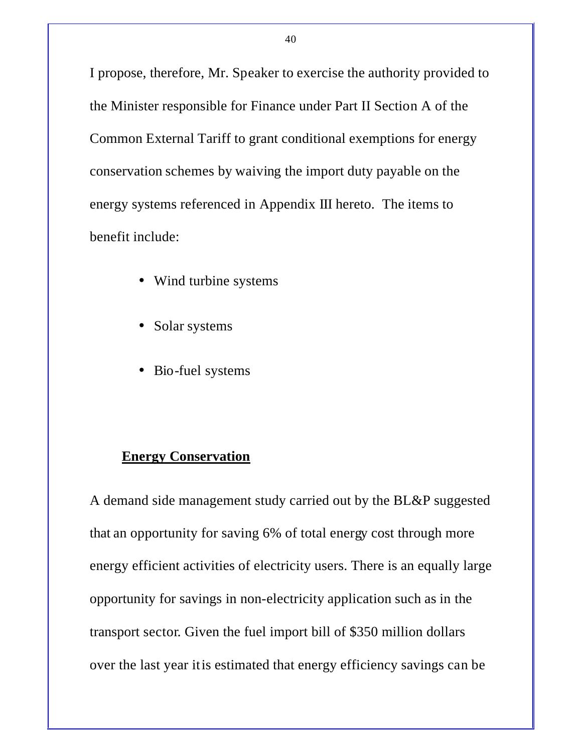I propose, therefore, Mr. Speaker to exercise the authority provided to the Minister responsible for Finance under Part II Section A of the Common External Tariff to grant conditional exemptions for energy conservation schemes by waiving the import duty payable on the energy systems referenced in Appendix III hereto. The items to benefit include:

- Wind turbine systems
- Solar systems
- Bio-fuel systems

## Energy Conservation

A demand side management study carried out by the BL&P suggested that an opportunity for saving 6% of total energy cost through more energy efficient activities of electricity users. There is an equally large opportunity for savings in non-electricity application such as in the transport sector. Given the fuel import bill of $350 million dollars over the last year it is estimated that energy efficiency savings can be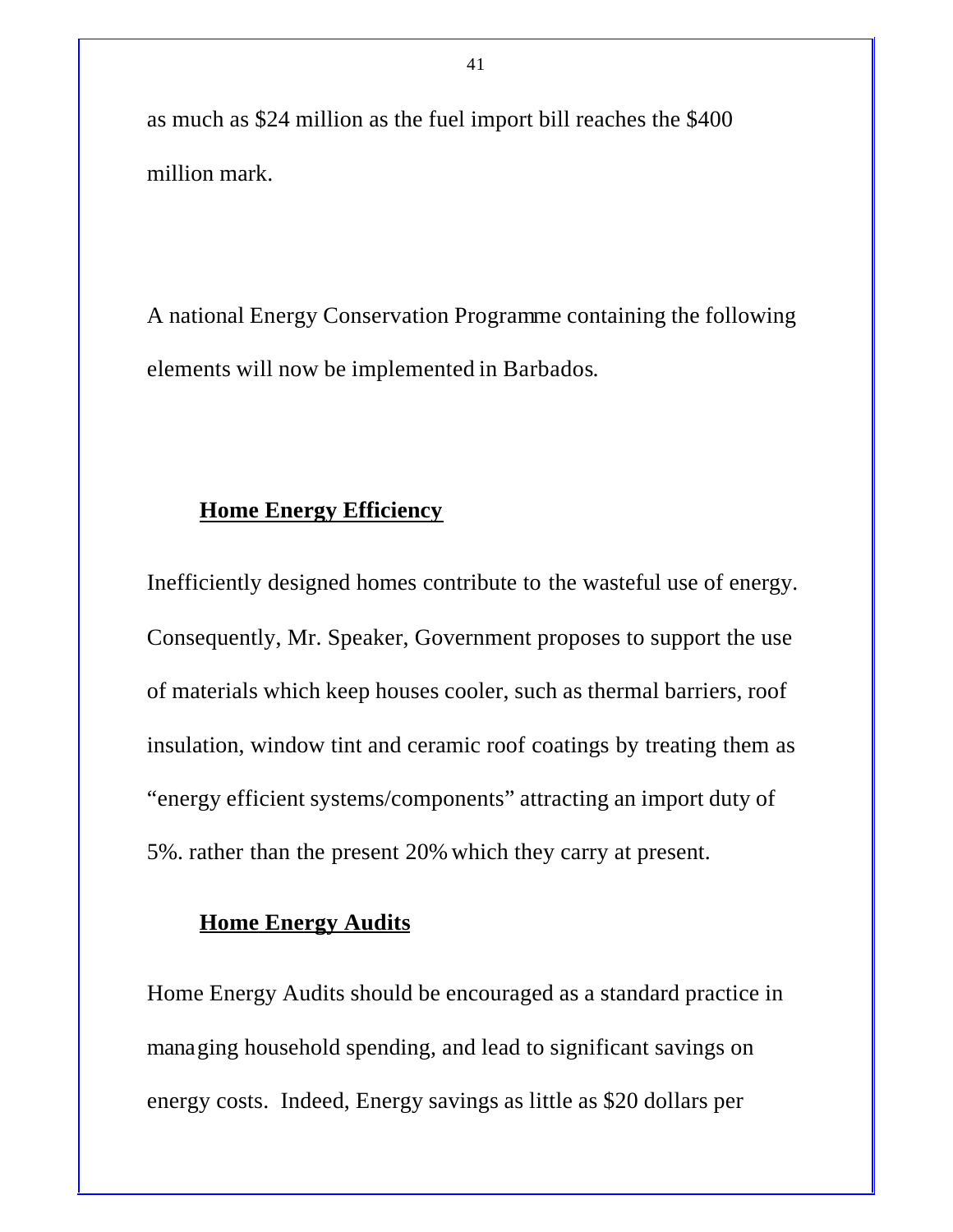as much as $24 million as the fuel import bill reaches the $400 million mark.

A national Energy Conservation Programme containing the following elements will now be implemented in Barbados.

## Home Energy Efficiency

Inefficiently designed homes contribute to the wasteful use of energy. Consequently, Mr. Speaker, Government proposes to support the use of materials which keep houses cooler, such as thermal barriers, roof insulation, window tint and ceramic roof coatings by treating them as "energy efficient systems/components" attracting an import duty of 5%. rather than the present 20% which they carry at present.

## Home Energy Audits

Home Energy Audits should be encouraged as a standard practice in managing household spending, and lead to significant savings on energy costs. Indeed, Energy savings as little as $20 dollars per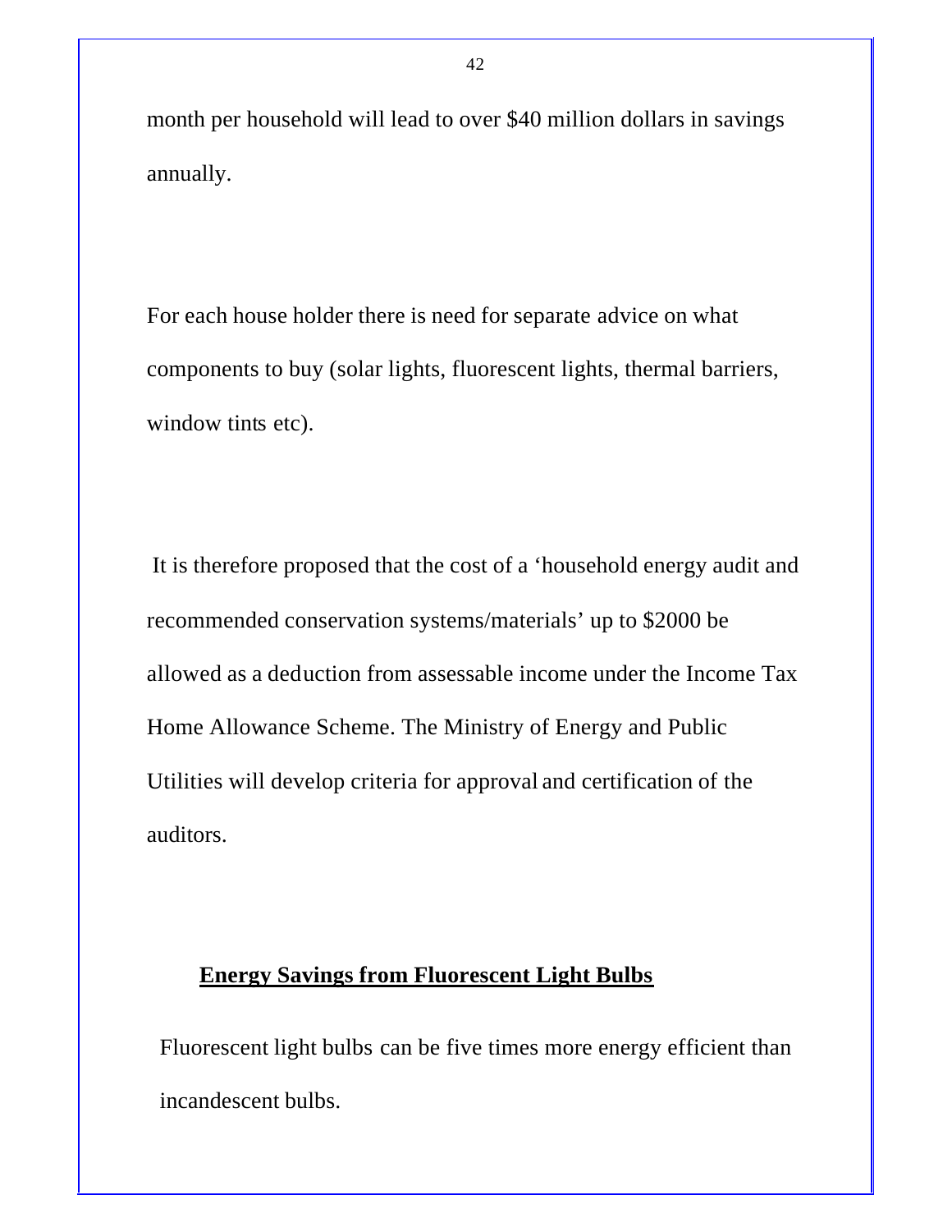month per household will lead to over $40 million dollars in savings annually.

For each house holder there is need for separate advice on what components to buy (solar lights, fluorescent lights, thermal barriers, window tints etc).

It is therefore proposed that the cost of a 'household energy audit and recommended conservation systems/materials' up to $2000 be allowed as a deduction from assessable income under the Income Tax Home Allowance Scheme. The Ministry of Energy and Public Utilities will develop criteria for approval and certification of the auditors.

## Energy Savings from Fluorescent Light Bulbs

Fluorescent light bulbs can be five times more energy efficient than incandescent bulbs.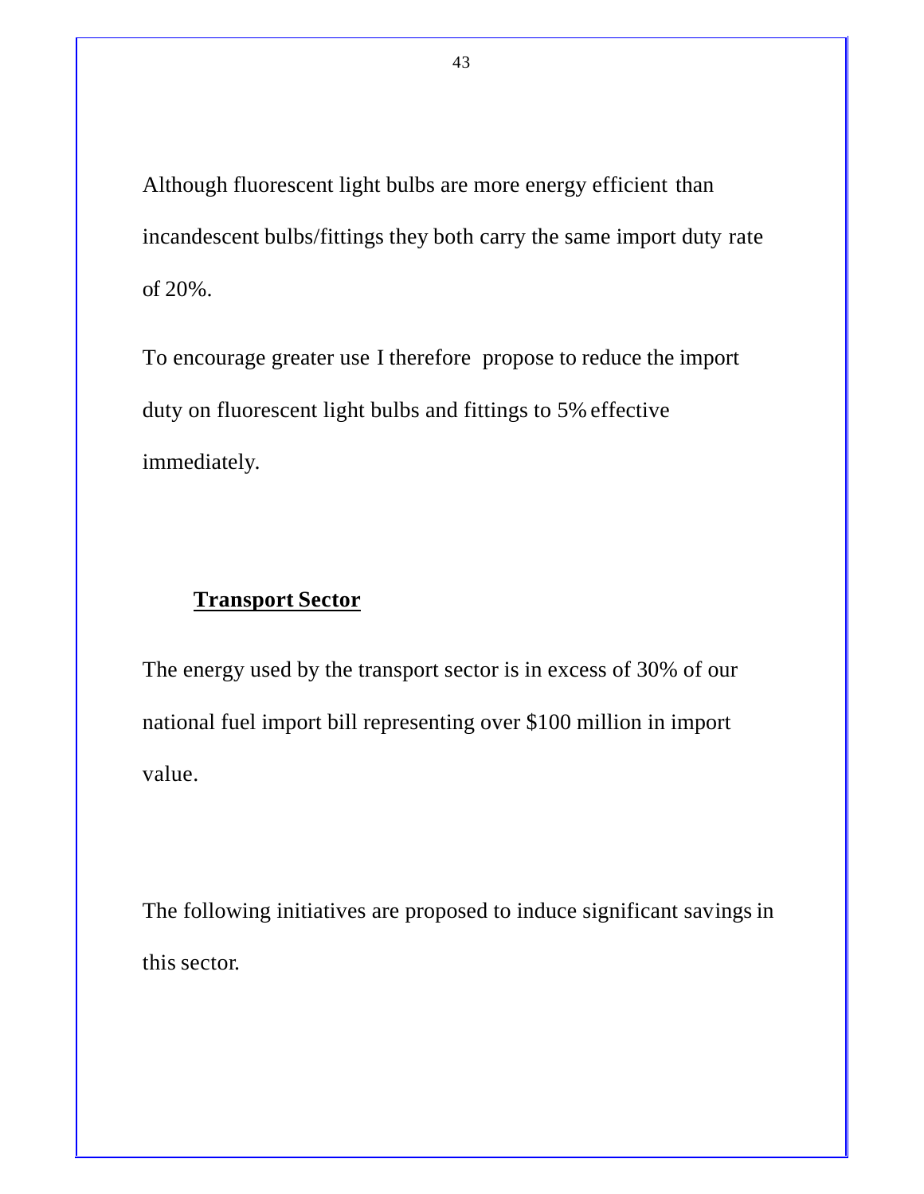Although fluorescent light bulbs are more energy efficient than incandescent bulbs/fittings they both carry the same import duty rate of 20%.

To encourage greater use I therefore propose to reduce the import duty on fluorescent light bulbs and fittings to 5% effective immediately.

## **Transport Sector**

The energy used by the transport sector is in excess of 30% of our national fuel import bill representing over $100 million in import value.

The following initiatives are proposed to induce significant savings in this sector.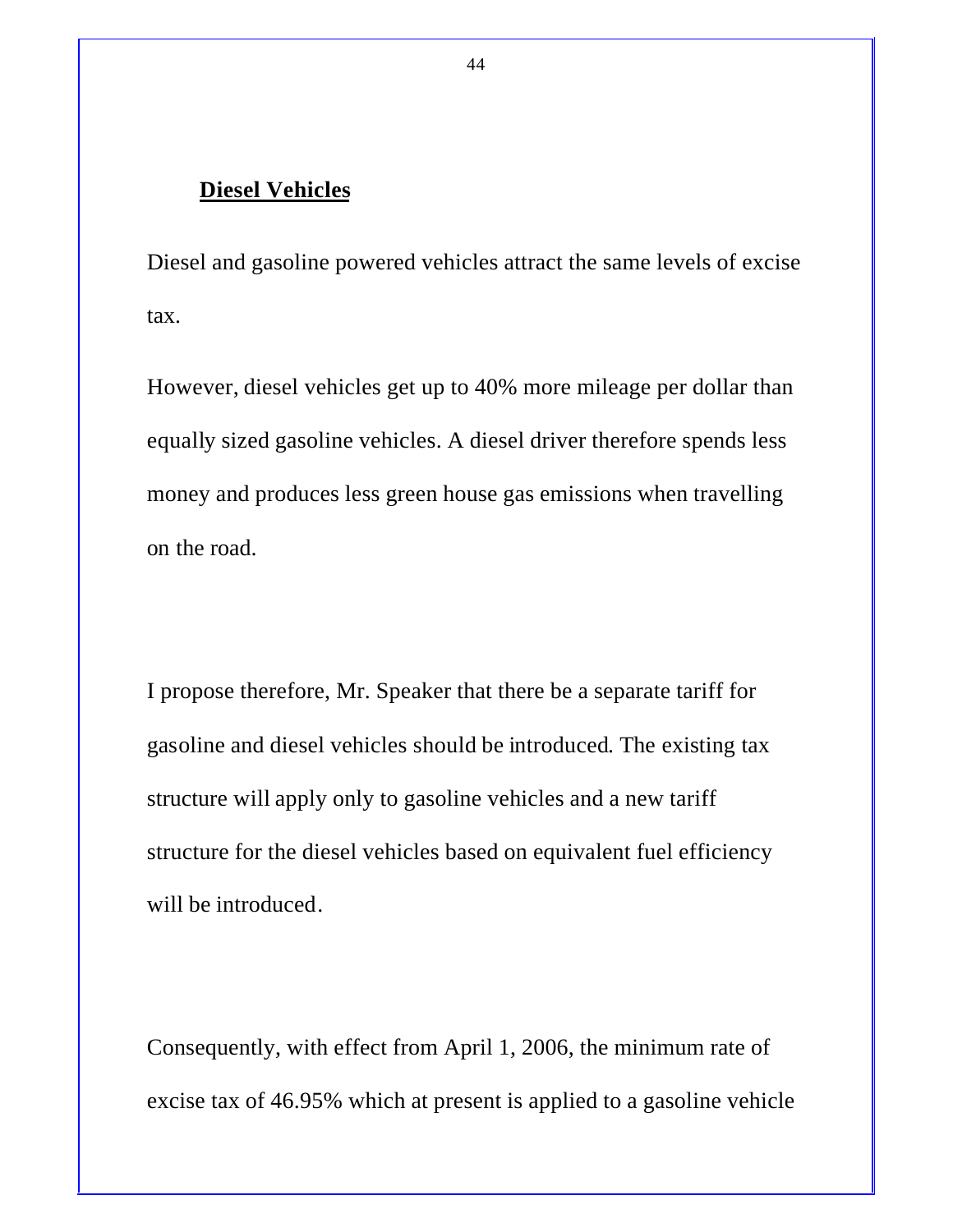## Diesel Vehicles

Diesel and gasoline powered vehicles attract the same levels of excise tax.

However, diesel vehicles get up to 40% more mileage per dollar than equally sized gasoline vehicles. A diesel driver therefore spends less money and produces less green house gas emissions when travelling on the road.

I propose therefore, Mr. Speaker that there be a separate tariff for gasoline and diesel vehicles should be introduced. The existing tax structure will apply only to gasoline vehicles and a new tariff structure for the diesel vehicles based on equivalent fuel efficiency will be introduced.

Consequently, with effect from April 1, 2006, the minimum rate of excise tax of 46.95% which at present is applied to a gasoline vehicle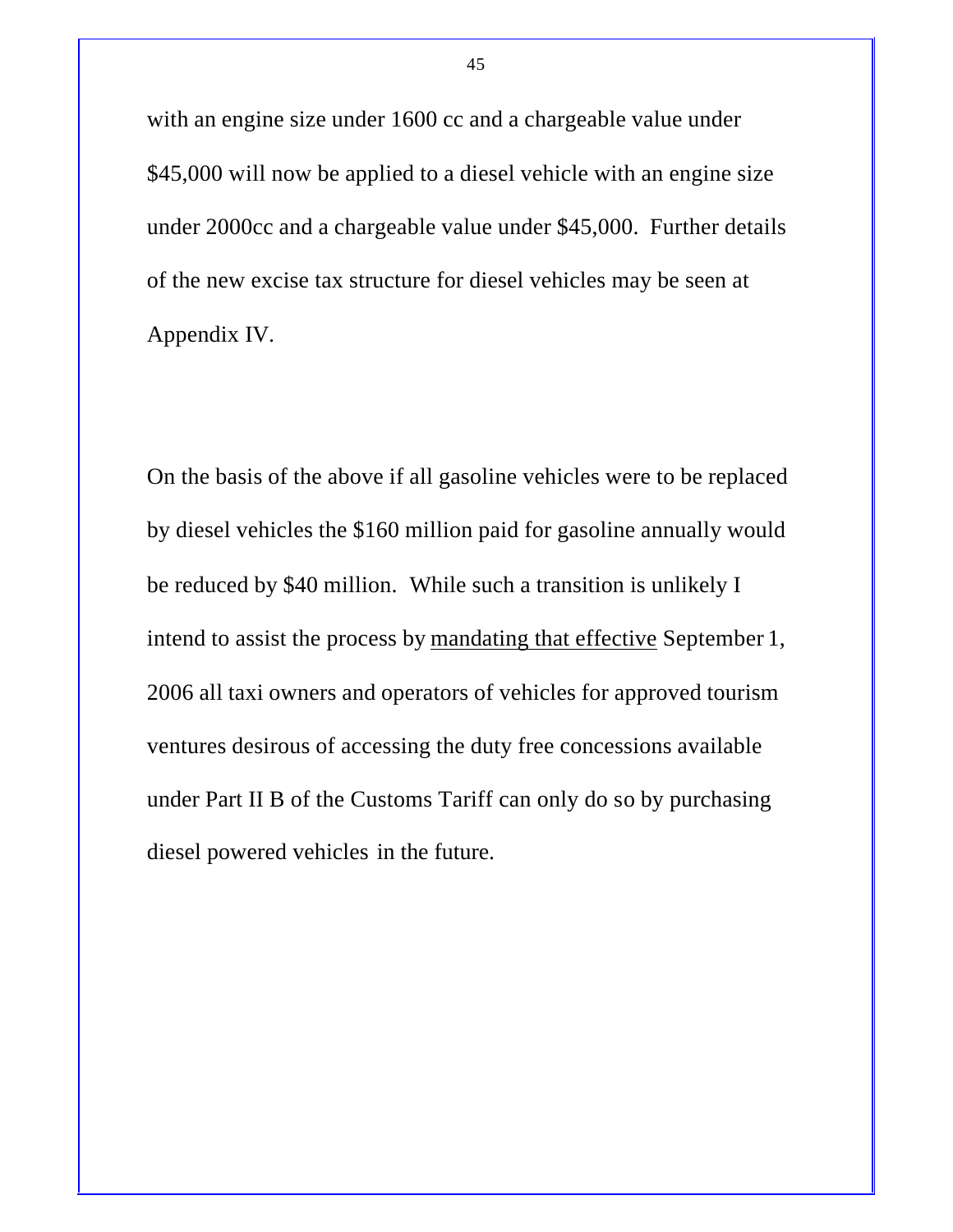with an engine size under 1600 cc and a chargeable value under $45,000 will now be applied to a diesel vehicle with an engine size under 2000cc and a chargeable value under $45,000. Further details of the new excise tax structure for diesel vehicles may be seen at Appendix IV.

On the basis of the above if all gasoline vehicles were to be replaced by diesel vehicles the $160 million paid for gasoline annually would be reduced by $40 million. While such a transition is unlikely I intend to assist the process by <u>mandating that effective</u> September 1, 2006 all taxi owners and operators of vehicles for approved tourism ventures desirous of accessing the duty free concessions available under Part II B of the Customs Tariff can only do so by purchasing diesel powered vehicles in the future.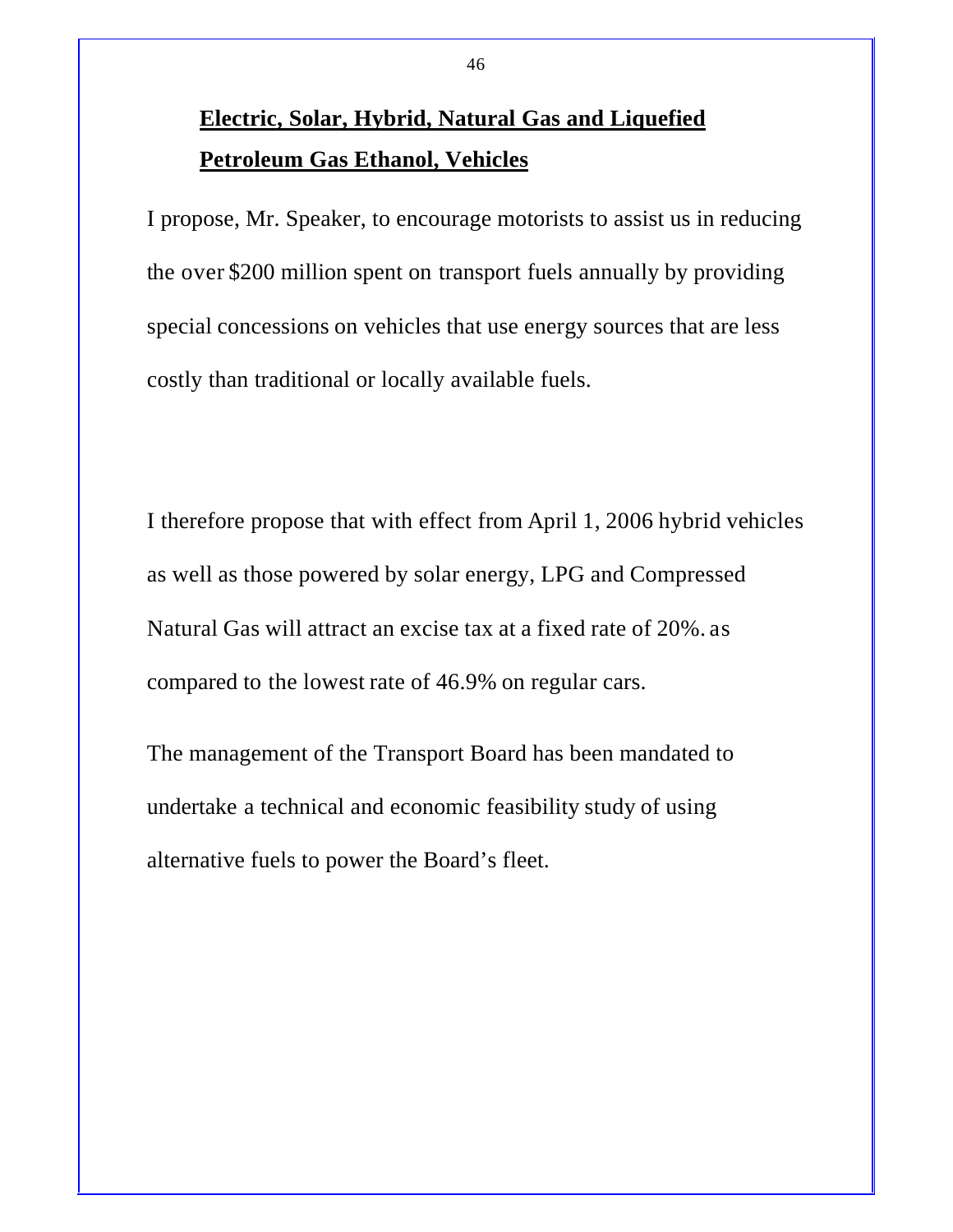## Electric, Solar, Hybrid, Natural Gas and Liquefied Petroleum Gas Ethanol, Vehicles

I propose, Mr. Speaker, to encourage motorists to assist us in reducing the over $200 million spent on transport fuels annually by providing special concessions on vehicles that use energy sources that are less costly than traditional or locally available fuels.

I therefore propose that with effect from April 1, 2006 hybrid vehicles as well as those powered by solar energy, LPG and Compressed Natural Gas will attract an excise tax at a fixed rate of 20%. as compared to the lowest rate of 46.9% on regular cars.

The management of the Transport Board has been mandated to undertake a technical and economic feasibility study of using alternative fuels to power the Board's fleet.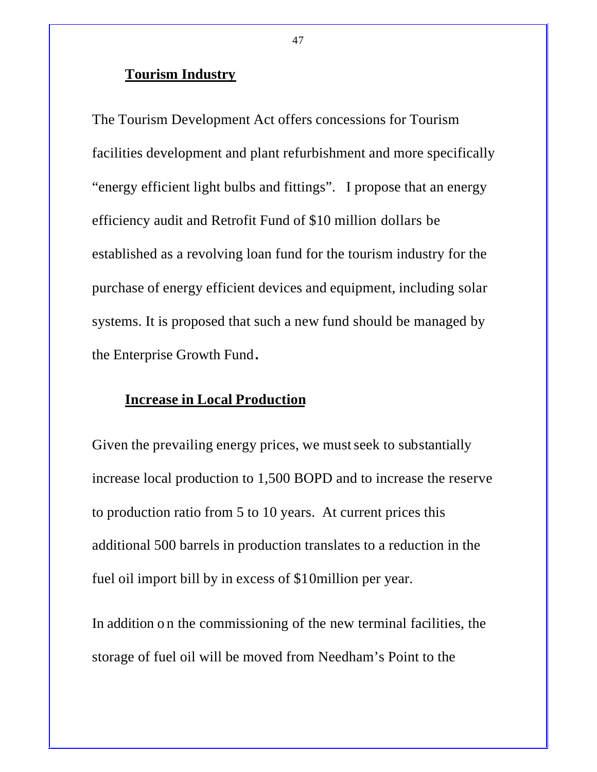## Tourism Industry

The Tourism Development Act offers concessions for Tourism facilities development and plant refurbishment and more specifically "energy efficient light bulbs and fittings". I propose that an energy efficiency audit and Retrofit Fund of $10 million dollars be established as a revolving loan fund for the tourism industry for the purchase of energy efficient devices and equipment, including solar systems. It is proposed that such a new fund should be managed by the Enterprise Growth Fund.

## Increase in Local Production

Given the prevailing energy prices, we must seek to substantially increase local production to 1,500 BOPD and to increase the reserve to production ratio from 5 to 10 years. At current prices this additional 500 barrels in production translates to a reduction in the fuel oil import bill by in excess of $10million per year.

In addition on the commissioning of the new terminal facilities, the storage of fuel oil will be moved from Needham's Point to the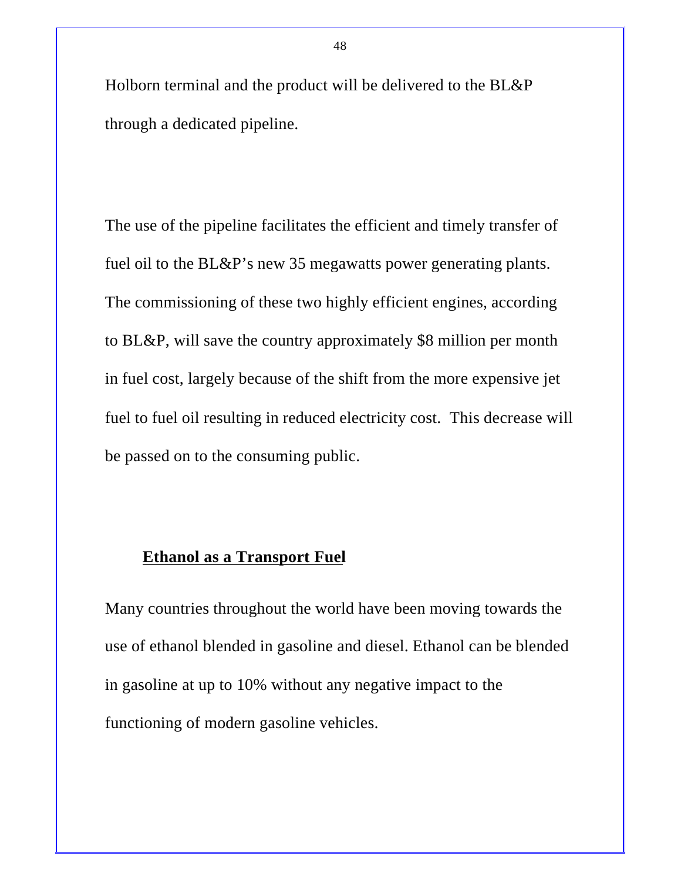Holborn terminal and the product will be delivered to the BL&P through a dedicated pipeline.

The use of the pipeline facilitates the efficient and timely transfer of fuel oil to the BL&P's new 35 megawatts power generating plants. The commissioning of these two highly efficient engines, according to BL&P, will save the country approximately $8 million per month in fuel cost, largely because of the shift from the more expensive jet fuel to fuel oil resulting in reduced electricity cost. This decrease will be passed on to the consuming public.

## **Ethanol as a Transport Fuel**

Many countries throughout the world have been moving towards the use of ethanol blended in gasoline and diesel. Ethanol can be blended in gasoline at up to 10% without any negative impact to the functioning of modern gasoline vehicles.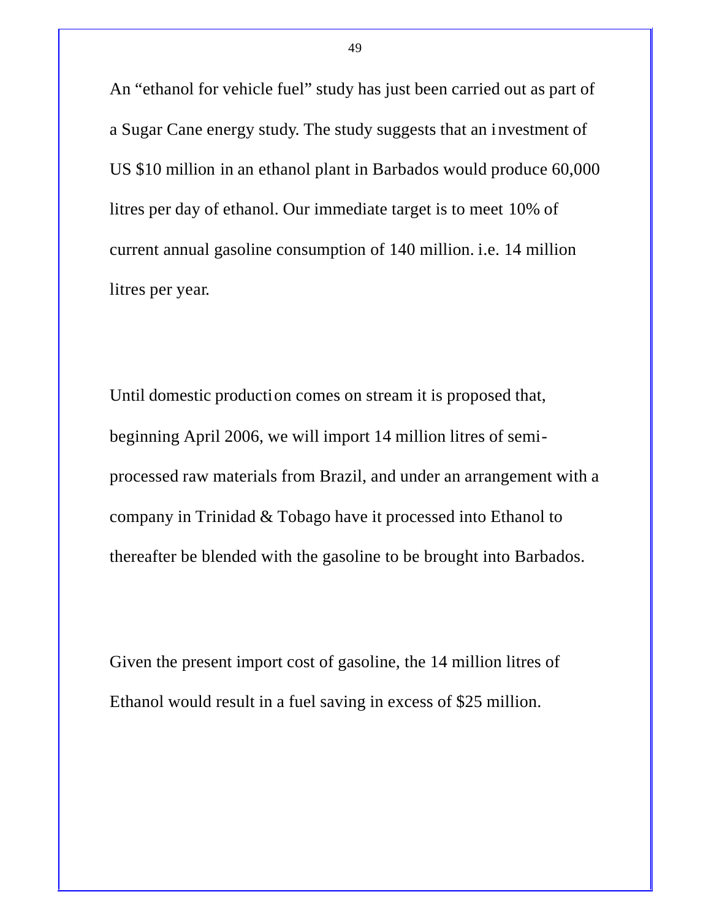An “ethanol for vehicle fuel” study has just been carried out as part of a Sugar Cane energy study. The study suggests that an investment of US $10 million in an ethanol plant in Barbados would produce 60,000 litres per day of ethanol. Our immediate target is to meet 10% of current annual gasoline consumption of 140 million. i.e. 14 million litres per year.

Until domestic production comes on stream it is proposed that, beginning April 2006, we will import 14 million litres of semi-processed raw materials from Brazil, and under an arrangement with a company in Trinidad & Tobago have it processed into Ethanol to thereafter be blended with the gasoline to be brought into Barbados.

Given the present import cost of gasoline, the 14 million litres of Ethanol would result in a fuel saving in excess of $25 million.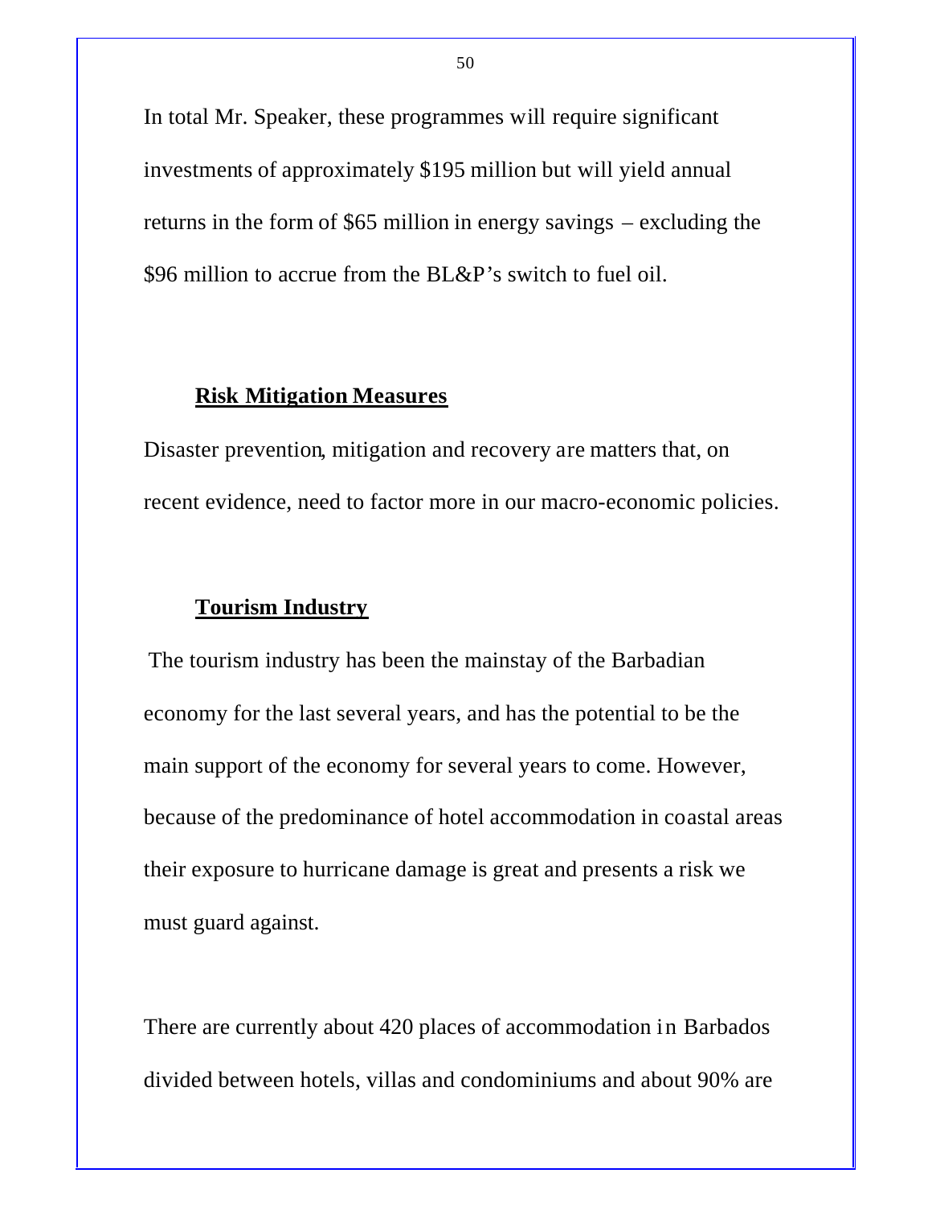In total Mr. Speaker, these programmes will require significant investments of approximately $195 million but will yield annual returns in the form of $65 million in energy savings – excluding the $96 million to accrue from the BL&P's switch to fuel oil.

## Risk Mitigation Measures

Disaster prevention, mitigation and recovery are matters that, on recent evidence, need to factor more in our macro-economic policies.

## Tourism Industry

The tourism industry has been the mainstay of the Barbadian economy for the last several years, and has the potential to be the main support of the economy for several years to come. However, because of the predominance of hotel accommodation in coastal areas their exposure to hurricane damage is great and presents a risk we must guard against.

There are currently about 420 places of accommodation in Barbados divided between hotels, villas and condominiums and about 90% are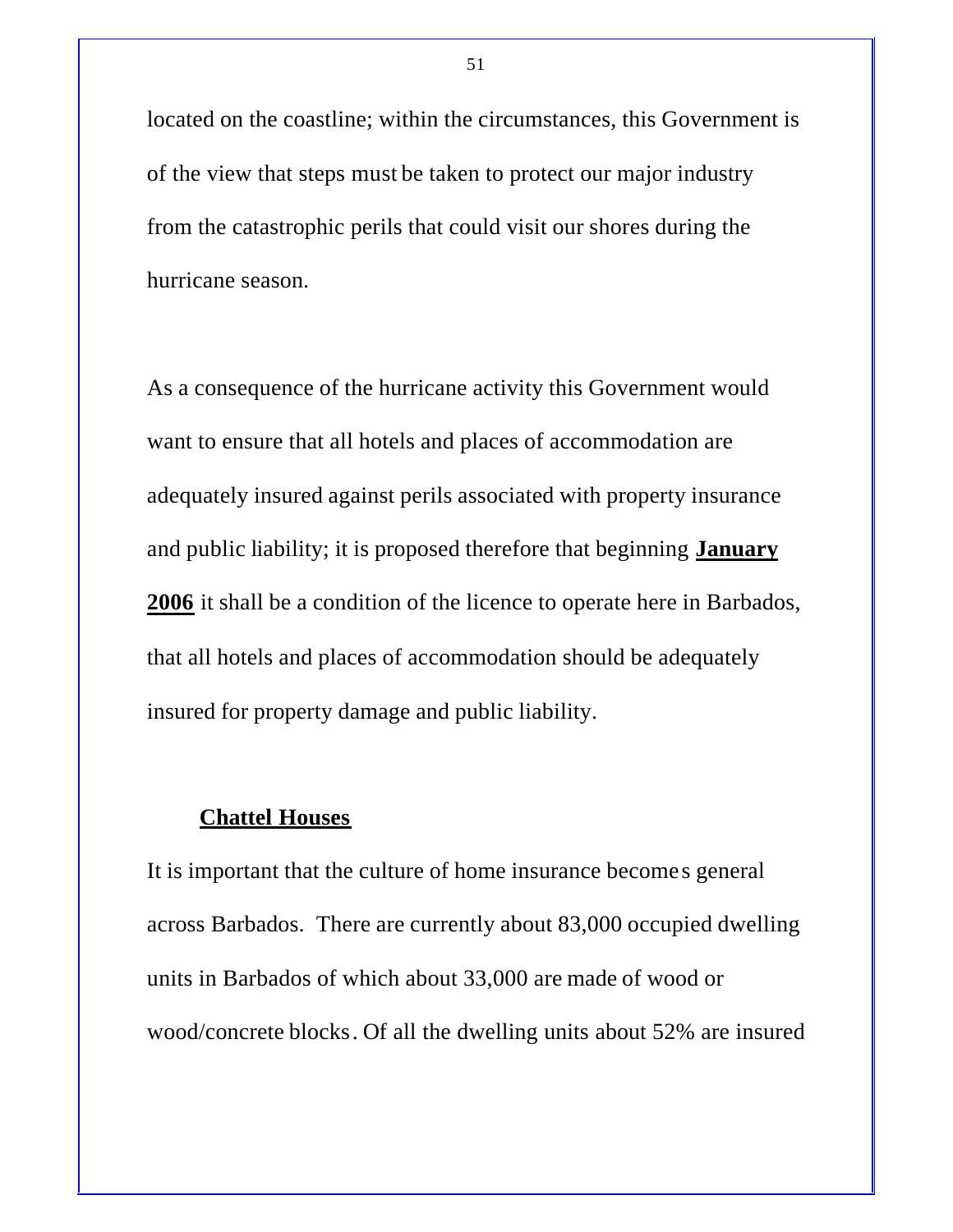located on the coastline; within the circumstances, this Government is of the view that steps must be taken to protect our major industry from the catastrophic perils that could visit our shores during the hurricane season.

As a consequence of the hurricane activity this Government would want to ensure that all hotels and places of accommodation are adequately insured against perils associated with property insurance and public liability; it is proposed therefore that beginning **January 2006** it shall be a condition of the licence to operate here in Barbados, that all hotels and places of accommodation should be adequately insured for property damage and public liability.

**Chattel Houses**

It is important that the culture of home insurance becomes general across Barbados. There are currently about 83,000 occupied dwelling units in Barbados of which about 33,000 are made of wood or wood/concrete blocks. Of all the dwelling units about 52% are insured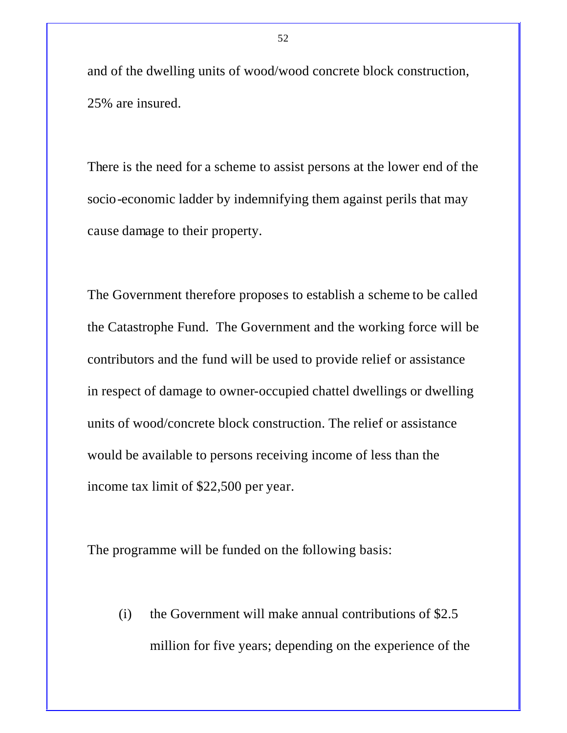and of the dwelling units of wood/wood concrete block construction, 25% are insured.

There is the need for a scheme to assist persons at the lower end of the socio-economic ladder by indemnifying them against perils that may cause damage to their property.

The Government therefore proposes to establish a scheme to be called the Catastrophe Fund. The Government and the working force will be contributors and the fund will be used to provide relief or assistance in respect of damage to owner-occupied chattel dwellings or dwelling units of wood/concrete block construction. The relief or assistance would be available to persons receiving income of less than the income tax limit of $22,500 per year.

The programme will be funded on the following basis:

(i) the Government will make annual contributions of $2.5 million for five years; depending on the experience of the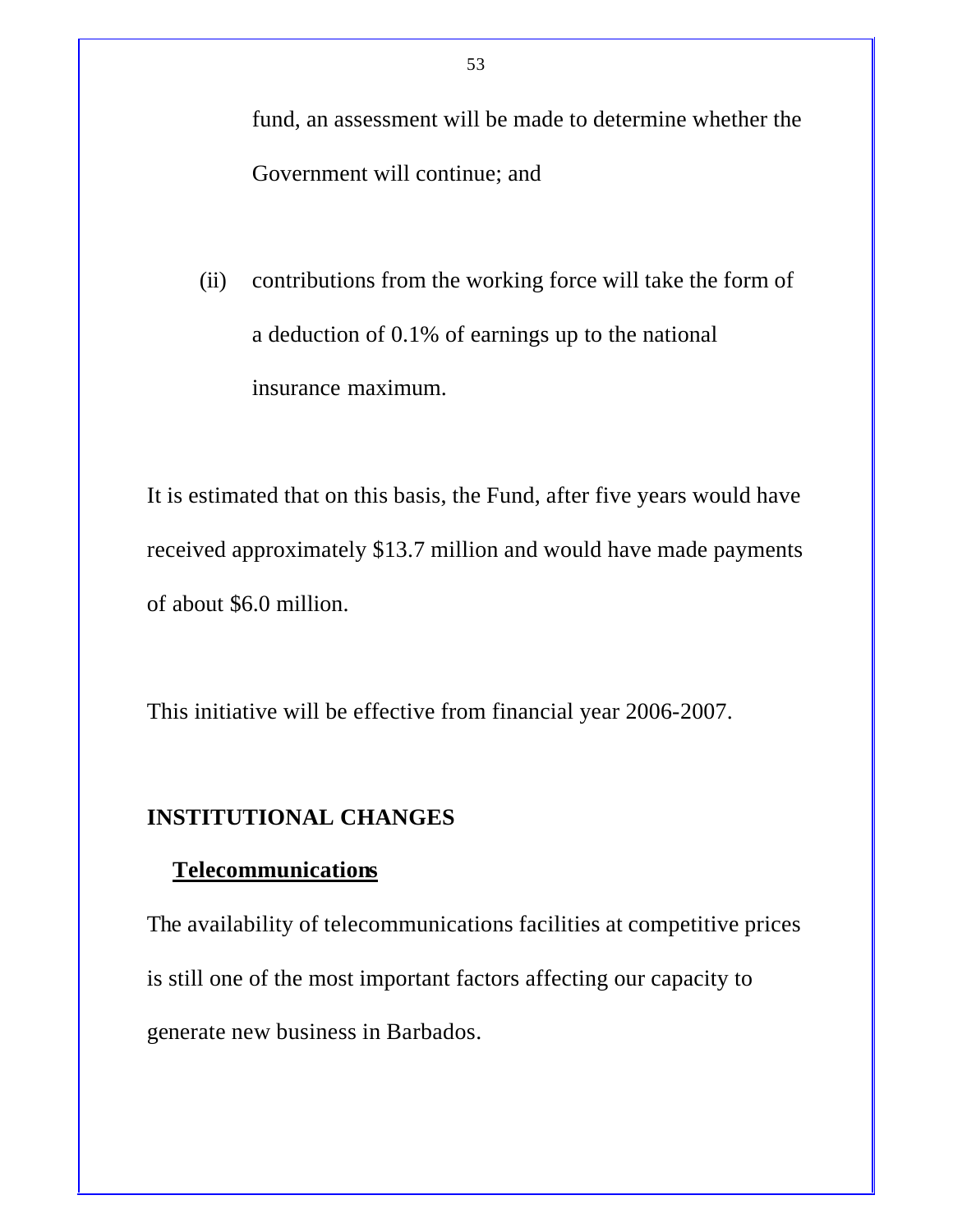fund, an assessment will be made to determine whether the Government will continue; and

(ii) contributions from the working force will take the form of a deduction of 0.1% of earnings up to the national insurance maximum.

It is estimated that on this basis, the Fund, after five years would have received approximately $13.7 million and would have made payments of about $6.0 million.

This initiative will be effective from financial year 2006-2007.

## INSTITUTIONAL CHANGES

### Telecommunications

The availability of telecommunications facilities at competitive prices is still one of the most important factors affecting our capacity to generate new business in Barbados.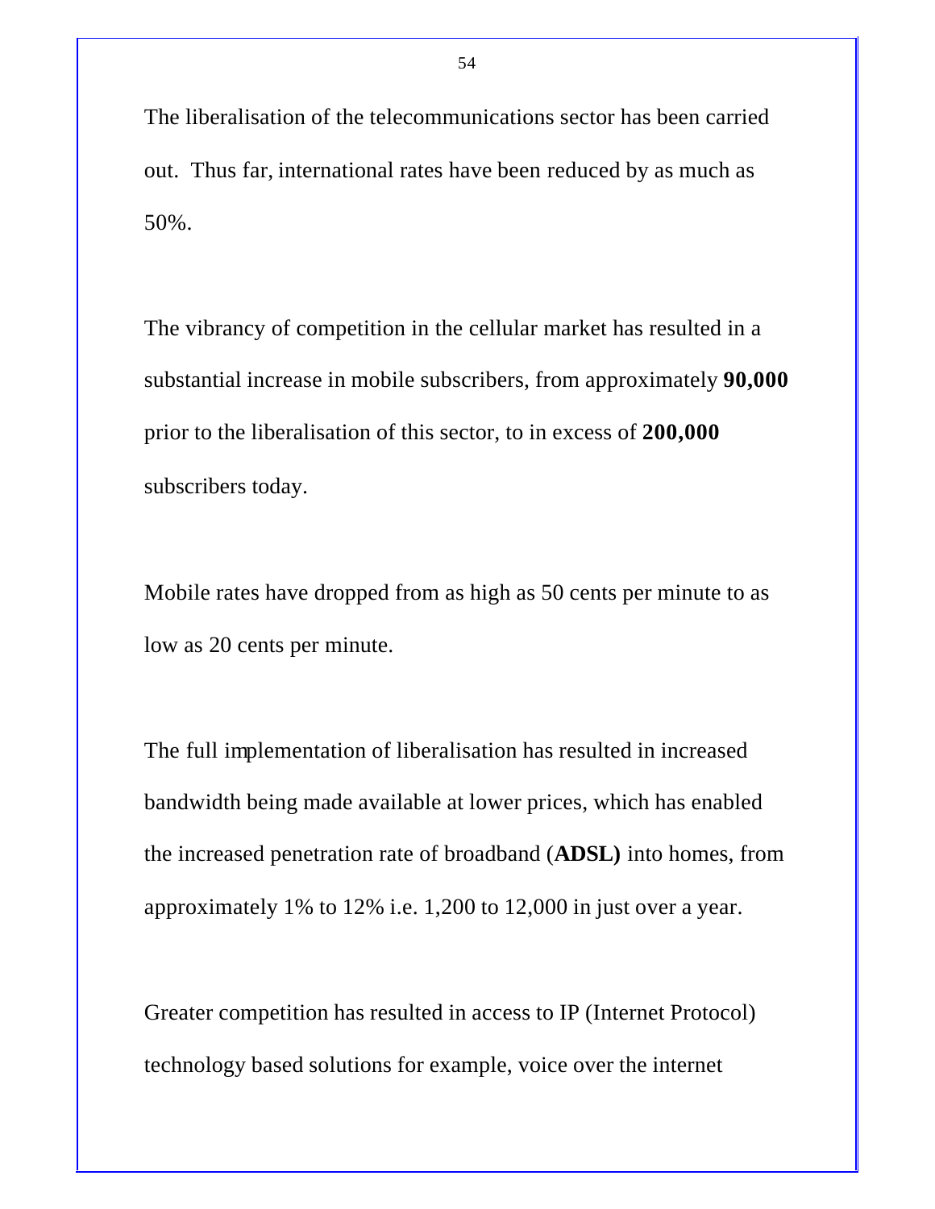The liberalisation of the telecommunications sector has been carried out. Thus far, international rates have been reduced by as much as 50%.

The vibrancy of competition in the cellular market has resulted in a substantial increase in mobile subscribers, from approximately **90,000** prior to the liberalisation of this sector, to in excess of **200,000** subscribers today.

Mobile rates have dropped from as high as 50 cents per minute to as low as 20 cents per minute.

The full implementation of liberalisation has resulted in increased bandwidth being made available at lower prices, which has enabled the increased penetration rate of broadband (**ADSL)** into homes, from approximately 1% to 12% i.e. 1,200 to 12,000 in just over a year.

Greater competition has resulted in access to IP (Internet Protocol) technology based solutions for example, voice over the internet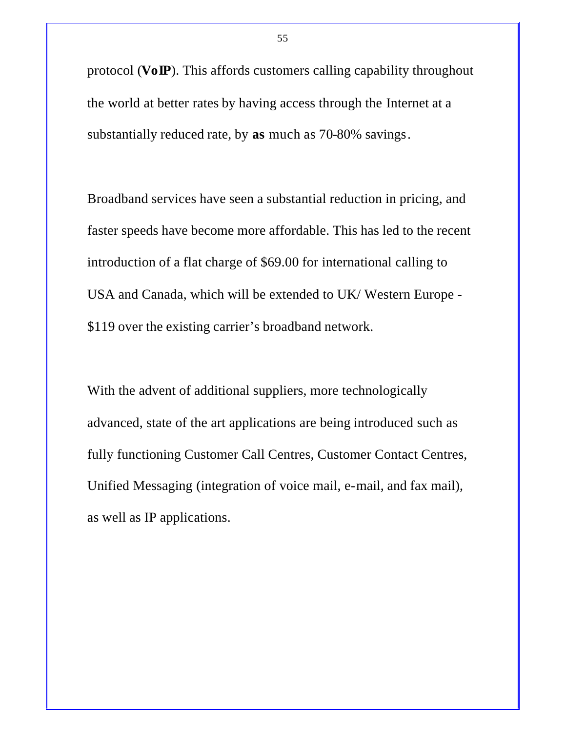protocol (**VoIP**). This affords customers calling capability throughout the world at better rates by having access through the Internet at a substantially reduced rate, by **as** much as 70-80% savings.

Broadband services have seen a substantial reduction in pricing, and faster speeds have become more affordable. This has led to the recent introduction of a flat charge of $69.00 for international calling to USA and Canada, which will be extended to UK/ Western Europe - $119 over the existing carrier's broadband network.

With the advent of additional suppliers, more technologically advanced, state of the art applications are being introduced such as fully functioning Customer Call Centres, Customer Contact Centres, Unified Messaging (integration of voice mail, e-mail, and fax mail), as well as IP applications.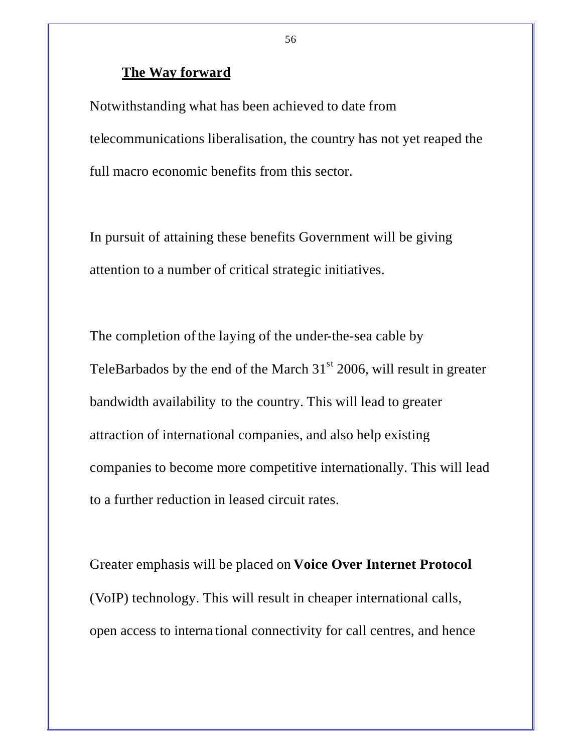## The Way forward

Notwithstanding what has been achieved to date from telecommunications liberalisation, the country has not yet reaped the full macro economic benefits from this sector.

In pursuit of attaining these benefits Government will be giving attention to a number of critical strategic initiatives.

The completion of the laying of the under-the-sea cable by TeleBarbados by the end of the March 31st 2006, will result in greater bandwidth availability to the country. This will lead to greater attraction of international companies, and also help existing companies to become more competitive internationally. This will lead to a further reduction in leased circuit rates.

Greater emphasis will be placed on **Voice Over Internet Protocol** (VoIP) technology. This will result in cheaper international calls, open access to international connectivity for call centres, and hence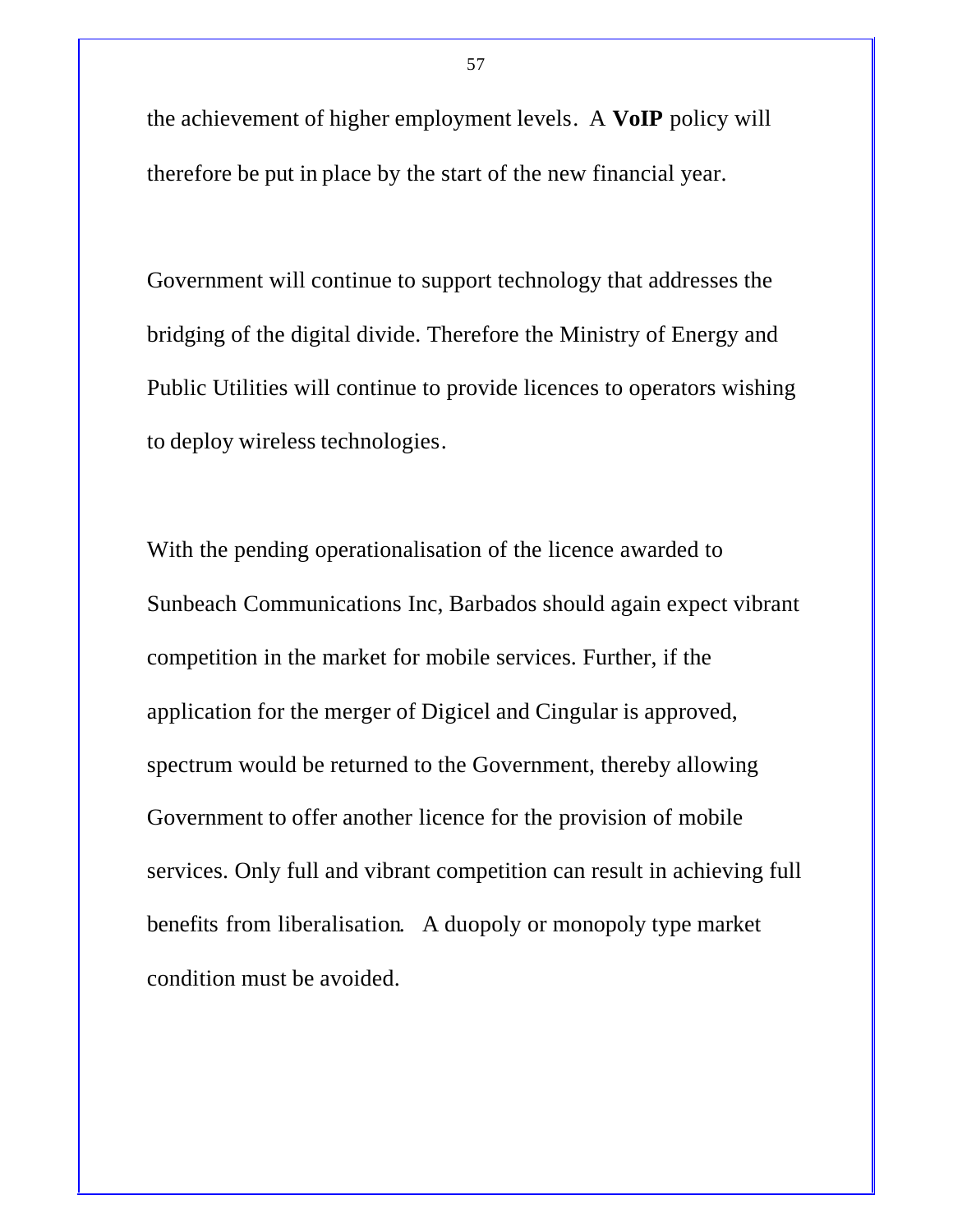the achievement of higher employment levels. A **VoIP** policy will therefore be put in place by the start of the new financial year.

Government will continue to support technology that addresses the bridging of the digital divide. Therefore the Ministry of Energy and Public Utilities will continue to provide licences to operators wishing to deploy wireless technologies.

With the pending operationalisation of the licence awarded to Sunbeach Communications Inc, Barbados should again expect vibrant competition in the market for mobile services. Further, if the application for the merger of Digicel and Cingular is approved, spectrum would be returned to the Government, thereby allowing Government to offer another licence for the provision of mobile services. Only full and vibrant competition can result in achieving full benefits from liberalisation. A duopoly or monopoly type market condition must be avoided.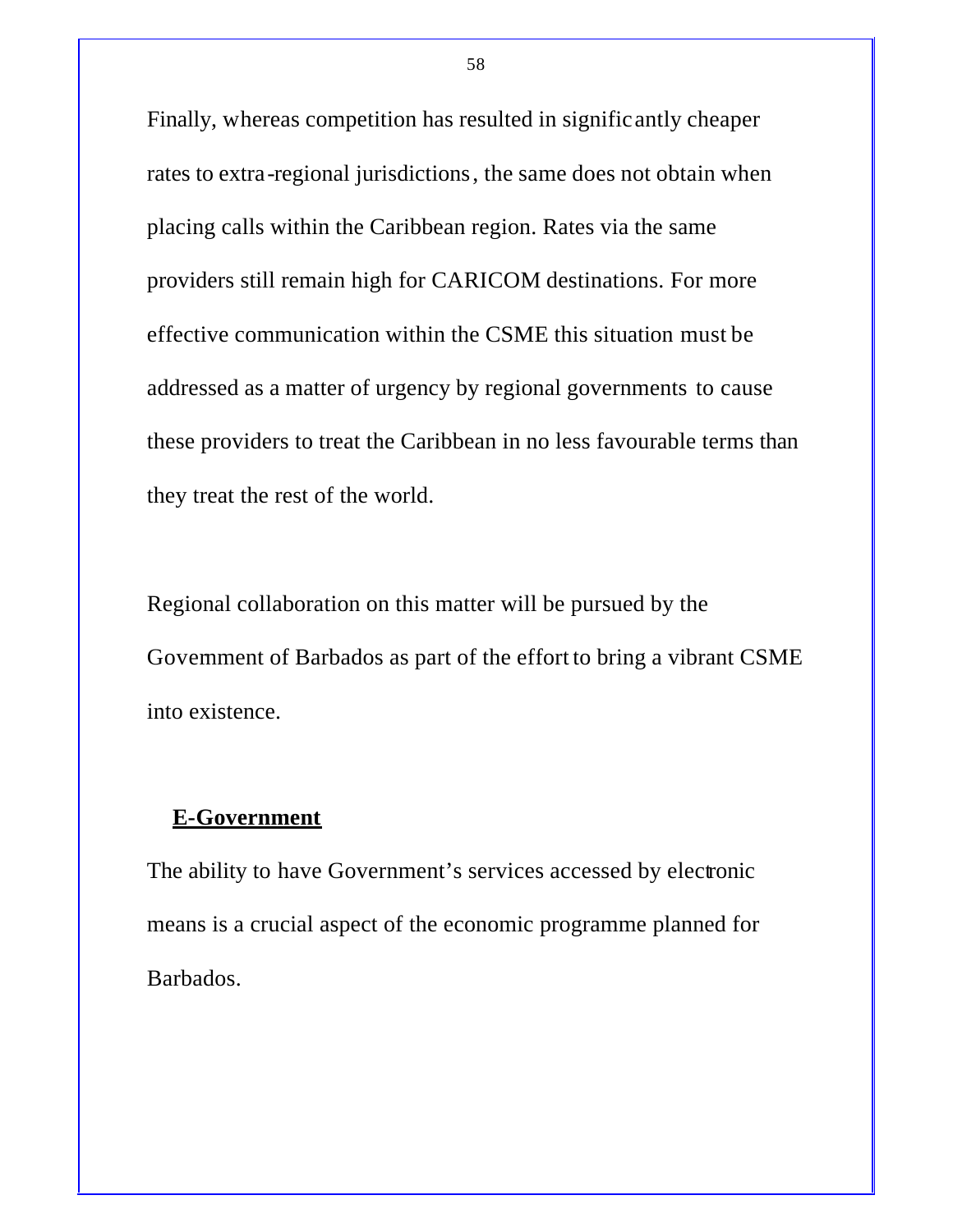Finally, whereas competition has resulted in significantly cheaper rates to extra-regional jurisdictions, the same does not obtain when placing calls within the Caribbean region. Rates via the same providers still remain high for CARICOM destinations. For more effective communication within the CSME this situation must be addressed as a matter of urgency by regional governments to cause these providers to treat the Caribbean in no less favourable terms than they treat the rest of the world.

Regional collaboration on this matter will be pursued by the Govemment of Barbados as part of the effort to bring a vibrant CSME into existence.

## E-Government

The ability to have Government's services accessed by electronic means is a crucial aspect of the economic programme planned for Barbados.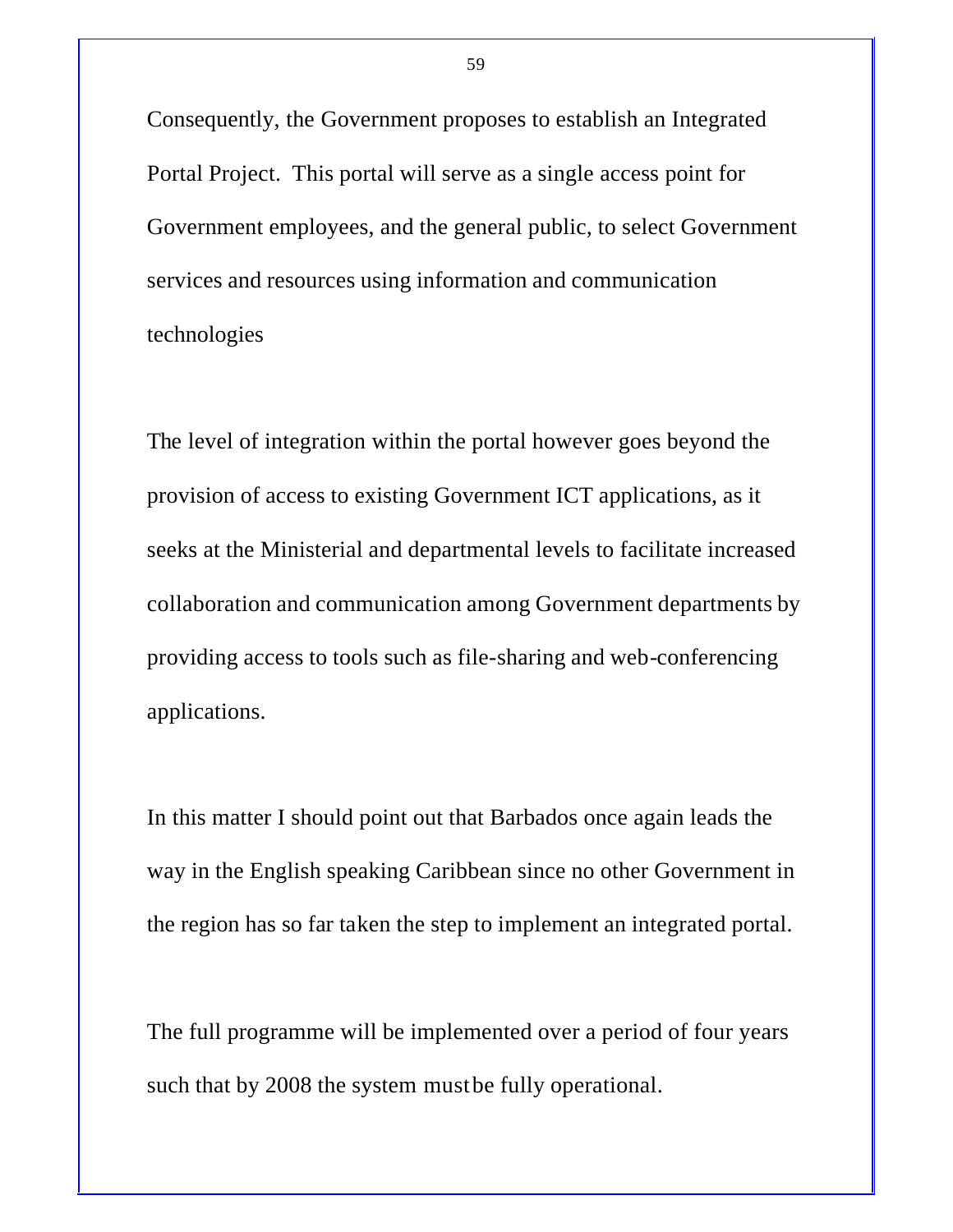Consequently, the Government proposes to establish an Integrated Portal Project. This portal will serve as a single access point for Government employees, and the general public, to select Government services and resources using information and communication technologies

The level of integration within the portal however goes beyond the provision of access to existing Government ICT applications, as it seeks at the Ministerial and departmental levels to facilitate increased collaboration and communication among Government departments by providing access to tools such as file-sharing and web-conferencing applications.

In this matter I should point out that Barbados once again leads the way in the English speaking Caribbean since no other Government in the region has so far taken the step to implement an integrated portal.

The full programme will be implemented over a period of four years such that by 2008 the system must be fully operational.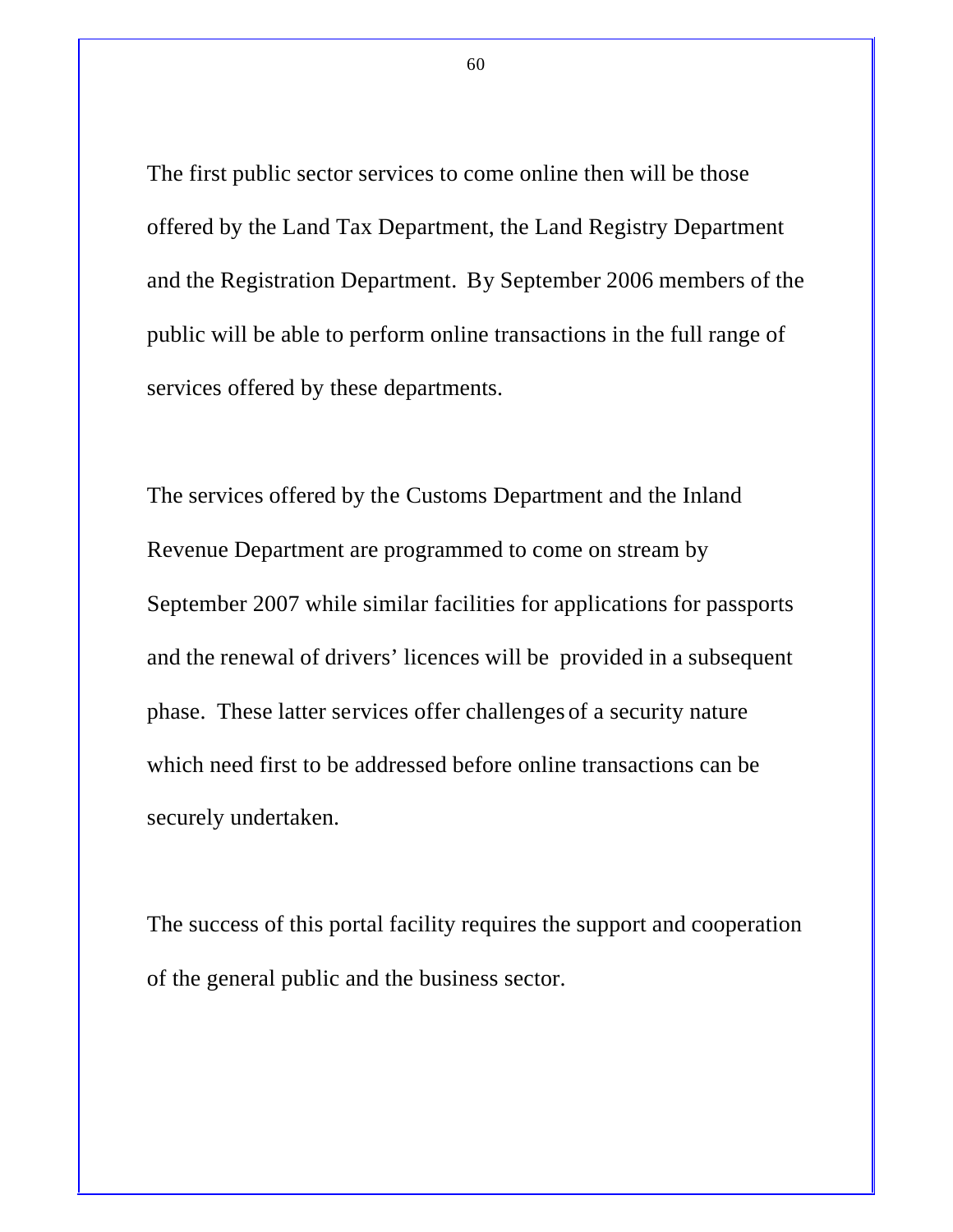The first public sector services to come online then will be those offered by the Land Tax Department, the Land Registry Department and the Registration Department. By September 2006 members of the public will be able to perform online transactions in the full range of services offered by these departments.

The services offered by the Customs Department and the Inland Revenue Department are programmed to come on stream by September 2007 while similar facilities for applications for passports and the renewal of drivers' licences will be provided in a subsequent phase. These latter services offer challenges of a security nature which need first to be addressed before online transactions can be securely undertaken.

The success of this portal facility requires the support and cooperation of the general public and the business sector.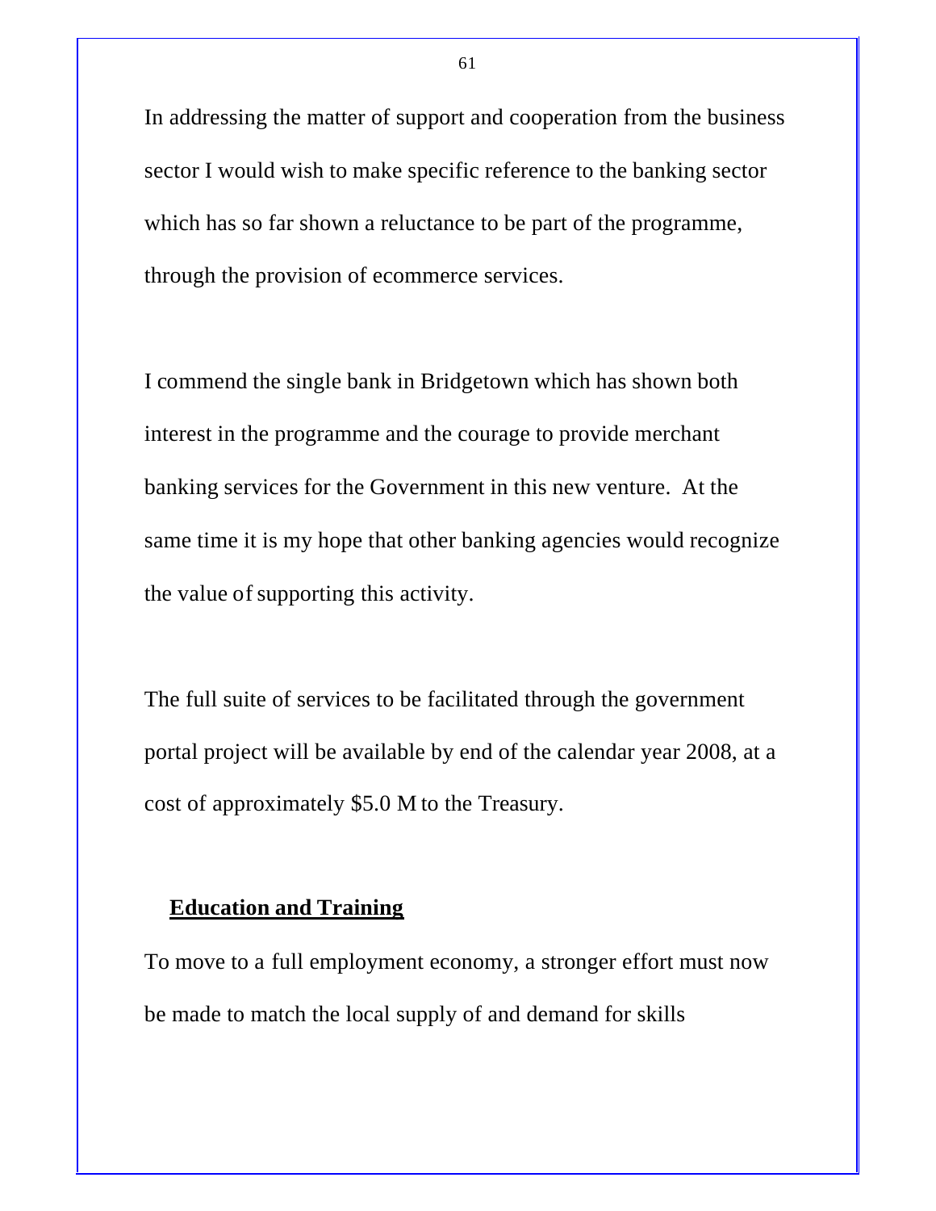In addressing the matter of support and cooperation from the business sector I would wish to make specific reference to the banking sector which has so far shown a reluctance to be part of the programme, through the provision of ecommerce services.

I commend the single bank in Bridgetown which has shown both interest in the programme and the courage to provide merchant banking services for the Government in this new venture. At the same time it is my hope that other banking agencies would recognize the value of supporting this activity.

The full suite of services to be facilitated through the government portal project will be available by end of the calendar year 2008, at a cost of approximately $5.0 M to the Treasury.

## Education and Training

To move to a full employment economy, a stronger effort must now be made to match the local supply of and demand for skills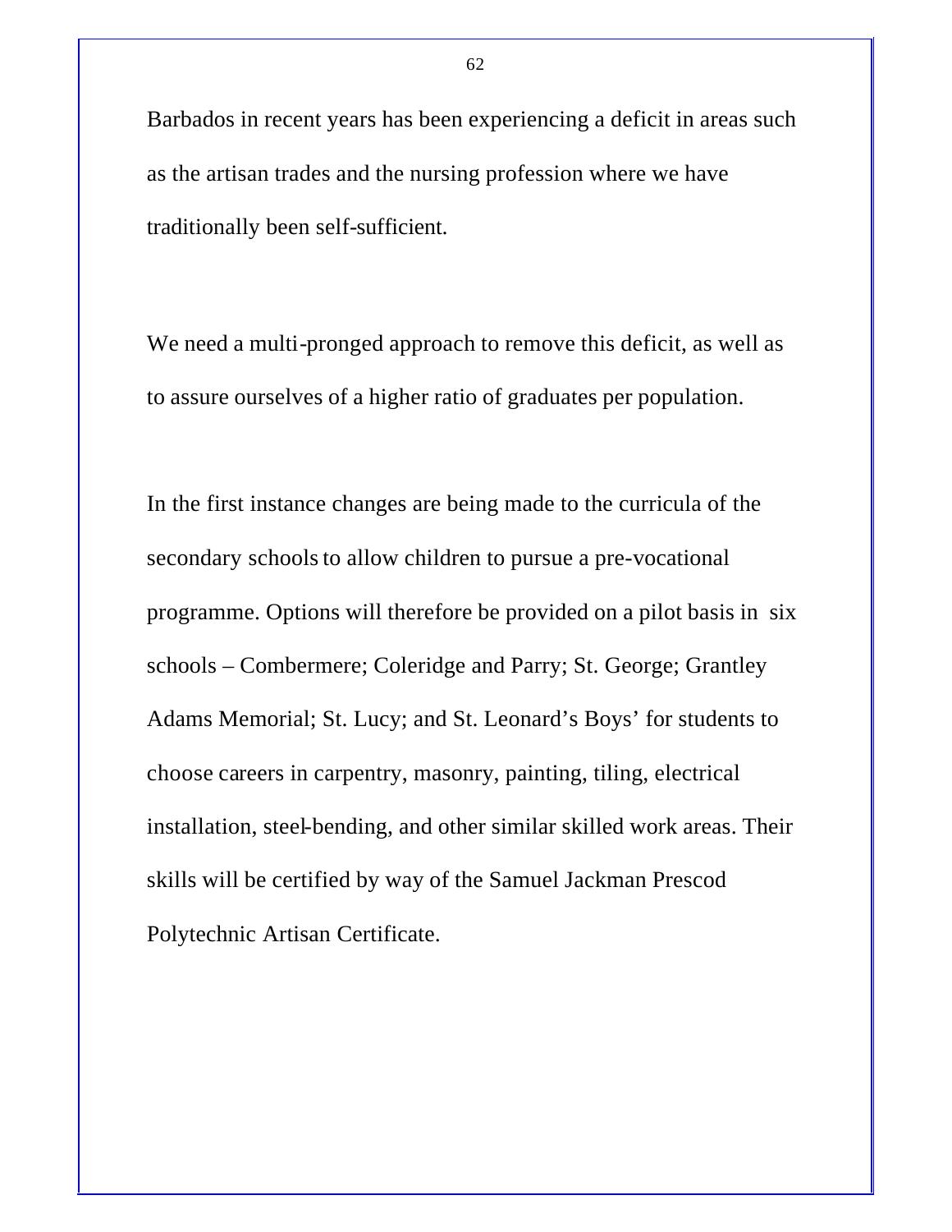Barbados in recent years has been experiencing a deficit in areas such as the artisan trades and the nursing profession where we have traditionally been self-sufficient.

We need a multi-pronged approach to remove this deficit, as well as to assure ourselves of a higher ratio of graduates per population.

In the first instance changes are being made to the curricula of the secondary schools to allow children to pursue a pre-vocational programme. Options will therefore be provided on a pilot basis in six schools – Combermere; Coleridge and Parry; St. George; Grantley Adams Memorial; St. Lucy; and St. Leonard's Boys' for students to choose careers in carpentry, masonry, painting, tiling, electrical installation, steel-bending, and other similar skilled work areas. Their skills will be certified by way of the Samuel Jackman Prescod Polytechnic Artisan Certificate.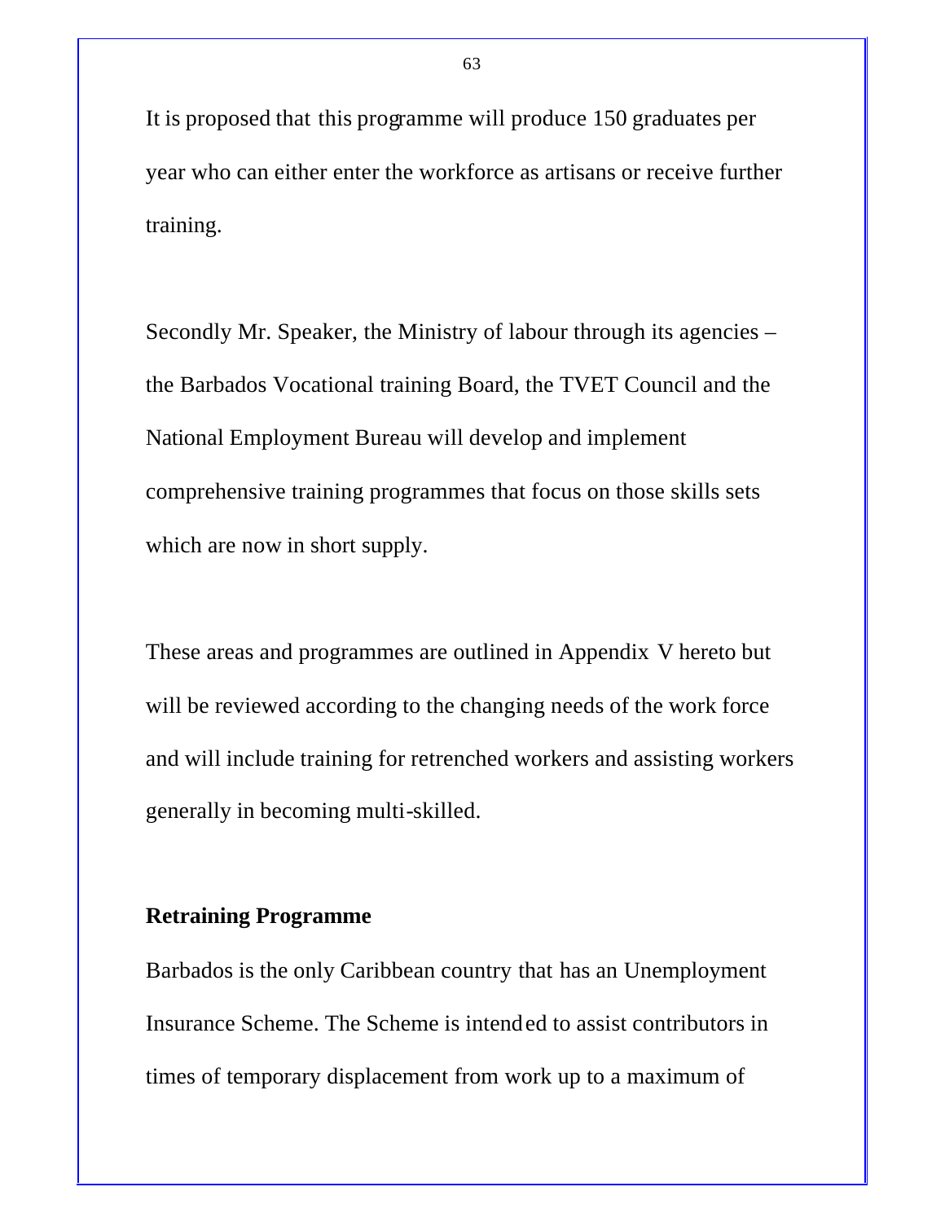It is proposed that this programme will produce 150 graduates per year who can either enter the workforce as artisans or receive further training.

Secondly Mr. Speaker, the Ministry of labour through its agencies – the Barbados Vocational training Board, the TVET Council and the National Employment Bureau will develop and implement comprehensive training programmes that focus on those skills sets which are now in short supply.

These areas and programmes are outlined in Appendix V hereto but will be reviewed according to the changing needs of the work force and will include training for retrenched workers and assisting workers generally in becoming multi-skilled.

**Retraining Programme**

Barbados is the only Caribbean country that has an Unemployment Insurance Scheme. The Scheme is intended to assist contributors in times of temporary displacement from work up to a maximum of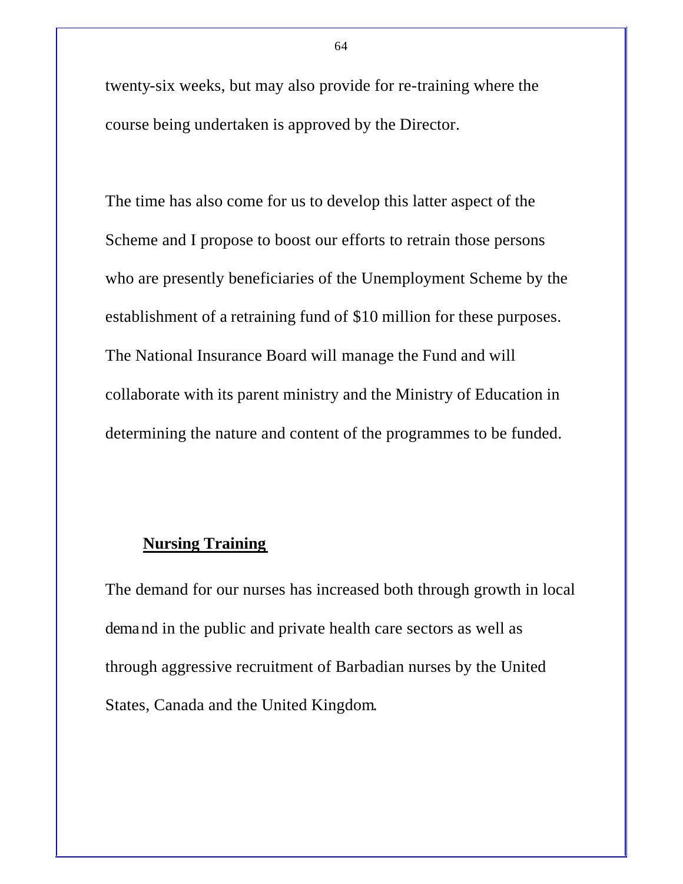twenty-six weeks, but may also provide for re-training where the course being undertaken is approved by the Director.

The time has also come for us to develop this latter aspect of the Scheme and I propose to boost our efforts to retrain those persons who are presently beneficiaries of the Unemployment Scheme by the establishment of a retraining fund of $10 million for these purposes. The National Insurance Board will manage the Fund and will collaborate with its parent ministry and the Ministry of Education in determining the nature and content of the programmes to be funded.

## Nursing Training

The demand for our nurses has increased both through growth in local demand in the public and private health care sectors as well as through aggressive recruitment of Barbadian nurses by the United States, Canada and the United Kingdom.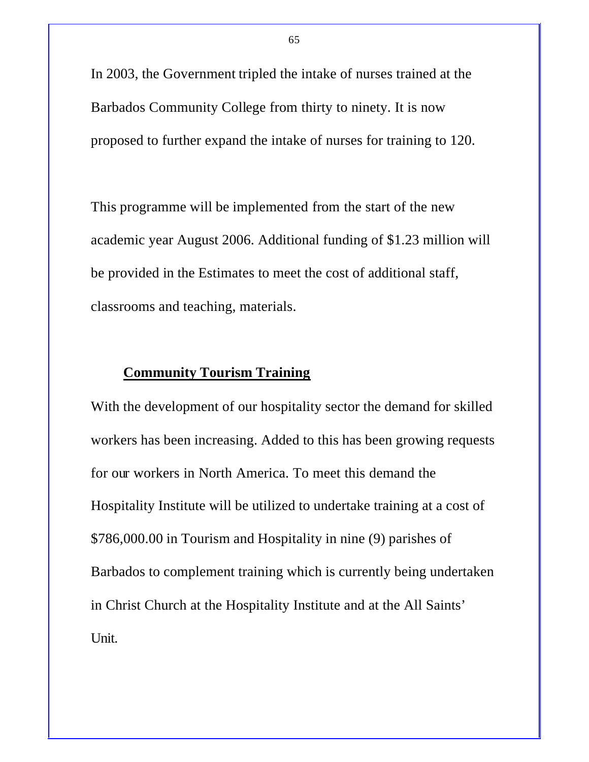In 2003, the Government tripled the intake of nurses trained at the Barbados Community College from thirty to ninety. It is now proposed to further expand the intake of nurses for training to 120.

This programme will be implemented from the start of the new academic year August 2006. Additional funding of $1.23 million will be provided in the Estimates to meet the cost of additional staff, classrooms and teaching, materials.

## Community Tourism Training

With the development of our hospitality sector the demand for skilled workers has been increasing. Added to this has been growing requests for our workers in North America. To meet this demand the Hospitality Institute will be utilized to undertake training at a cost of $786,000.00 in Tourism and Hospitality in nine (9) parishes of Barbados to complement training which is currently being undertaken in Christ Church at the Hospitality Institute and at the All Saints' Unit.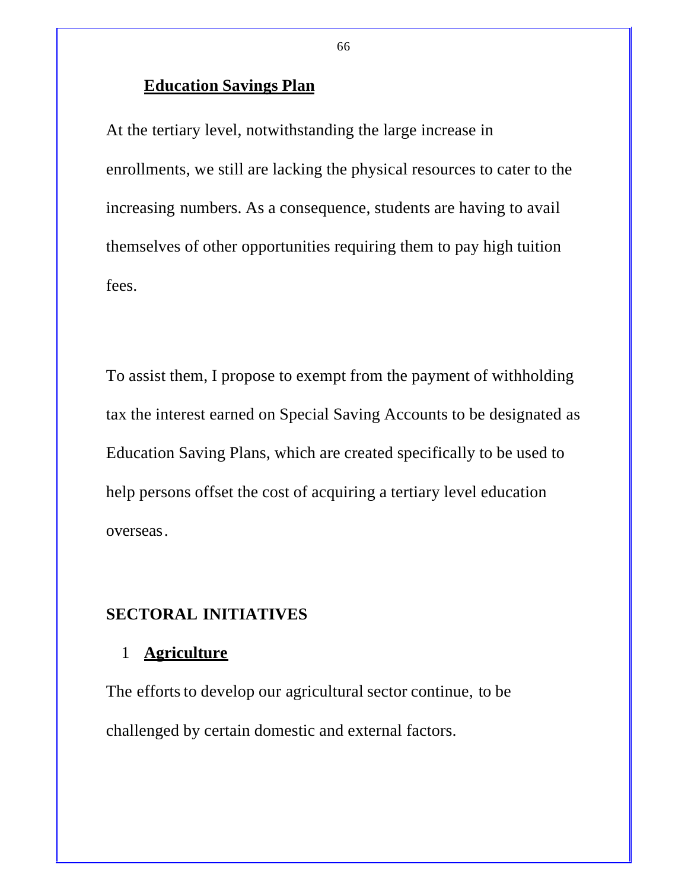## Education Savings Plan

At the tertiary level, notwithstanding the large increase in enrollments, we still are lacking the physical resources to cater to the increasing numbers. As a consequence, students are having to avail themselves of other opportunities requiring them to pay high tuition fees.

To assist them, I propose to exempt from the payment of withholding tax the interest earned on Special Saving Accounts to be designated as Education Saving Plans, which are created specifically to be used to help persons offset the cost of acquiring a tertiary level education overseas.

# SECTORAL INITIATIVES

## 1 Agriculture

The efforts to develop our agricultural sector continue, to be challenged by certain domestic and external factors.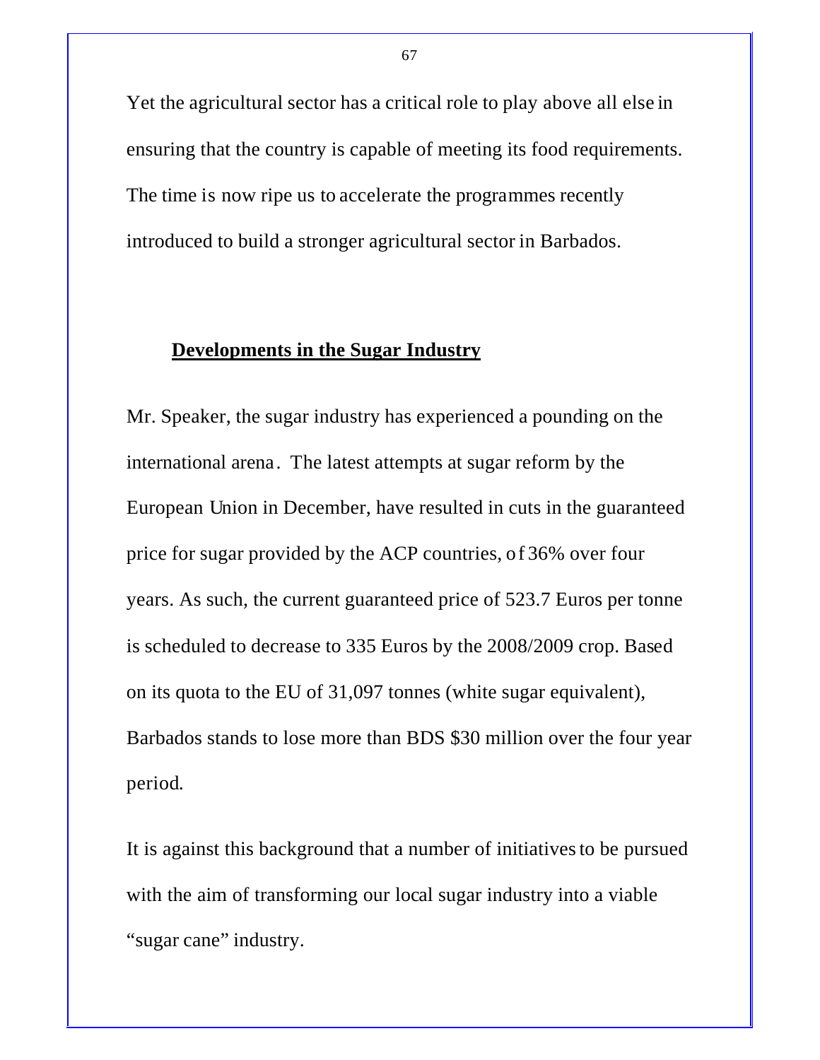Yet the agricultural sector has a critical role to play above all else in ensuring that the country is capable of meeting its food requirements. The time is now ripe us to accelerate the programmes recently introduced to build a stronger agricultural sector in Barbados.

## Developments in the Sugar Industry

Mr. Speaker, the sugar industry has experienced a pounding on the international arena. The latest attempts at sugar reform by the European Union in December, have resulted in cuts in the guaranteed price for sugar provided by the ACP countries, of 36% over four years. As such, the current guaranteed price of 523.7 Euros per tonne is scheduled to decrease to 335 Euros by the 2008/2009 crop. Based on its quota to the EU of 31,097 tonnes (white sugar equivalent), Barbados stands to lose more than BDS $30 million over the four year period.

It is against this background that a number of initiatives to be pursued with the aim of transforming our local sugar industry into a viable "sugar cane" industry.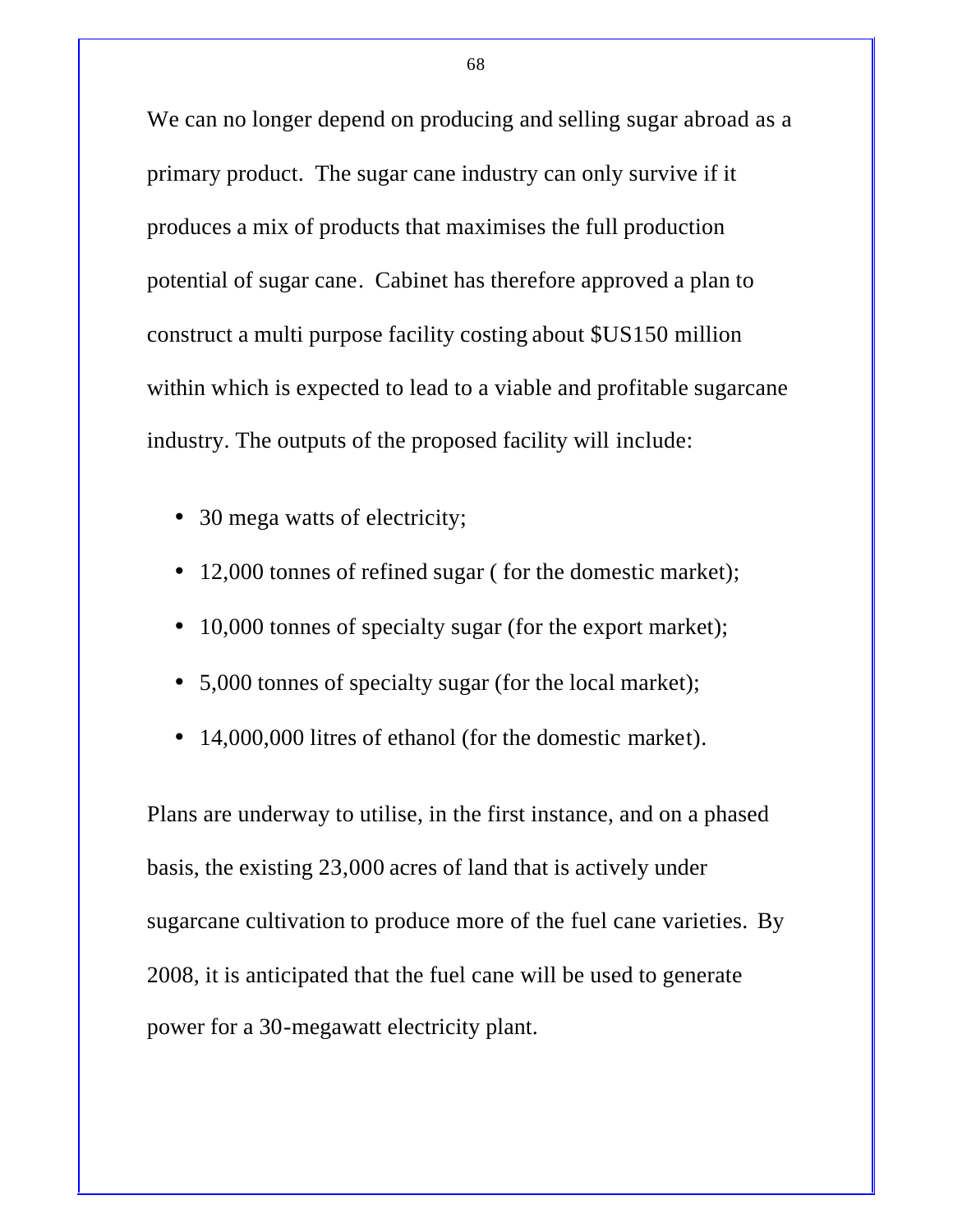We can no longer depend on producing and selling sugar abroad as a primary product. The sugar cane industry can only survive if it produces a mix of products that maximises the full production potential of sugar cane. Cabinet has therefore approved a plan to construct a multi purpose facility costing about $US150 million within which is expected to lead to a viable and profitable sugarcane industry. The outputs of the proposed facility will include:

- 30 mega watts of electricity;
- 12,000 tonnes of refined sugar ( for the domestic market);
- 10,000 tonnes of specialty sugar (for the export market);
- 5,000 tonnes of specialty sugar (for the local market);
- 14,000,000 litres of ethanol (for the domestic market).

Plans are underway to utilise, in the first instance, and on a phased basis, the existing 23,000 acres of land that is actively under sugarcane cultivation to produce more of the fuel cane varieties. By 2008, it is anticipated that the fuel cane will be used to generate power for a 30-megawatt electricity plant.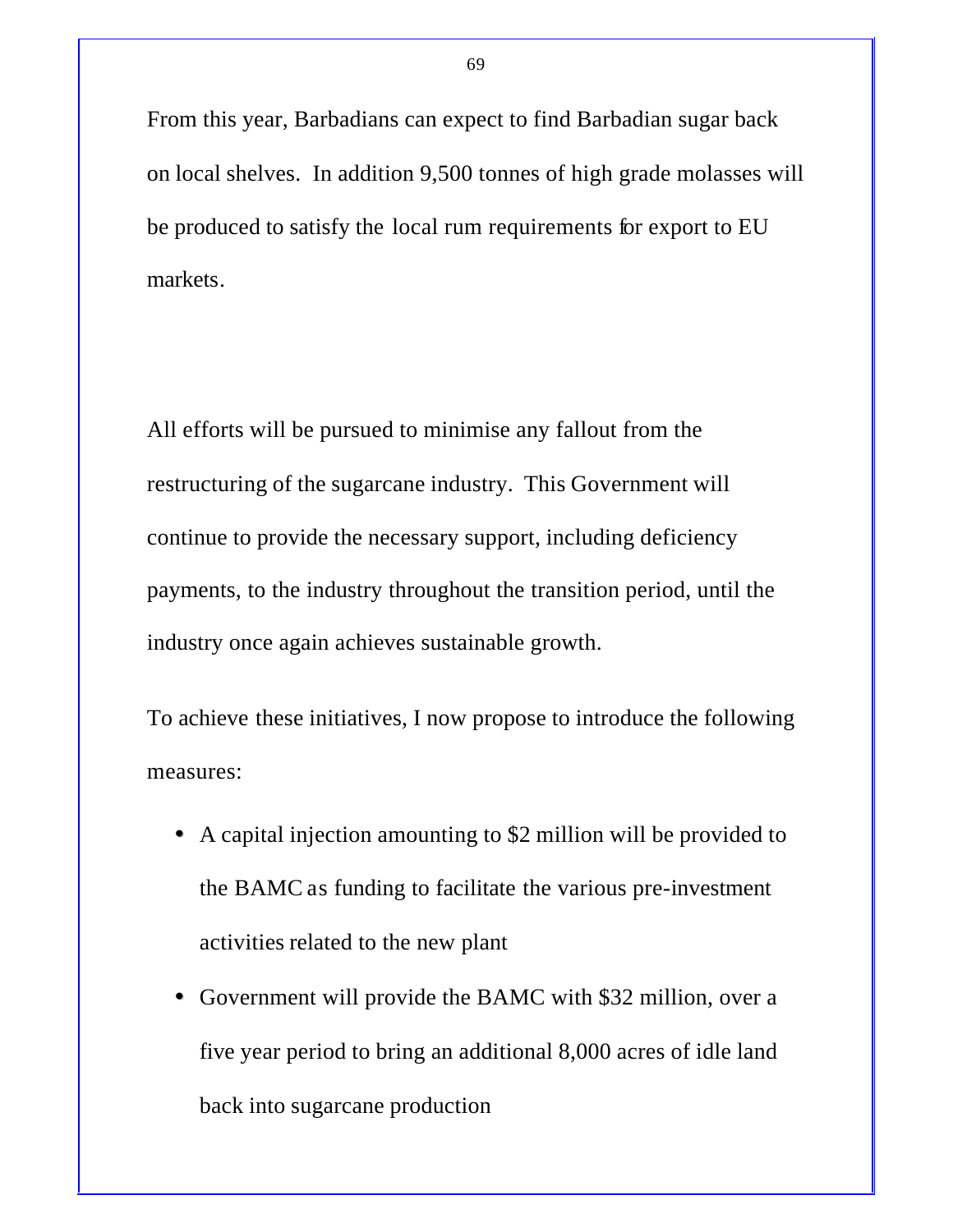From this year, Barbadians can expect to find Barbadian sugar back on local shelves. In addition 9,500 tonnes of high grade molasses will be produced to satisfy the local rum requirements for export to EU markets.

All efforts will be pursued to minimise any fallout from the restructuring of the sugarcane industry. This Government will continue to provide the necessary support, including deficiency payments, to the industry throughout the transition period, until the industry once again achieves sustainable growth.

To achieve these initiatives, I now propose to introduce the following measures:

- A capital injection amounting to $2 million will be provided to the BAMC as funding to facilitate the various pre-investment activities related to the new plant
- Government will provide the BAMC with $32 million, over a five year period to bring an additional 8,000 acres of idle land back into sugarcane production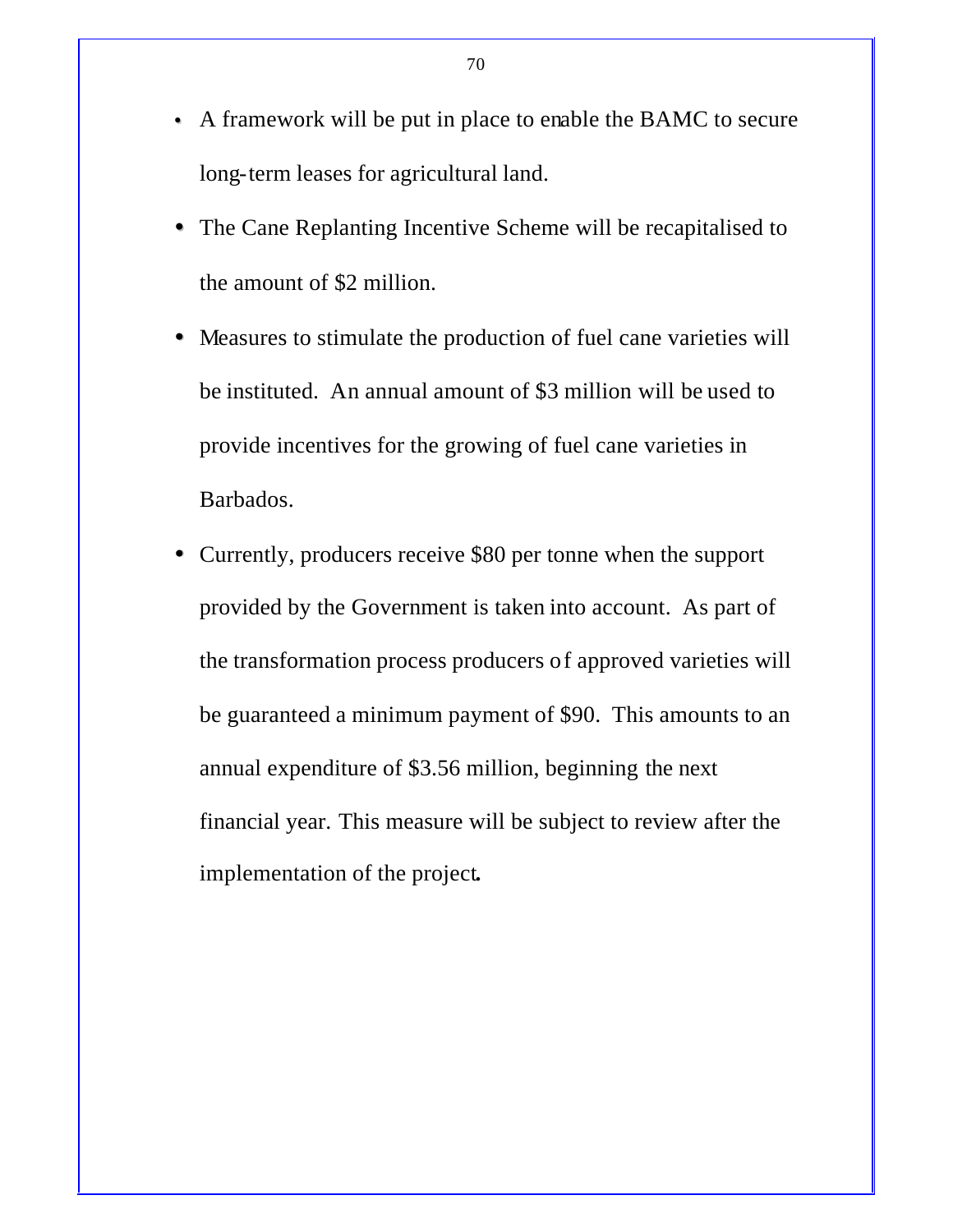- A framework will be put in place to enable the BAMC to secure long-term leases for agricultural land.
- The Cane Replanting Incentive Scheme will be recapitalised to the amount of $2 million.
- Measures to stimulate the production of fuel cane varieties will be instituted. An annual amount of $3 million will be used to provide incentives for the growing of fuel cane varieties in Barbados.
- Currently, producers receive $80 per tonne when the support provided by the Government is taken into account. As part of the transformation process producers of approved varieties will be guaranteed a minimum payment of $90. This amounts to an annual expenditure of $3.56 million, beginning the next financial year. This measure will be subject to review after the implementation of the project.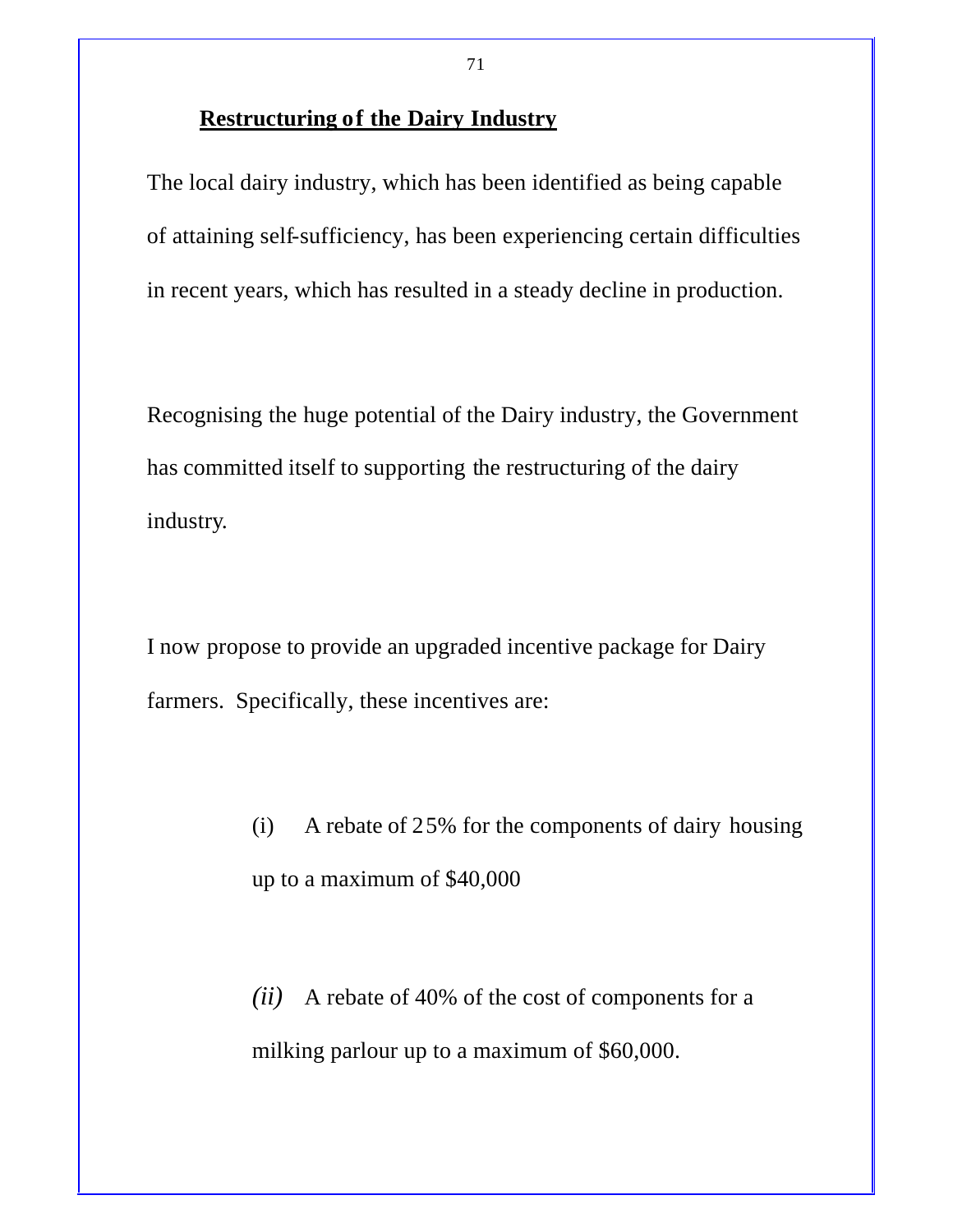## Restructuring of the Dairy Industry

The local dairy industry, which has been identified as being capable of attaining self-sufficiency, has been experiencing certain difficulties in recent years, which has resulted in a steady decline in production.

Recognising the huge potential of the Dairy industry, the Government has committed itself to supporting the restructuring of the dairy industry.

I now propose to provide an upgraded incentive package for Dairy farmers. Specifically, these incentives are:

(i) A rebate of 25% for the components of dairy housing up to a maximum of $40,000

*(ii)* A rebate of 40% of the cost of components for a milking parlour up to a maximum of $60,000.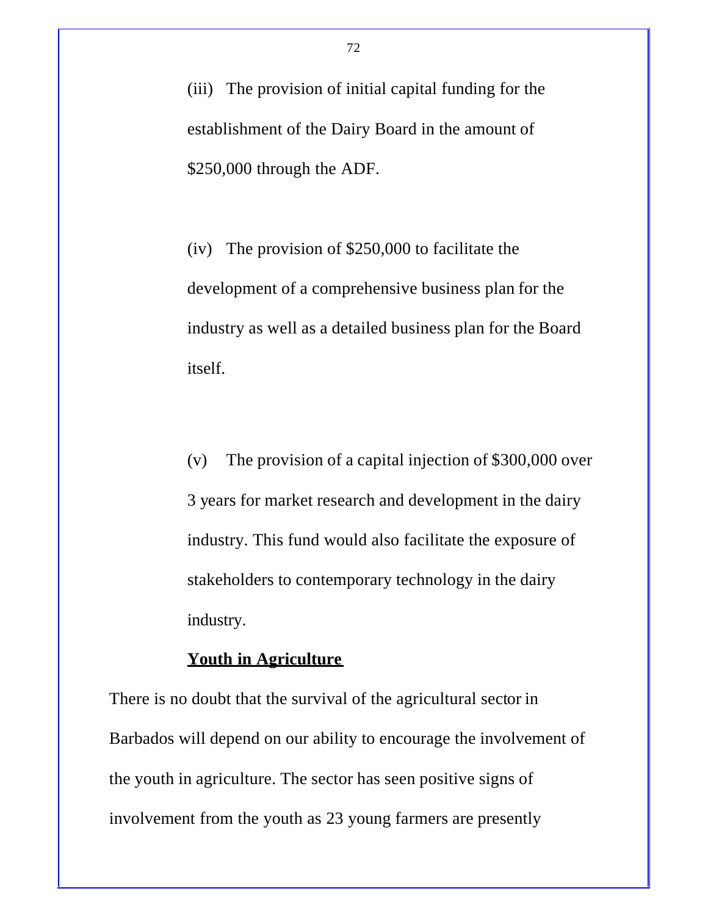(iii) The provision of initial capital funding for the establishment of the Dairy Board in the amount of $250,000 through the ADF.

(iv) The provision of $250,000 to facilitate the development of a comprehensive business plan for the industry as well as a detailed business plan for the Board itself.

(v) The provision of a capital injection of $300,000 over 3 years for market research and development in the dairy industry. This fund would also facilitate the exposure of stakeholders to contemporary technology in the dairy industry.

**Youth in Agriculture**

There is no doubt that the survival of the agricultural sector in Barbados will depend on our ability to encourage the involvement of the youth in agriculture. The sector has seen positive signs of involvement from the youth as 23 young farmers are presently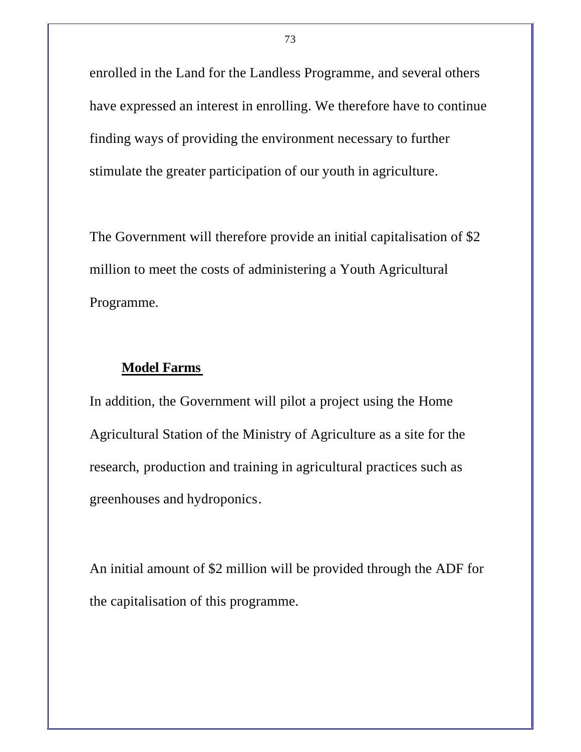enrolled in the Land for the Landless Programme, and several others have expressed an interest in enrolling. We therefore have to continue finding ways of providing the environment necessary to further stimulate the greater participation of our youth in agriculture.

The Government will therefore provide an initial capitalisation of $2 million to meet the costs of administering a Youth Agricultural Programme.

### Model Farms

In addition, the Government will pilot a project using the Home Agricultural Station of the Ministry of Agriculture as a site for the research, production and training in agricultural practices such as greenhouses and hydroponics.

An initial amount of $2 million will be provided through the ADF for the capitalisation of this programme.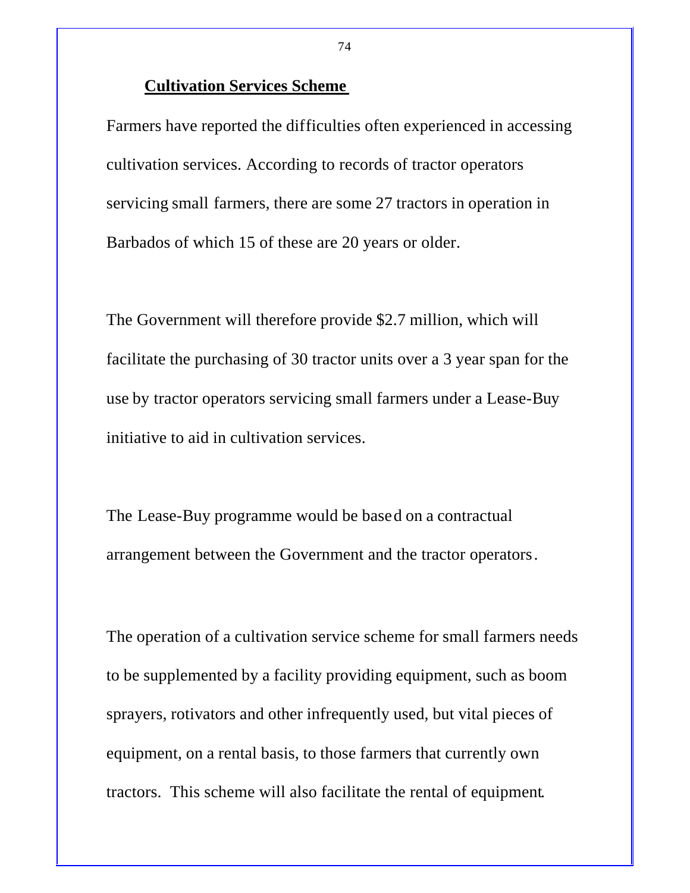## Cultivation Services Scheme

Farmers have reported the difficulties often experienced in accessing cultivation services. According to records of tractor operators servicing small farmers, there are some 27 tractors in operation in Barbados of which 15 of these are 20 years or older.

The Government will therefore provide $2.7 million, which will facilitate the purchasing of 30 tractor units over a 3 year span for the use by tractor operators servicing small farmers under a Lease-Buy initiative to aid in cultivation services.

The Lease-Buy programme would be based on a contractual arrangement between the Government and the tractor operators.

The operation of a cultivation service scheme for small farmers needs to be supplemented by a facility providing equipment, such as boom sprayers, rotivators and other infrequently used, but vital pieces of equipment, on a rental basis, to those farmers that currently own tractors. This scheme will also facilitate the rental of equipment.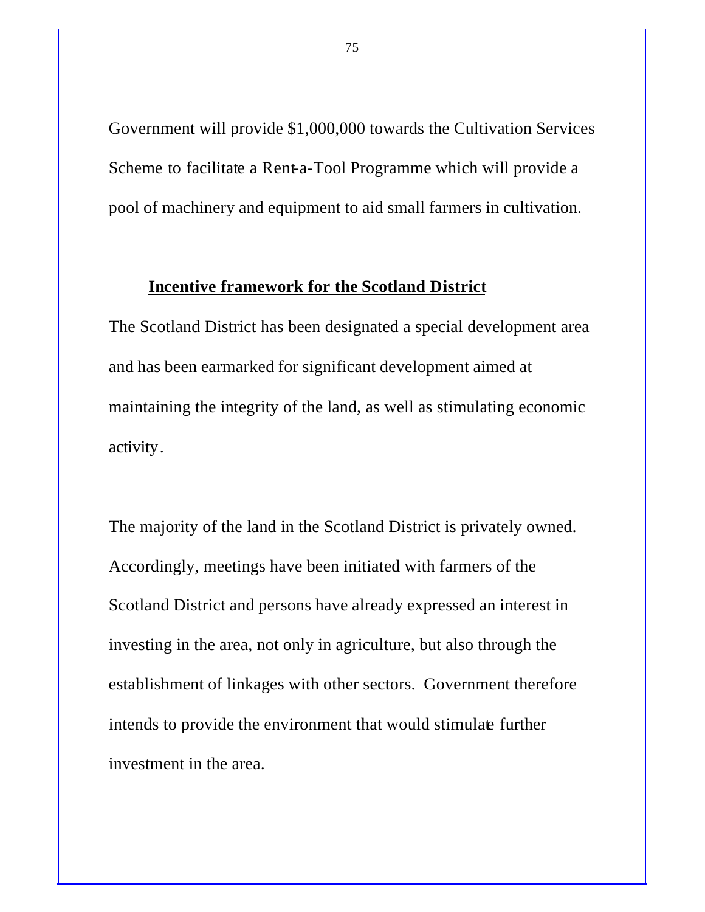Government will provide $1,000,000 towards the Cultivation Services Scheme to facilitate a Rent-a-Tool Programme which will provide a pool of machinery and equipment to aid small farmers in cultivation.

## Incentive framework for the Scotland District

The Scotland District has been designated a special development area and has been earmarked for significant development aimed at maintaining the integrity of the land, as well as stimulating economic activity.

The majority of the land in the Scotland District is privately owned. Accordingly, meetings have been initiated with farmers of the Scotland District and persons have already expressed an interest in investing in the area, not only in agriculture, but also through the establishment of linkages with other sectors. Government therefore intends to provide the environment that would stimulate further investment in the area.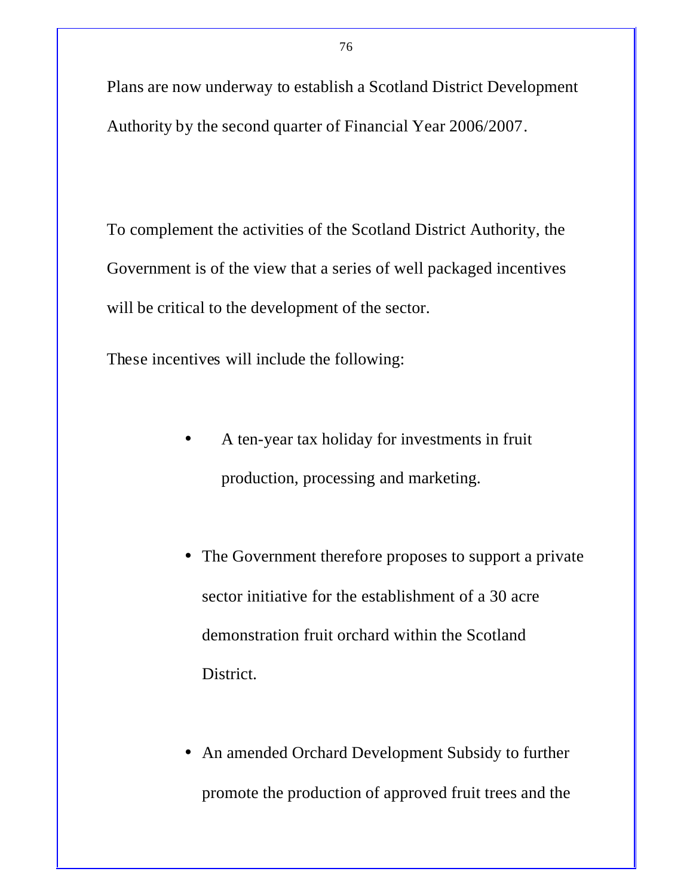Plans are now underway to establish a Scotland District Development Authority by the second quarter of Financial Year 2006/2007.

To complement the activities of the Scotland District Authority, the Government is of the view that a series of well packaged incentives will be critical to the development of the sector.

These incentives will include the following:

- A ten-year tax holiday for investments in fruit production, processing and marketing.

- The Government therefore proposes to support a private sector initiative for the establishment of a 30 acre demonstration fruit orchard within the Scotland District.

- An amended Orchard Development Subsidy to further promote the production of approved fruit trees and the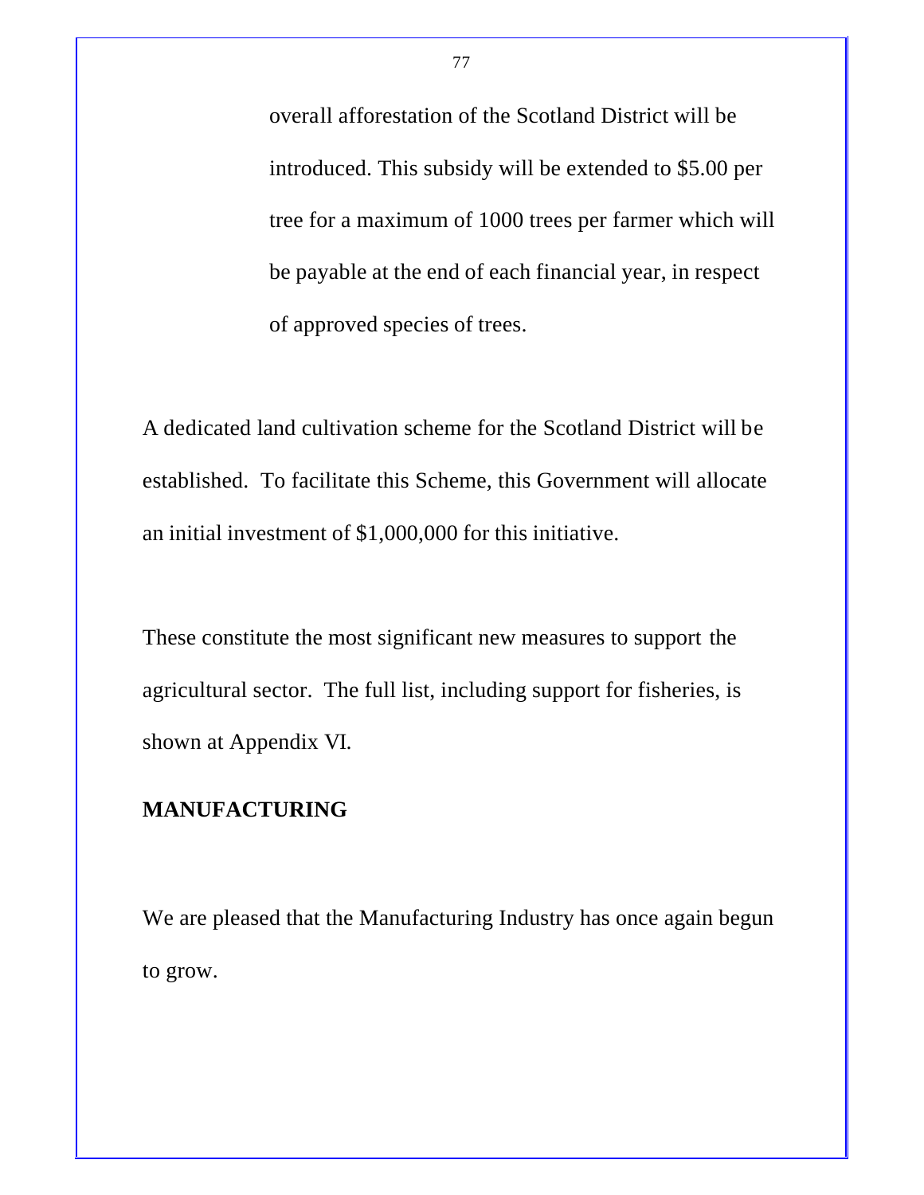overall afforestation of the Scotland District will be introduced. This subsidy will be extended to $5.00 per tree for a maximum of 1000 trees per farmer which will be payable at the end of each financial year, in respect of approved species of trees.

A dedicated land cultivation scheme for the Scotland District will be established. To facilitate this Scheme, this Government will allocate an initial investment of $1,000,000 for this initiative.

These constitute the most significant new measures to support the agricultural sector. The full list, including support for fisheries, is shown at Appendix VI.

**MANUFACTURING**

We are pleased that the Manufacturing Industry has once again begun to grow.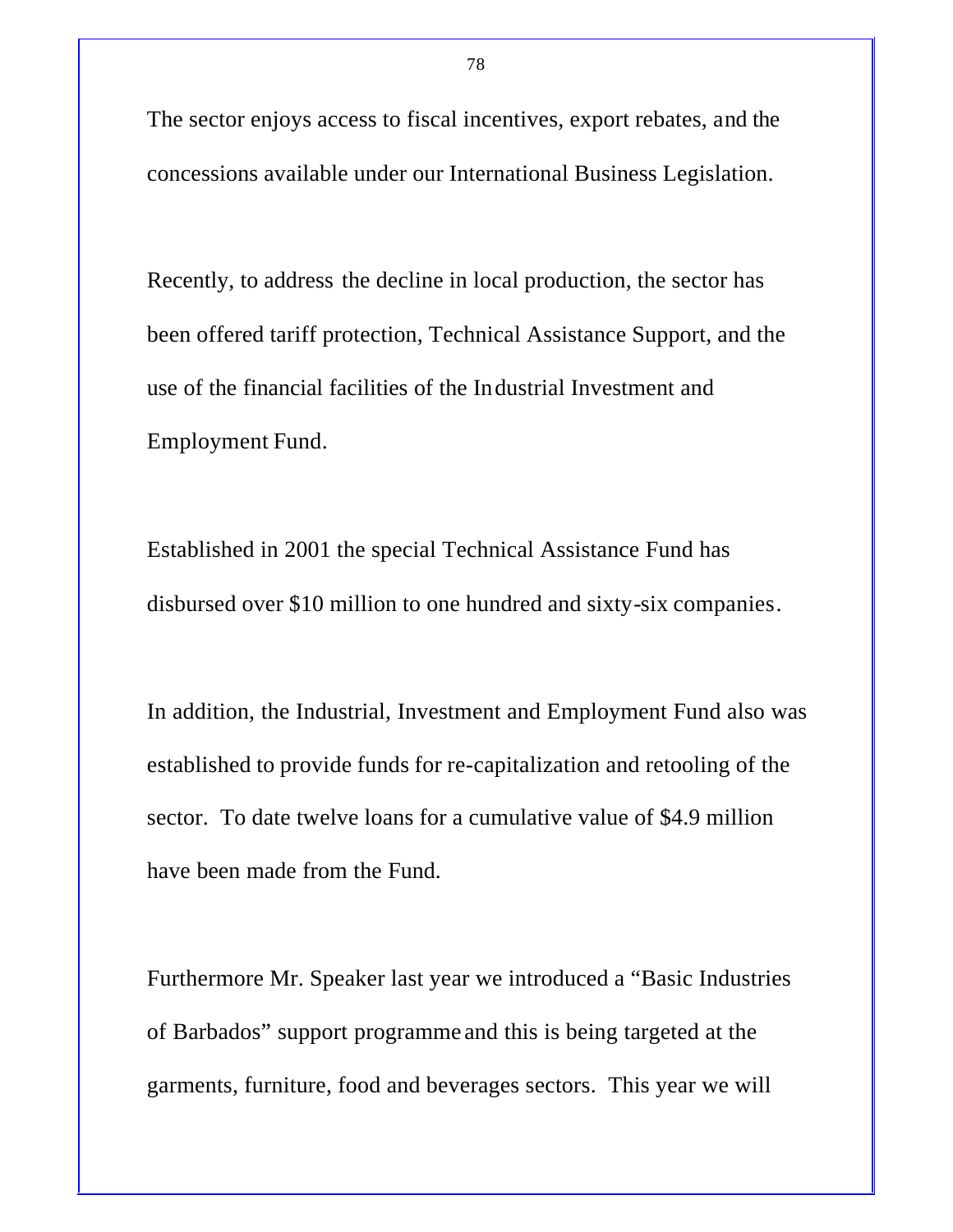The sector enjoys access to fiscal incentives, export rebates, and the concessions available under our International Business Legislation.

Recently, to address the decline in local production, the sector has been offered tariff protection, Technical Assistance Support, and the use of the financial facilities of the Industrial Investment and Employment Fund.

Established in 2001 the special Technical Assistance Fund has disbursed over $10 million to one hundred and sixty-six companies.

In addition, the Industrial, Investment and Employment Fund also was established to provide funds for re-capitalization and retooling of the sector. To date twelve loans for a cumulative value of $4.9 million have been made from the Fund.

Furthermore Mr. Speaker last year we introduced a "Basic Industries of Barbados" support programme and this is being targeted at the garments, furniture, food and beverages sectors. This year we will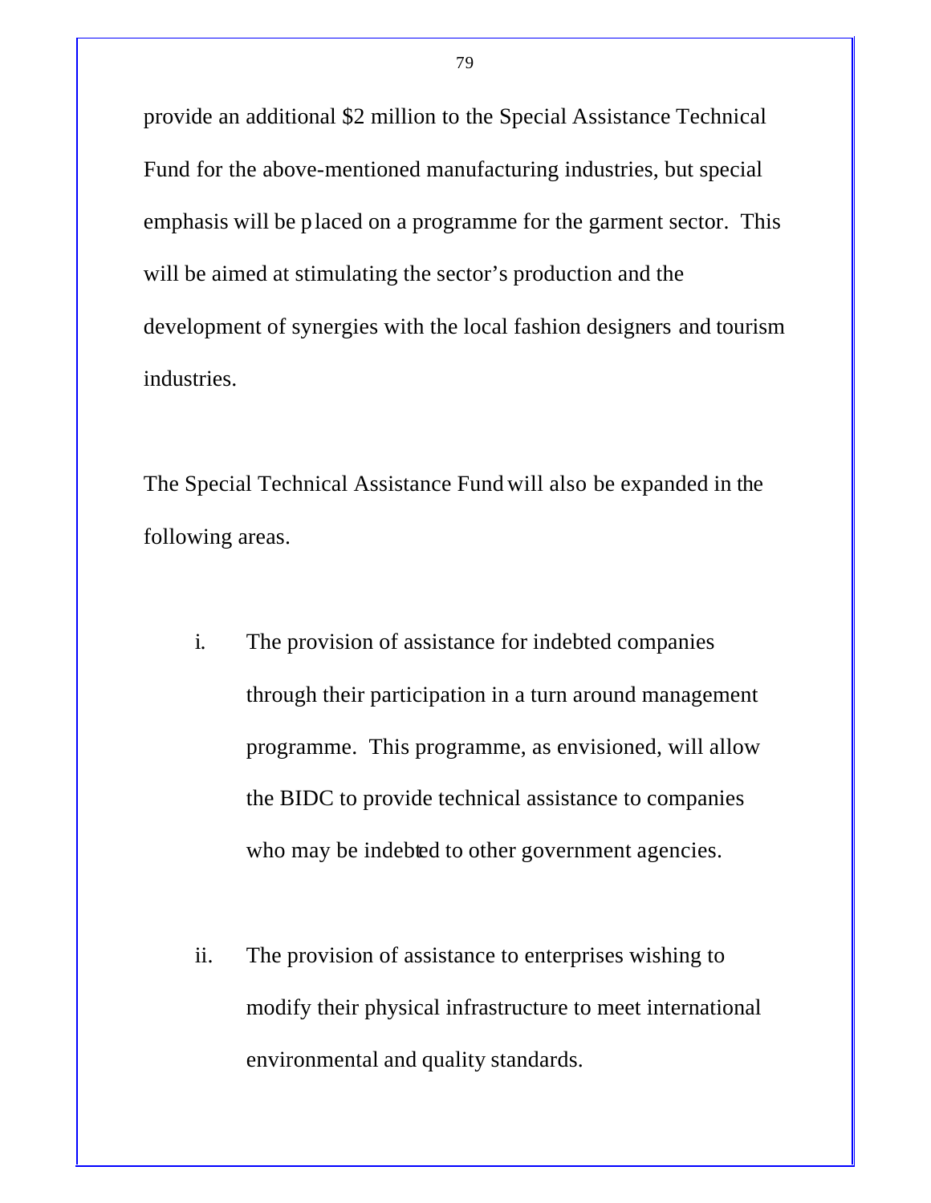provide an additional $2 million to the Special Assistance Technical Fund for the above-mentioned manufacturing industries, but special emphasis will be placed on a programme for the garment sector. This will be aimed at stimulating the sector's production and the development of synergies with the local fashion designers and tourism industries.

The Special Technical Assistance Fund will also be expanded in the following areas.

i. The provision of assistance for indebted companies through their participation in a turn around management programme. This programme, as envisioned, will allow the BIDC to provide technical assistance to companies who may be indebted to other government agencies.

ii. The provision of assistance to enterprises wishing to modify their physical infrastructure to meet international environmental and quality standards.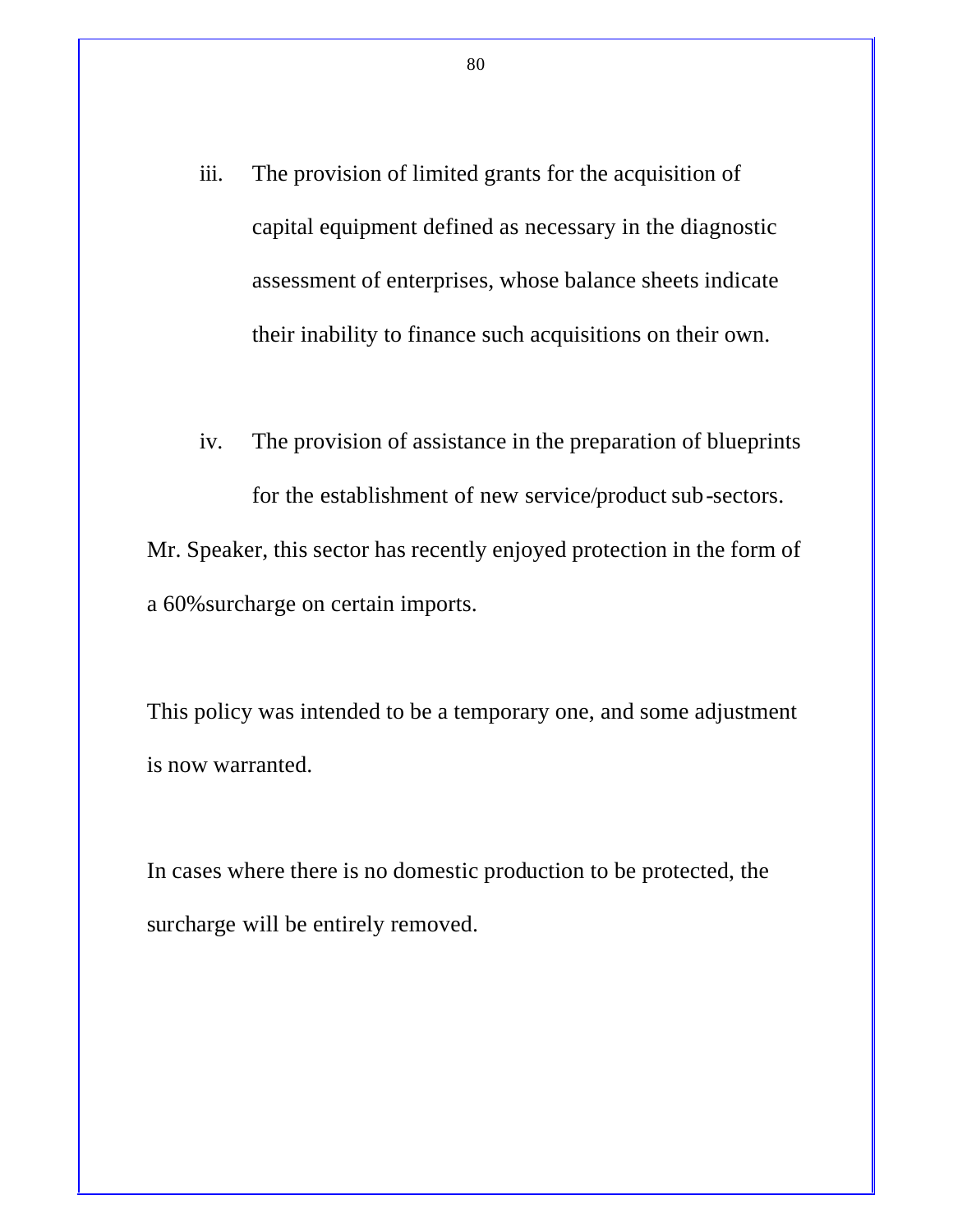iii. The provision of limited grants for the acquisition of capital equipment defined as necessary in the diagnostic assessment of enterprises, whose balance sheets indicate their inability to finance such acquisitions on their own.

iv. The provision of assistance in the preparation of blueprints for the establishment of new service/product sub-sectors.

Mr. Speaker, this sector has recently enjoyed protection in the form of a 60%surcharge on certain imports.

This policy was intended to be a temporary one, and some adjustment is now warranted.

In cases where there is no domestic production to be protected, the surcharge will be entirely removed.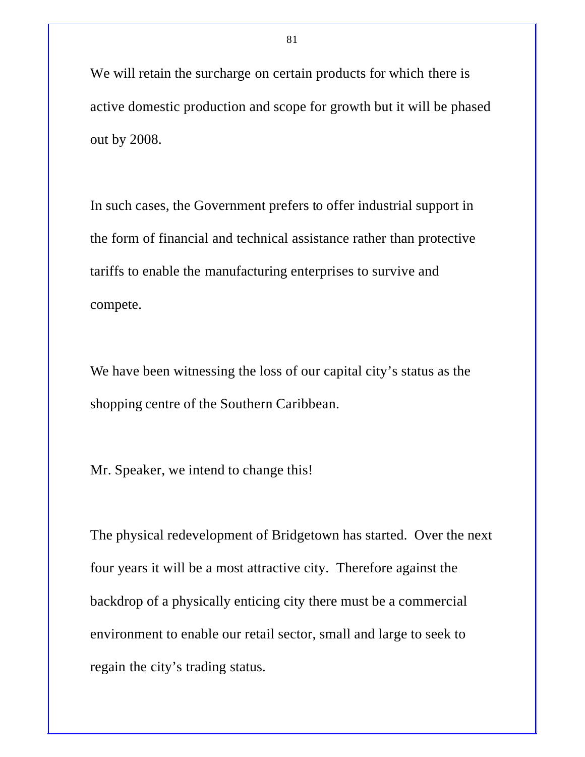We will retain the surcharge on certain products for which there is active domestic production and scope for growth but it will be phased out by 2008.

In such cases, the Government prefers to offer industrial support in the form of financial and technical assistance rather than protective tariffs to enable the manufacturing enterprises to survive and compete.

We have been witnessing the loss of our capital city's status as the shopping centre of the Southern Caribbean.

Mr. Speaker, we intend to change this!

The physical redevelopment of Bridgetown has started. Over the next four years it will be a most attractive city. Therefore against the backdrop of a physically enticing city there must be a commercial environment to enable our retail sector, small and large to seek to regain the city's trading status.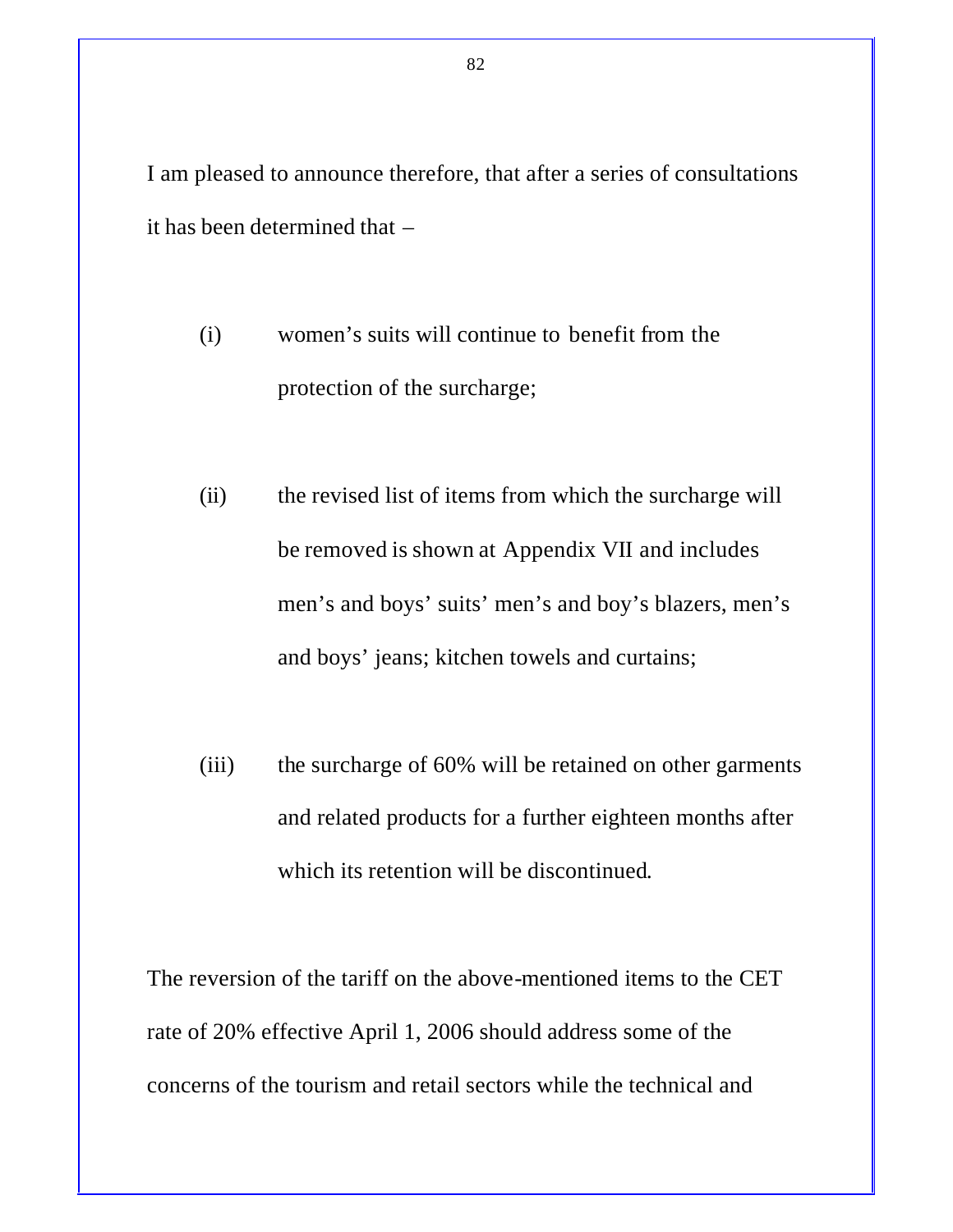I am pleased to announce therefore, that after a series of consultations it has been determined that –

(i) women's suits will continue to benefit from the protection of the surcharge;

(ii) the revised list of items from which the surcharge will be removed is shown at Appendix VII and includes men's and boys' suits' men's and boy's blazers, men's and boys' jeans; kitchen towels and curtains;

(iii) the surcharge of 60% will be retained on other garments and related products for a further eighteen months after which its retention will be discontinued.

The reversion of the tariff on the above-mentioned items to the CET rate of 20% effective April 1, 2006 should address some of the concerns of the tourism and retail sectors while the technical and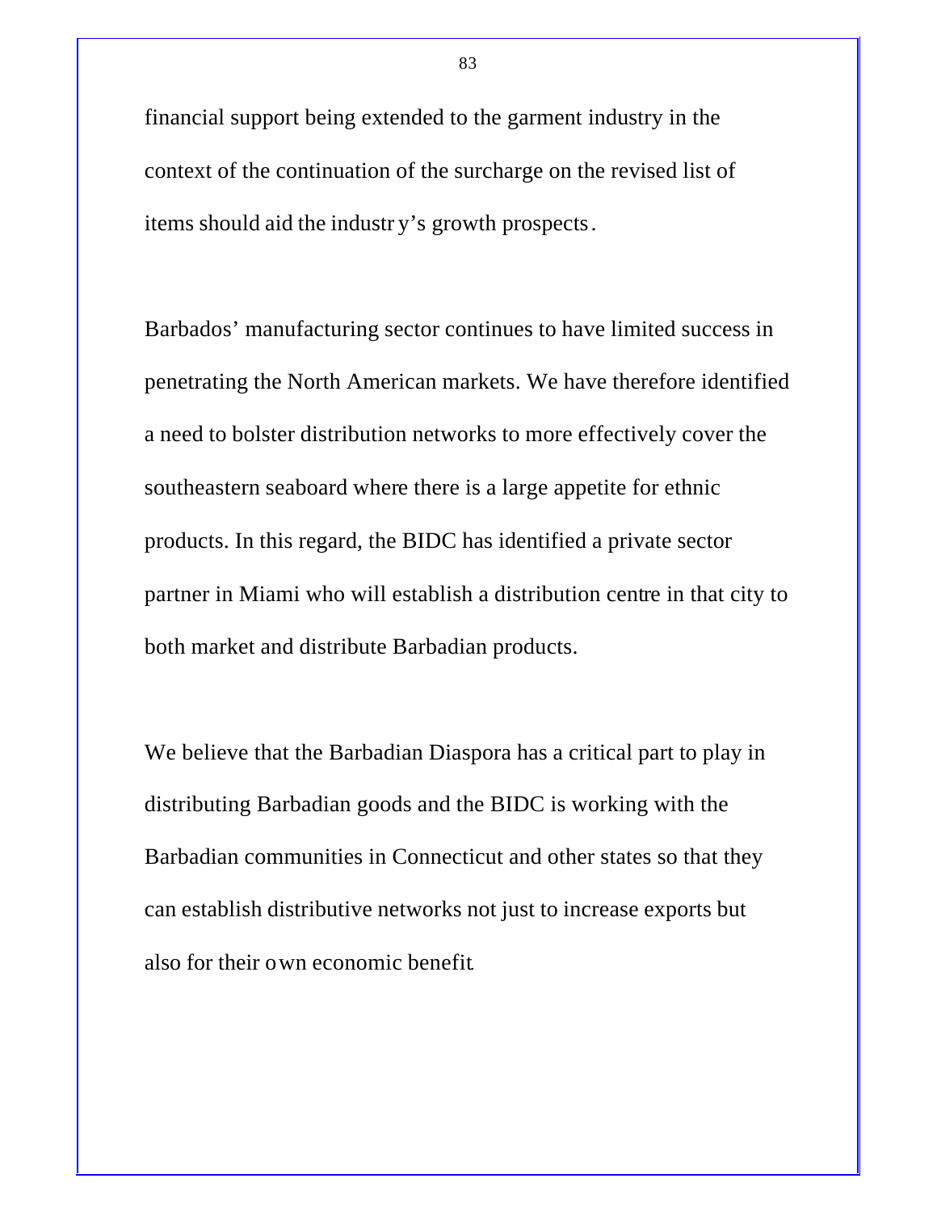financial support being extended to the garment industry in the context of the continuation of the surcharge on the revised list of items should aid the industry's growth prospects.

Barbados' manufacturing sector continues to have limited success in penetrating the North American markets. We have therefore identified a need to bolster distribution networks to more effectively cover the southeastern seaboard where there is a large appetite for ethnic products. In this regard, the BIDC has identified a private sector partner in Miami who will establish a distribution centre in that city to both market and distribute Barbadian products.

We believe that the Barbadian Diaspora has a critical part to play in distributing Barbadian goods and the BIDC is working with the Barbadian communities in Connecticut and other states so that they can establish distributive networks not just to increase exports but also for their own economic benefit.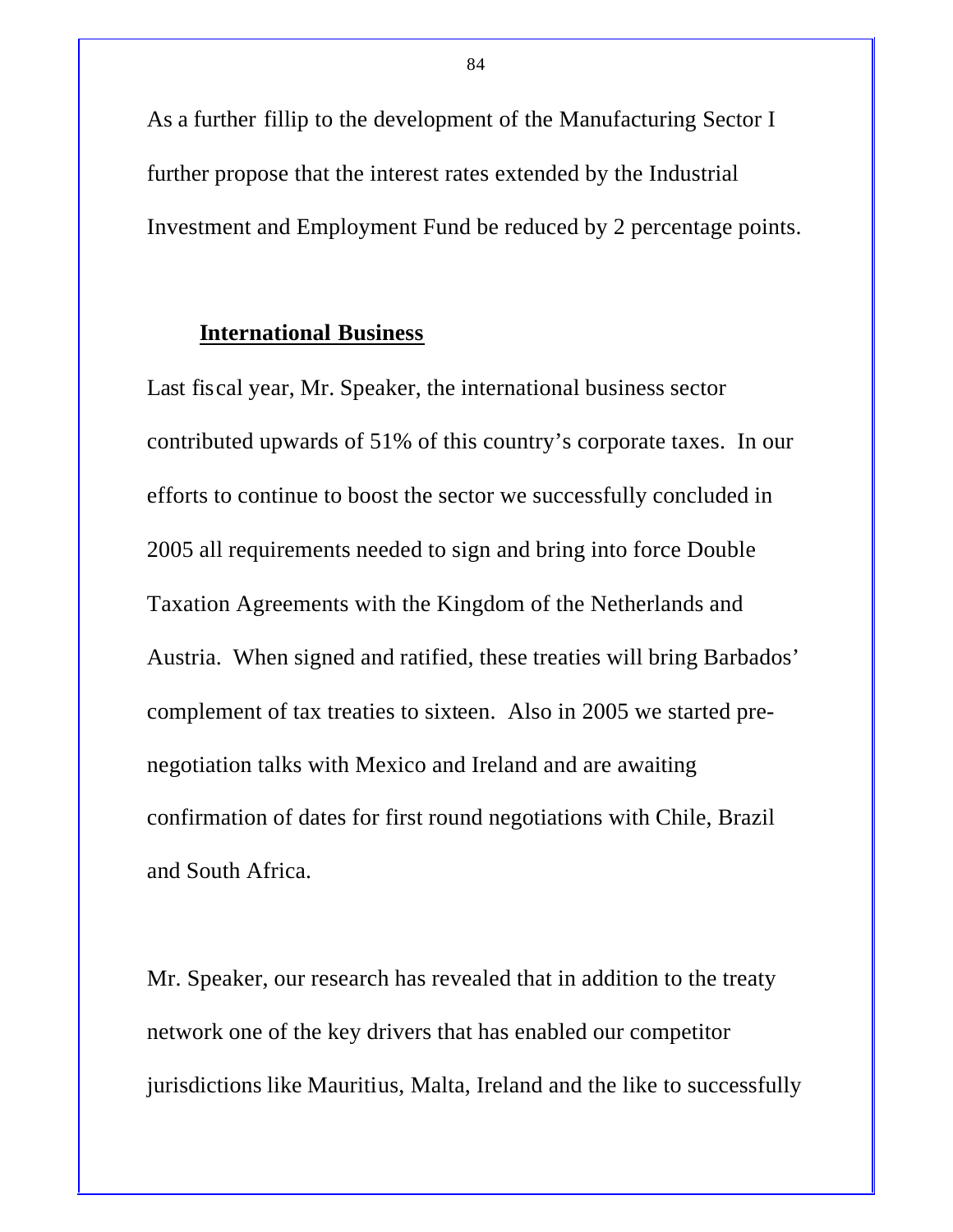As a further fillip to the development of the Manufacturing Sector I further propose that the interest rates extended by the Industrial Investment and Employment Fund be reduced by 2 percentage points.

## International Business

Last fiscal year, Mr. Speaker, the international business sector contributed upwards of 51% of this country's corporate taxes. In our efforts to continue to boost the sector we successfully concluded in 2005 all requirements needed to sign and bring into force Double Taxation Agreements with the Kingdom of the Netherlands and Austria. When signed and ratified, these treaties will bring Barbados' complement of tax treaties to sixteen. Also in 2005 we started pre-negotiation talks with Mexico and Ireland and are awaiting confirmation of dates for first round negotiations with Chile, Brazil and South Africa.

Mr. Speaker, our research has revealed that in addition to the treaty network one of the key drivers that has enabled our competitor jurisdictions like Mauritius, Malta, Ireland and the like to successfully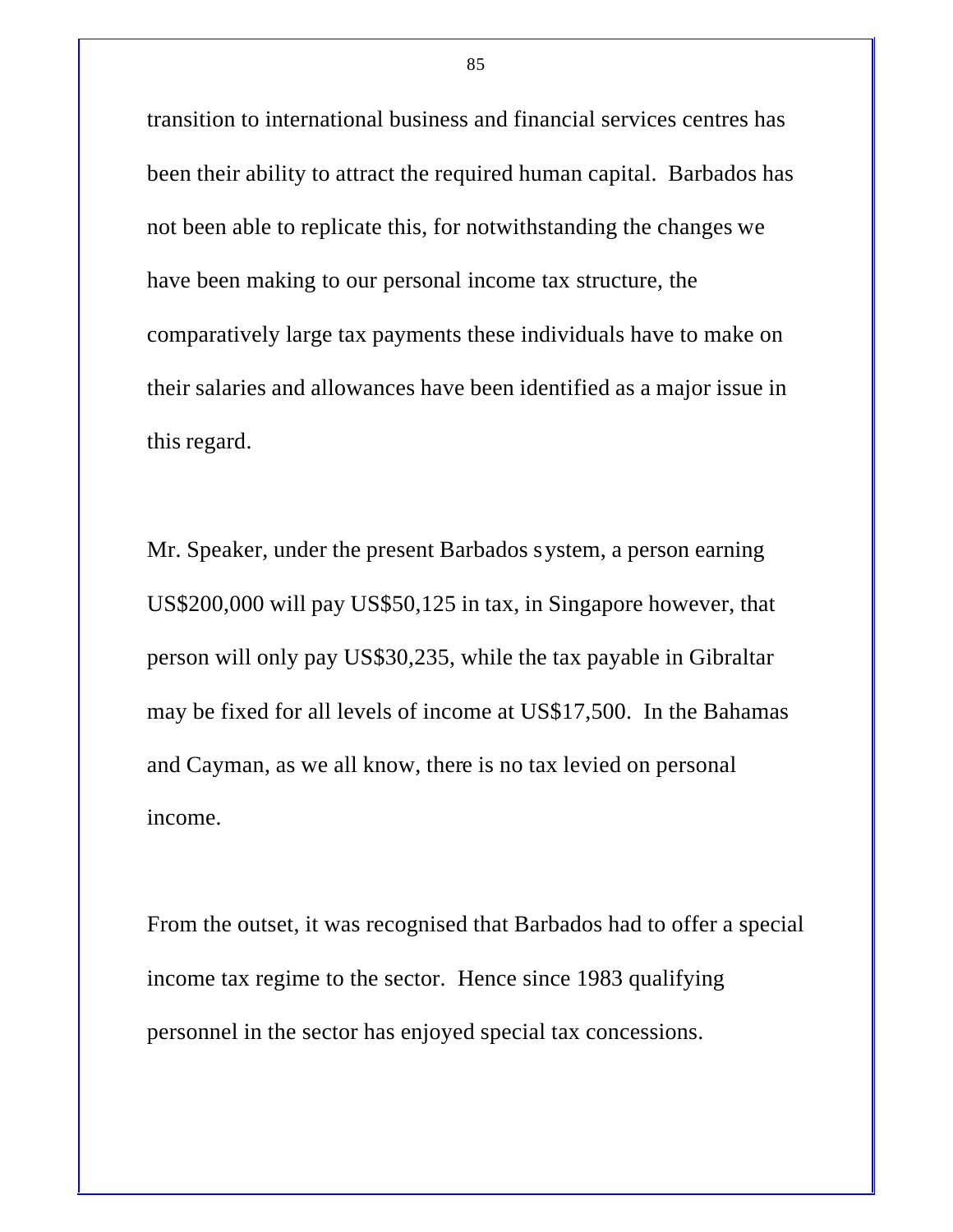transition to international business and financial services centres has been their ability to attract the required human capital. Barbados has not been able to replicate this, for notwithstanding the changes we have been making to our personal income tax structure, the comparatively large tax payments these individuals have to make on their salaries and allowances have been identified as a major issue in this regard.

Mr. Speaker, under the present Barbados system, a person earning US$200,000 will pay US$50,125 in tax, in Singapore however, that person will only pay US$30,235, while the tax payable in Gibraltar may be fixed for all levels of income at US$17,500. In the Bahamas and Cayman, as we all know, there is no tax levied on personal income.

From the outset, it was recognised that Barbados had to offer a special income tax regime to the sector. Hence since 1983 qualifying personnel in the sector has enjoyed special tax concessions.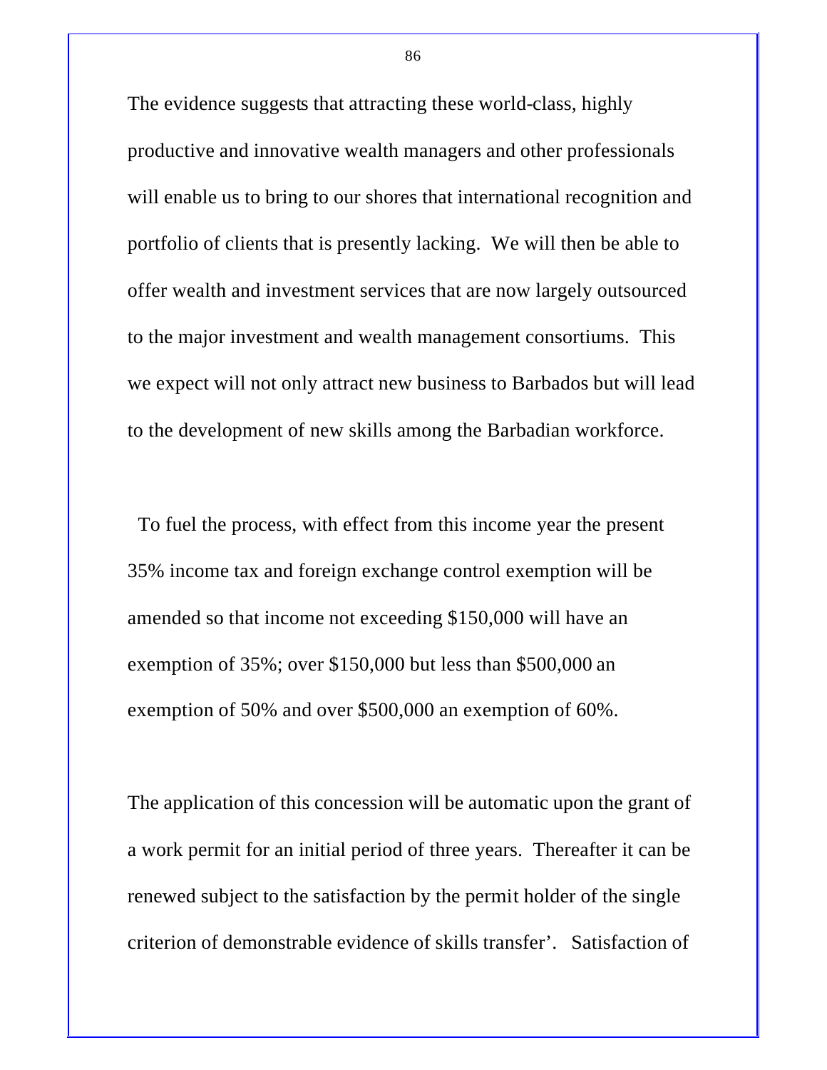The evidence suggests that attracting these world-class, highly productive and innovative wealth managers and other professionals will enable us to bring to our shores that international recognition and portfolio of clients that is presently lacking. We will then be able to offer wealth and investment services that are now largely outsourced to the major investment and wealth management consortiums. This we expect will not only attract new business to Barbados but will lead to the development of new skills among the Barbadian workforce.

To fuel the process, with effect from this income year the present 35% income tax and foreign exchange control exemption will be amended so that income not exceeding $150,000 will have an exemption of 35%; over $150,000 but less than $500,000 an exemption of 50% and over $500,000 an exemption of 60%.

The application of this concession will be automatic upon the grant of a work permit for an initial period of three years. Thereafter it can be renewed subject to the satisfaction by the permit holder of the single criterion of demonstrable evidence of skills transfer'. Satisfaction of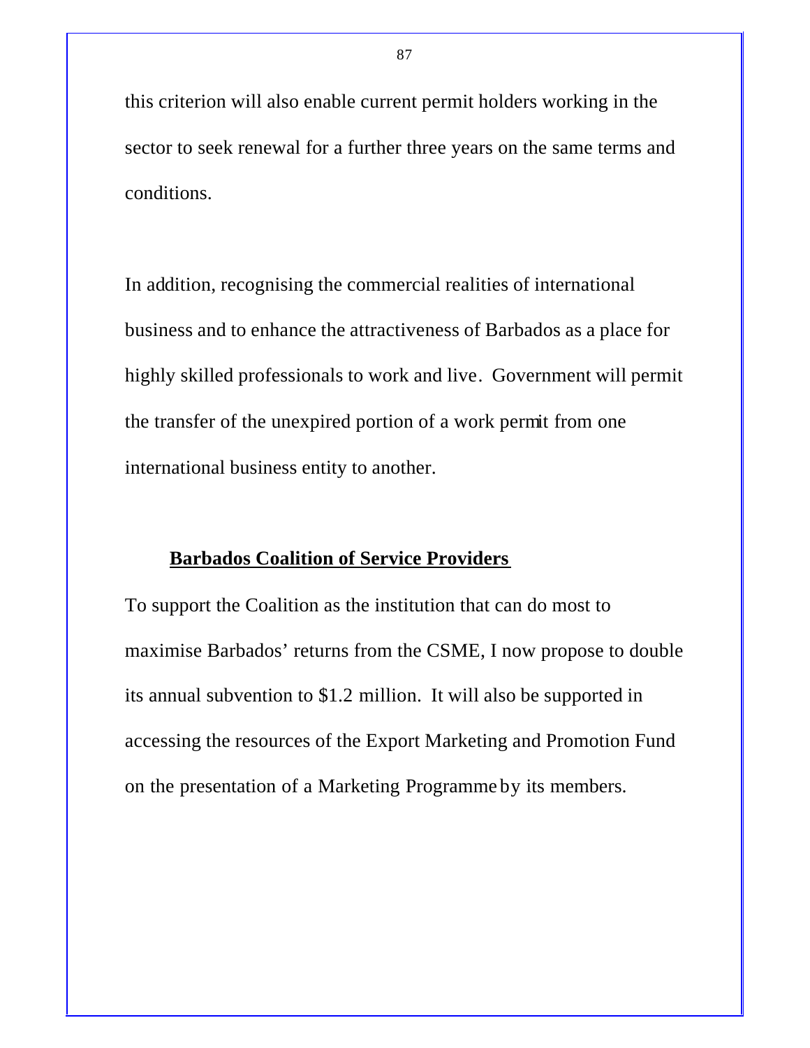this criterion will also enable current permit holders working in the sector to seek renewal for a further three years on the same terms and conditions.

In addition, recognising the commercial realities of international business and to enhance the attractiveness of Barbados as a place for highly skilled professionals to work and live. Government will permit the transfer of the unexpired portion of a work permit from one international business entity to another.

## Barbados Coalition of Service Providers

To support the Coalition as the institution that can do most to maximise Barbados' returns from the CSME, I now propose to double its annual subvention to $1.2 million. It will also be supported in accessing the resources of the Export Marketing and Promotion Fund on the presentation of a Marketing Programme by its members.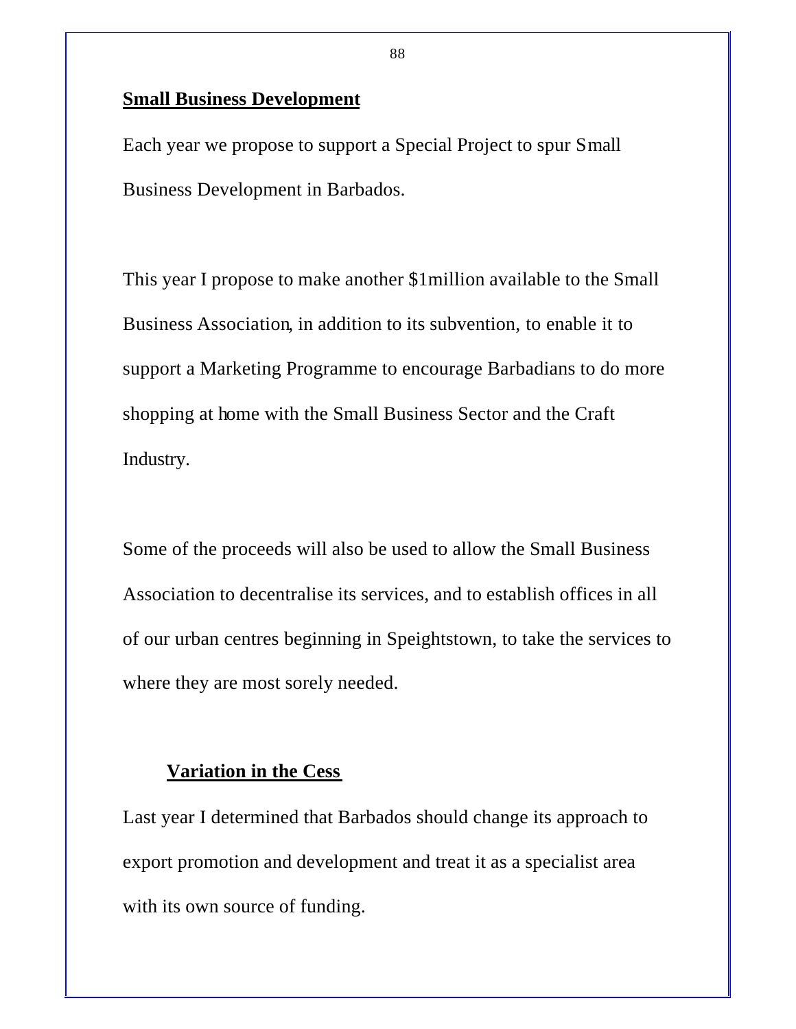## Small Business Development

Each year we propose to support a Special Project to spur Small Business Development in Barbados.

This year I propose to make another $1million available to the Small Business Association, in addition to its subvention, to enable it to support a Marketing Programme to encourage Barbadians to do more shopping at home with the Small Business Sector and the Craft Industry.

Some of the proceeds will also be used to allow the Small Business Association to decentralise its services, and to establish offices in all of our urban centres beginning in Speightstown, to take the services to where they are most sorely needed.

## Variation in the Cess

Last year I determined that Barbados should change its approach to export promotion and development and treat it as a specialist area with its own source of funding.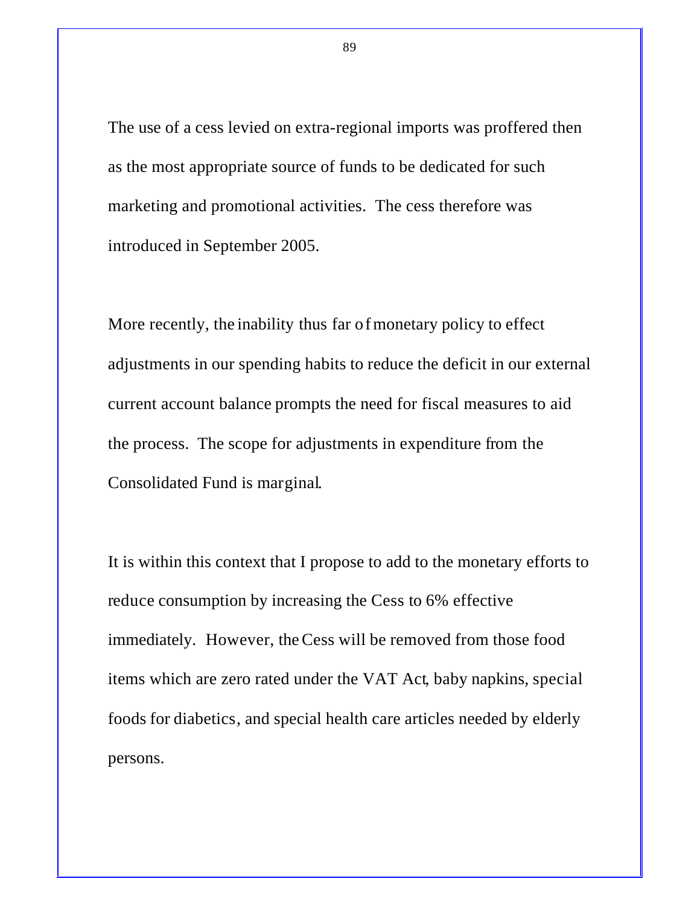The use of a cess levied on extra-regional imports was proffered then as the most appropriate source of funds to be dedicated for such marketing and promotional activities. The cess therefore was introduced in September 2005.

More recently, the inability thus far of monetary policy to effect adjustments in our spending habits to reduce the deficit in our external current account balance prompts the need for fiscal measures to aid the process. The scope for adjustments in expenditure from the Consolidated Fund is marginal.

It is within this context that I propose to add to the monetary efforts to reduce consumption by increasing the Cess to 6% effective immediately. However, the Cess will be removed from those food items which are zero rated under the VAT Act, baby napkins, special foods for diabetics, and special health care articles needed by elderly persons.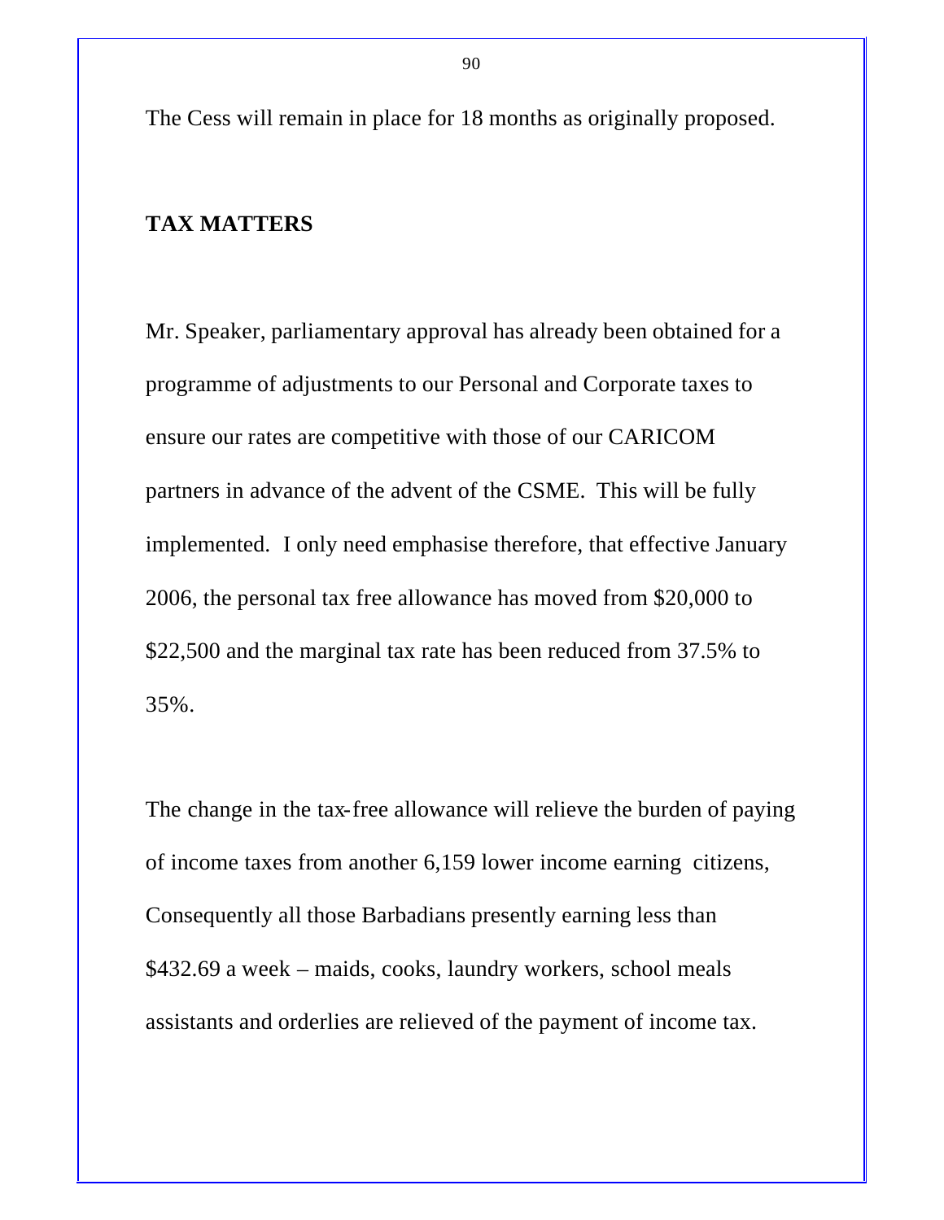The Cess will remain in place for 18 months as originally proposed.

## TAX MATTERS

Mr. Speaker, parliamentary approval has already been obtained for a programme of adjustments to our Personal and Corporate taxes to ensure our rates are competitive with those of our CARICOM partners in advance of the advent of the CSME. This will be fully implemented. I only need emphasise therefore, that effective January 2006, the personal tax free allowance has moved from $20,000 to $22,500 and the marginal tax rate has been reduced from 37.5% to 35%.

The change in the tax-free allowance will relieve the burden of paying of income taxes from another 6,159 lower income earning citizens, Consequently all those Barbadians presently earning less than $432.69 a week – maids, cooks, laundry workers, school meals assistants and orderlies are relieved of the payment of income tax.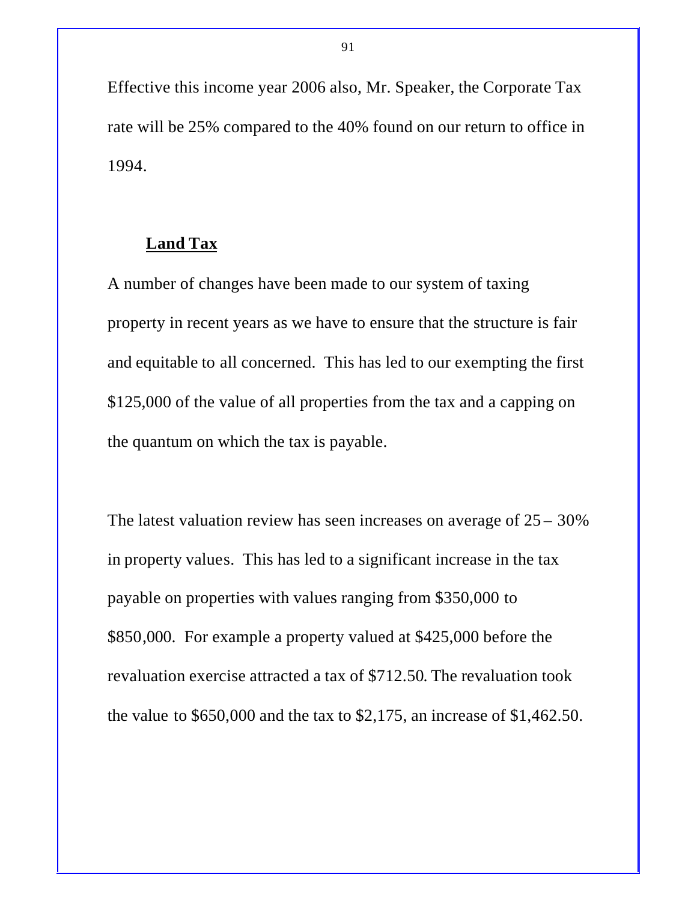Effective this income year 2006 also, Mr. Speaker, the Corporate Tax rate will be 25% compared to the 40% found on our return to office in 1994.

## Land Tax

A number of changes have been made to our system of taxing property in recent years as we have to ensure that the structure is fair and equitable to all concerned. This has led to our exempting the first $125,000 of the value of all properties from the tax and a capping on the quantum on which the tax is payable.

The latest valuation review has seen increases on average of 25 – 30% in property values. This has led to a significant increase in the tax payable on properties with values ranging from $350,000 to $850,000. For example a property valued at $425,000 before the revaluation exercise attracted a tax of $712.50. The revaluation took the value to $650,000 and the tax to $2,175, an increase of $1,462.50.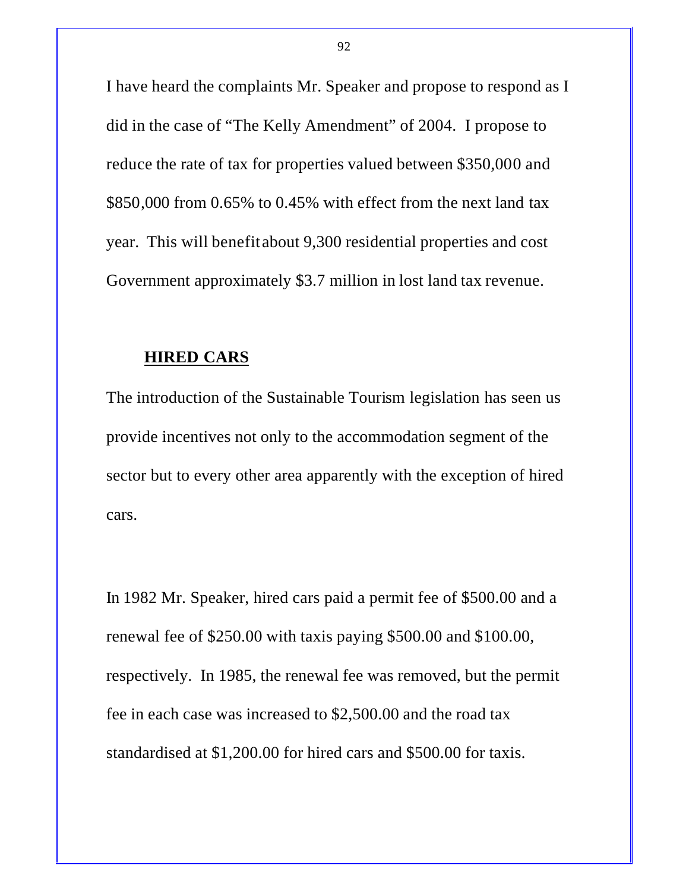I have heard the complaints Mr. Speaker and propose to respond as I did in the case of "The Kelly Amendment" of 2004. I propose to reduce the rate of tax for properties valued between $350,000 and $850,000 from 0.65% to 0.45% with effect from the next land tax year. This will benefit about 9,300 residential properties and cost Government approximately $3.7 million in lost land tax revenue.

## **HIRED CARS**

The introduction of the Sustainable Tourism legislation has seen us provide incentives not only to the accommodation segment of the sector but to every other area apparently with the exception of hired cars.

In 1982 Mr. Speaker, hired cars paid a permit fee of $500.00 and a renewal fee of $250.00 with taxis paying $500.00 and $100.00, respectively. In 1985, the renewal fee was removed, but the permit fee in each case was increased to $2,500.00 and the road tax standardised at $1,200.00 for hired cars and $500.00 for taxis.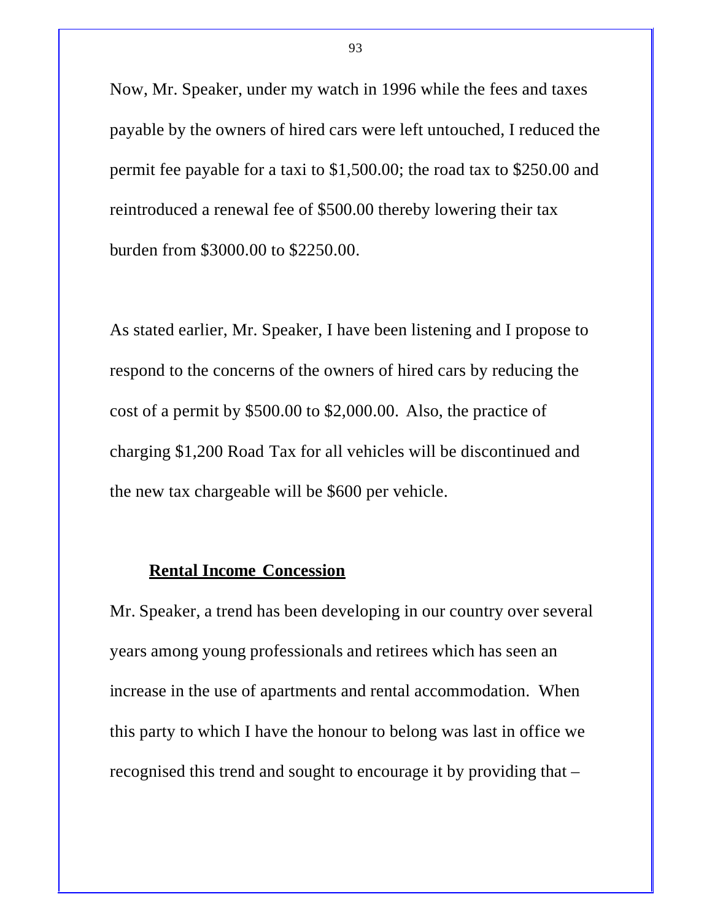Now, Mr. Speaker, under my watch in 1996 while the fees and taxes payable by the owners of hired cars were left untouched, I reduced the permit fee payable for a taxi to $1,500.00; the road tax to $250.00 and reintroduced a renewal fee of $500.00 thereby lowering their tax burden from $3000.00 to $2250.00.

As stated earlier, Mr. Speaker, I have been listening and I propose to respond to the concerns of the owners of hired cars by reducing the cost of a permit by $500.00 to $2,000.00. Also, the practice of charging $1,200 Road Tax for all vehicles will be discontinued and the new tax chargeable will be $600 per vehicle.

### Rental Income Concession

Mr. Speaker, a trend has been developing in our country over several years among young professionals and retirees which has seen an increase in the use of apartments and rental accommodation. When this party to which I have the honour to belong was last in office we recognised this trend and sought to encourage it by providing that –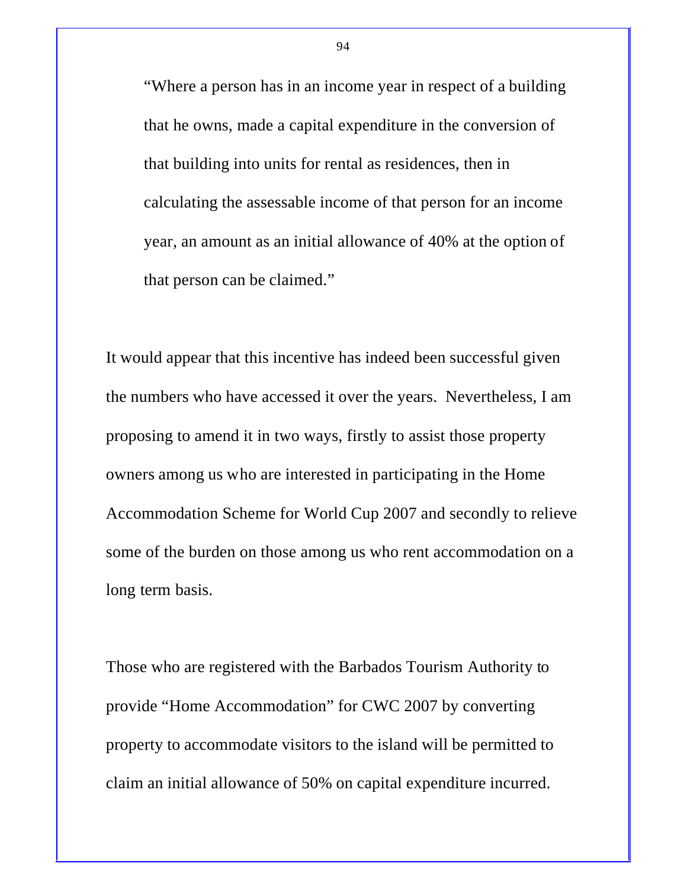> "Where a person has in an income year in respect of a building that he owns, made a capital expenditure in the conversion of that building into units for rental as residences, then in calculating the assessable income of that person for an income year, an amount as an initial allowance of 40% at the option of that person can be claimed."

It would appear that this incentive has indeed been successful given the numbers who have accessed it over the years. Nevertheless, I am proposing to amend it in two ways, firstly to assist those property owners among us who are interested in participating in the Home Accommodation Scheme for World Cup 2007 and secondly to relieve some of the burden on those among us who rent accommodation on a long term basis.

Those who are registered with the Barbados Tourism Authority to provide "Home Accommodation" for CWC 2007 by converting property to accommodate visitors to the island will be permitted to claim an initial allowance of 50% on capital expenditure incurred.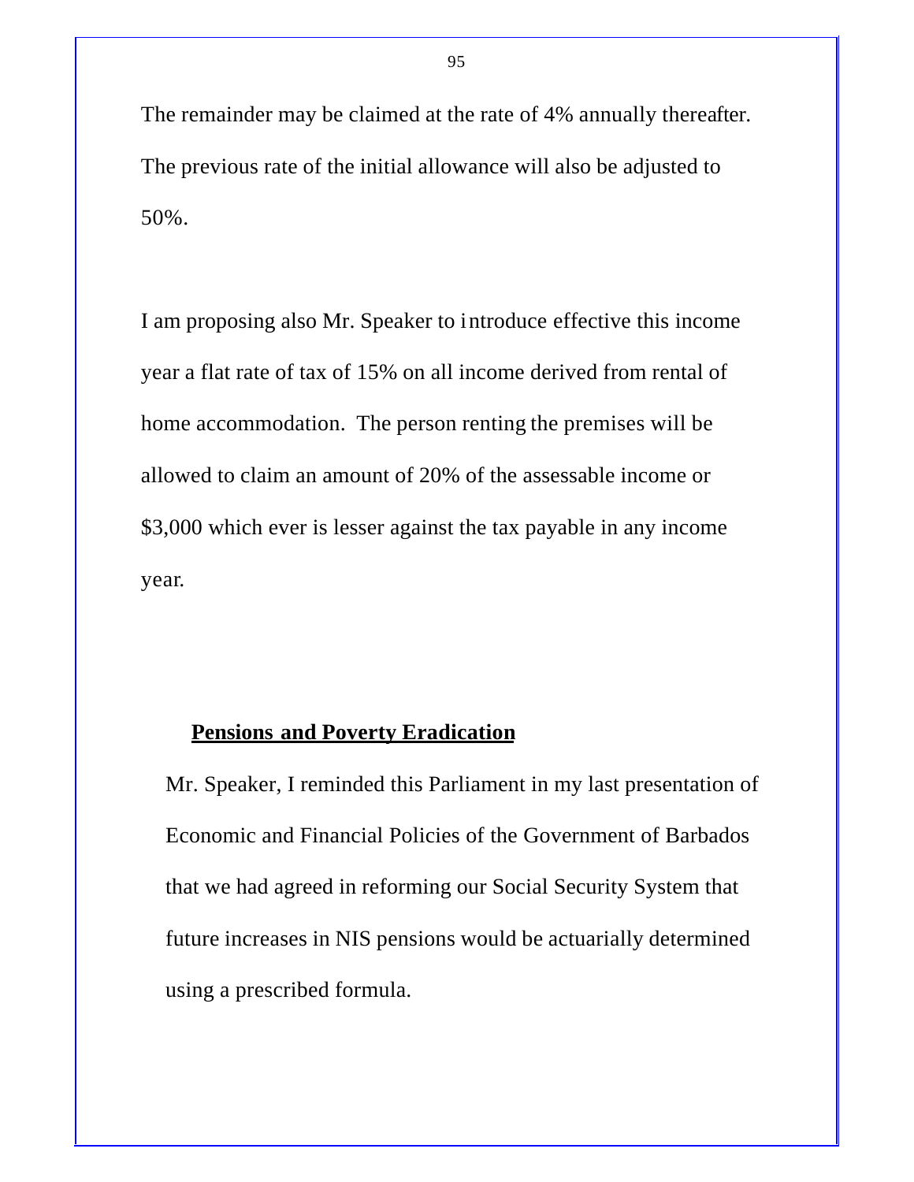The remainder may be claimed at the rate of 4% annually thereafter. The previous rate of the initial allowance will also be adjusted to 50%.

I am proposing also Mr. Speaker to introduce effective this income year a flat rate of tax of 15% on all income derived from rental of home accommodation. The person renting the premises will be allowed to claim an amount of 20% of the assessable income or $3,000 which ever is lesser against the tax payable in any income year.

## Pensions and Poverty Eradication

Mr. Speaker, I reminded this Parliament in my last presentation of Economic and Financial Policies of the Government of Barbados that we had agreed in reforming our Social Security System that future increases in NIS pensions would be actuarially determined using a prescribed formula.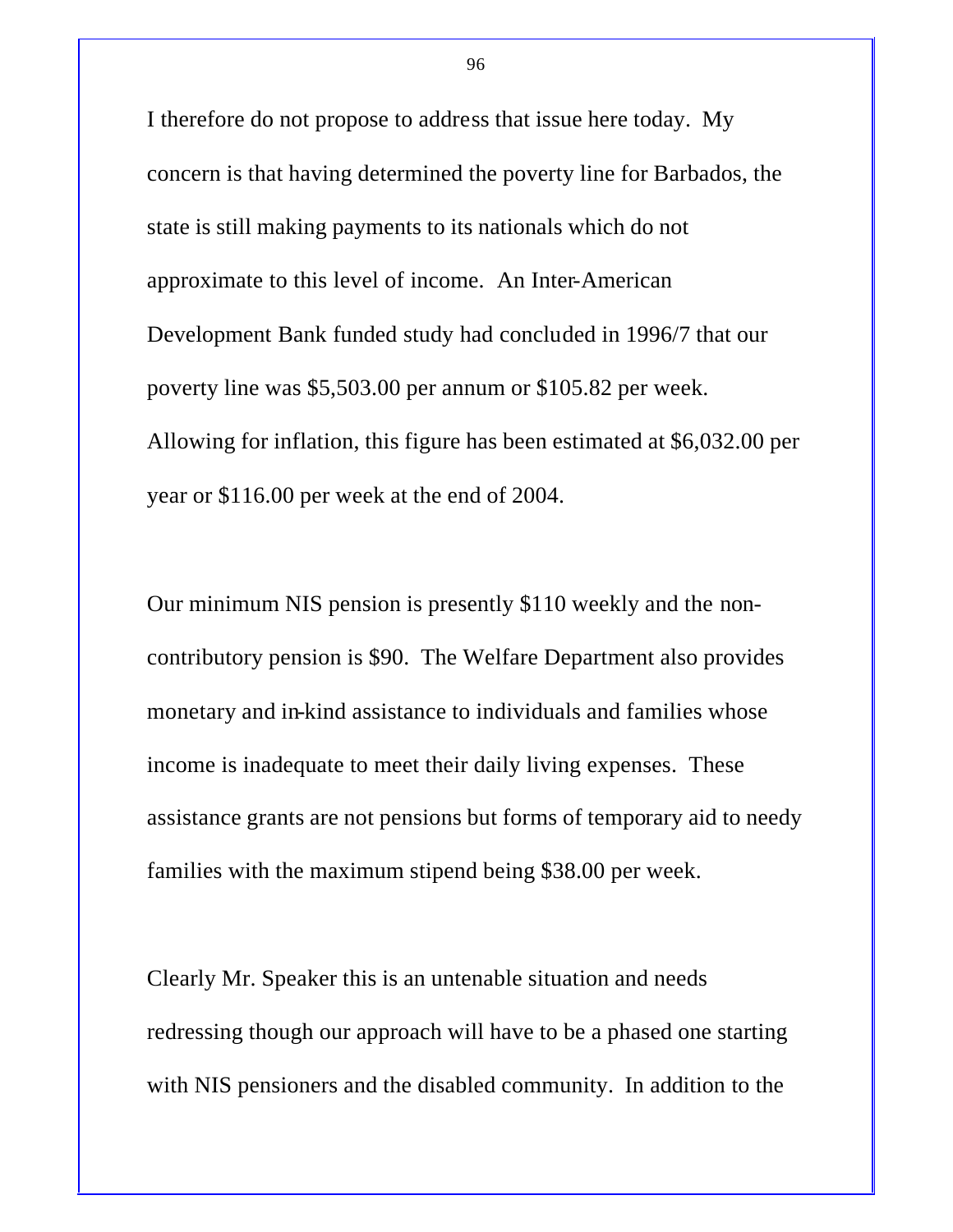I therefore do not propose to address that issue here today. My concern is that having determined the poverty line for Barbados, the state is still making payments to its nationals which do not approximate to this level of income. An Inter-American Development Bank funded study had concluded in 1996/7 that our poverty line was $5,503.00 per annum or $105.82 per week. Allowing for inflation, this figure has been estimated at $6,032.00 per year or $116.00 per week at the end of 2004.

Our minimum NIS pension is presently $110 weekly and the non-contributory pension is $90. The Welfare Department also provides monetary and in-kind assistance to individuals and families whose income is inadequate to meet their daily living expenses. These assistance grants are not pensions but forms of temporary aid to needy families with the maximum stipend being $38.00 per week.

Clearly Mr. Speaker this is an untenable situation and needs redressing though our approach will have to be a phased one starting with NIS pensioners and the disabled community. In addition to the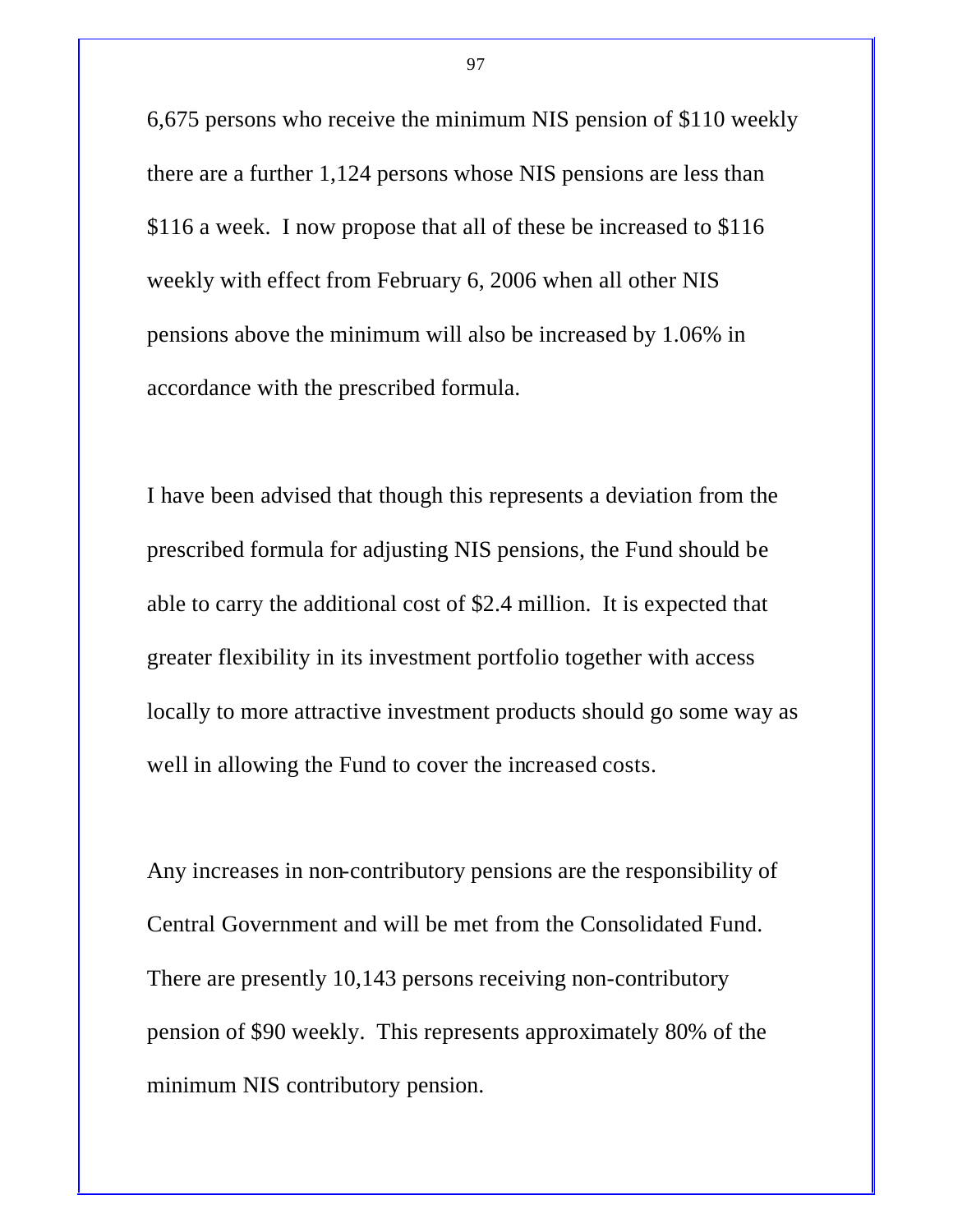6,675 persons who receive the minimum NIS pension of $110 weekly there are a further 1,124 persons whose NIS pensions are less than $116 a week. I now propose that all of these be increased to $116 weekly with effect from February 6, 2006 when all other NIS pensions above the minimum will also be increased by 1.06% in accordance with the prescribed formula.

I have been advised that though this represents a deviation from the prescribed formula for adjusting NIS pensions, the Fund should be able to carry the additional cost of $2.4 million. It is expected that greater flexibility in its investment portfolio together with access locally to more attractive investment products should go some way as well in allowing the Fund to cover the increased costs.

Any increases in non-contributory pensions are the responsibility of Central Government and will be met from the Consolidated Fund. There are presently 10,143 persons receiving non-contributory pension of $90 weekly. This represents approximately 80% of the minimum NIS contributory pension.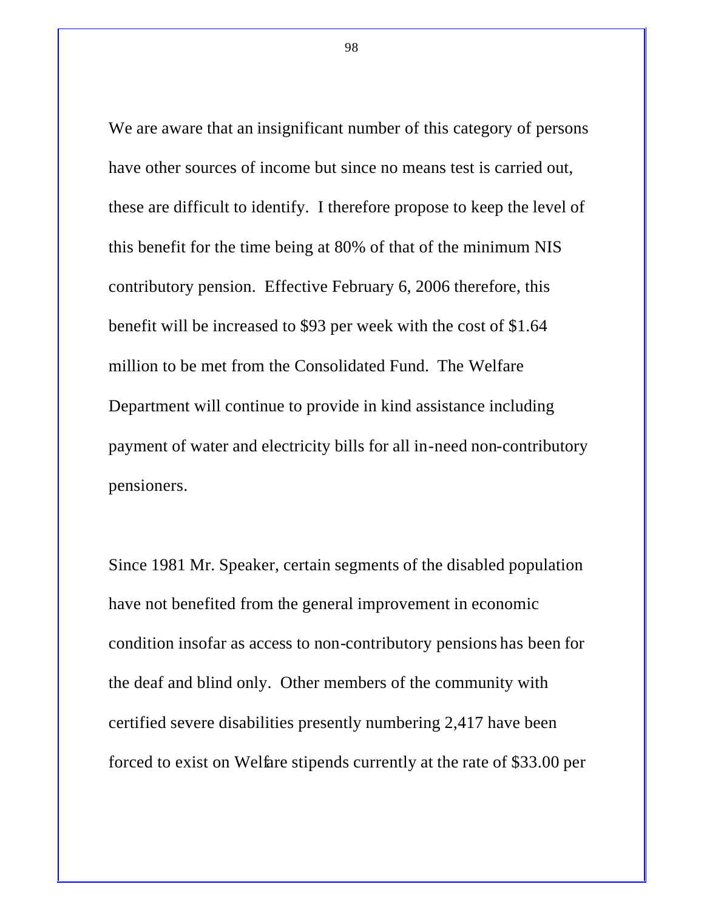We are aware that an insignificant number of this category of persons have other sources of income but since no means test is carried out, these are difficult to identify. I therefore propose to keep the level of this benefit for the time being at 80% of that of the minimum NIS contributory pension. Effective February 6, 2006 therefore, this benefit will be increased to $93 per week with the cost of $1.64 million to be met from the Consolidated Fund. The Welfare Department will continue to provide in kind assistance including payment of water and electricity bills for all in-need non-contributory pensioners.

Since 1981 Mr. Speaker, certain segments of the disabled population have not benefited from the general improvement in economic condition insofar as access to non-contributory pensions has been for the deaf and blind only. Other members of the community with certified severe disabilities presently numbering 2,417 have been forced to exist on Welfare stipends currently at the rate of $33.00 per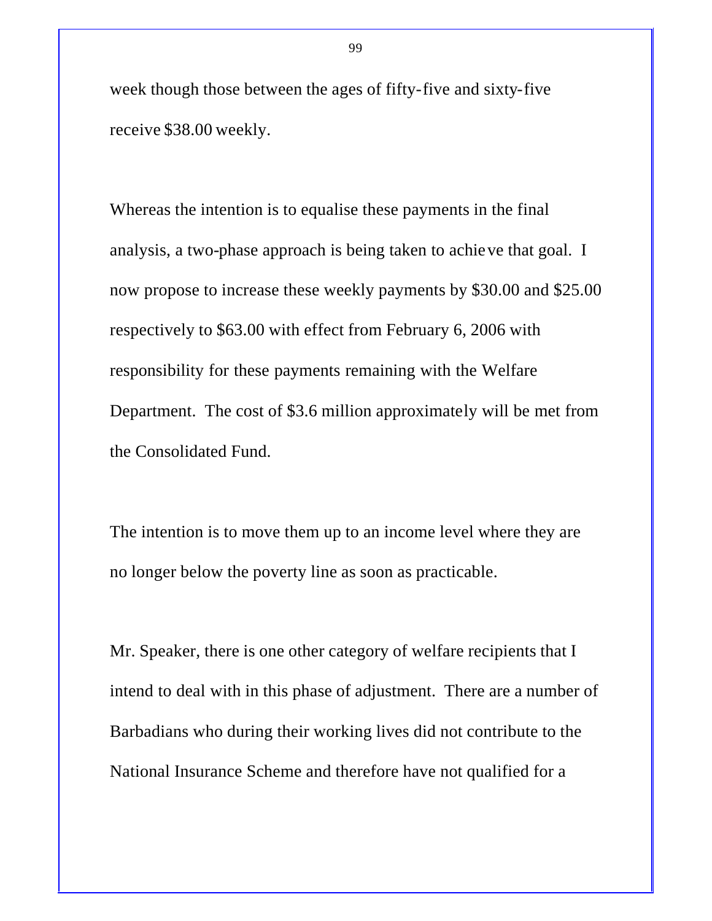week though those between the ages of fifty-five and sixty-five receive $38.00 weekly.

Whereas the intention is to equalise these payments in the final analysis, a two-phase approach is being taken to achieve that goal. I now propose to increase these weekly payments by $30.00 and $25.00 respectively to $63.00 with effect from February 6, 2006 with responsibility for these payments remaining with the Welfare Department. The cost of $3.6 million approximately will be met from the Consolidated Fund.

The intention is to move them up to an income level where they are no longer below the poverty line as soon as practicable.

Mr. Speaker, there is one other category of welfare recipients that I intend to deal with in this phase of adjustment. There are a number of Barbadians who during their working lives did not contribute to the National Insurance Scheme and therefore have not qualified for a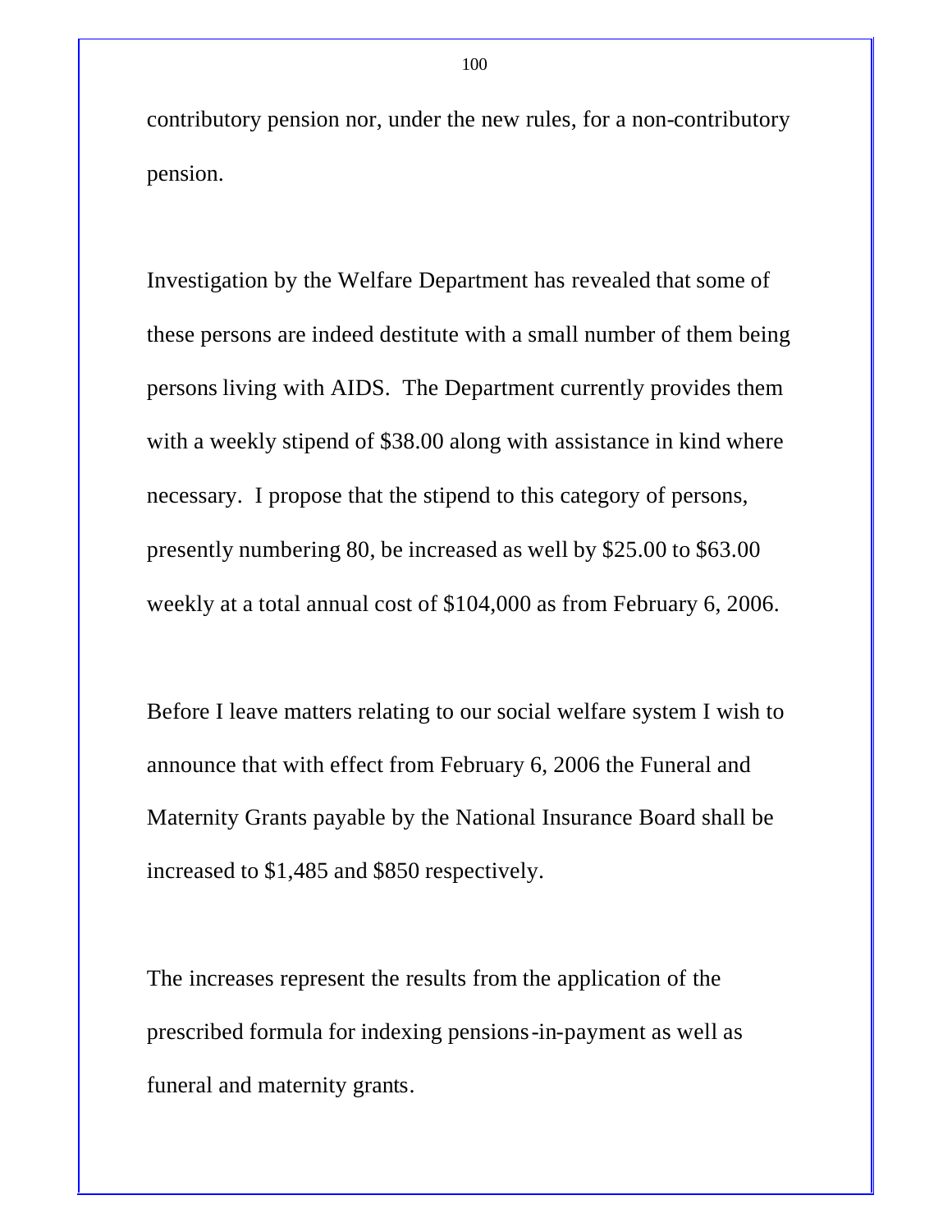contributory pension nor, under the new rules, for a non-contributory pension.

Investigation by the Welfare Department has revealed that some of these persons are indeed destitute with a small number of them being persons living with AIDS. The Department currently provides them with a weekly stipend of $38.00 along with assistance in kind where necessary. I propose that the stipend to this category of persons, presently numbering 80, be increased as well by $25.00 to $63.00 weekly at a total annual cost of $104,000 as from February 6, 2006.

Before I leave matters relating to our social welfare system I wish to announce that with effect from February 6, 2006 the Funeral and Maternity Grants payable by the National Insurance Board shall be increased to $1,485 and $850 respectively.

The increases represent the results from the application of the prescribed formula for indexing pensions-in-payment as well as funeral and maternity grants.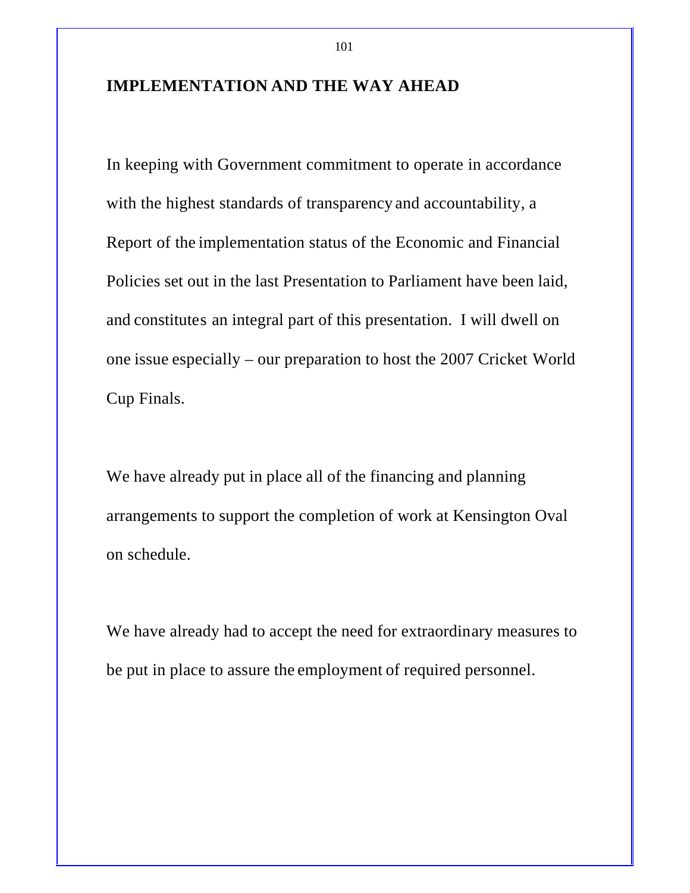## IMPLEMENTATION AND THE WAY AHEAD

In keeping with Government commitment to operate in accordance with the highest standards of transparency and accountability, a Report of the implementation status of the Economic and Financial Policies set out in the last Presentation to Parliament have been laid, and constitutes an integral part of this presentation. I will dwell on one issue especially – our preparation to host the 2007 Cricket World Cup Finals.

We have already put in place all of the financing and planning arrangements to support the completion of work at Kensington Oval on schedule.

We have already had to accept the need for extraordinary measures to be put in place to assure the employment of required personnel.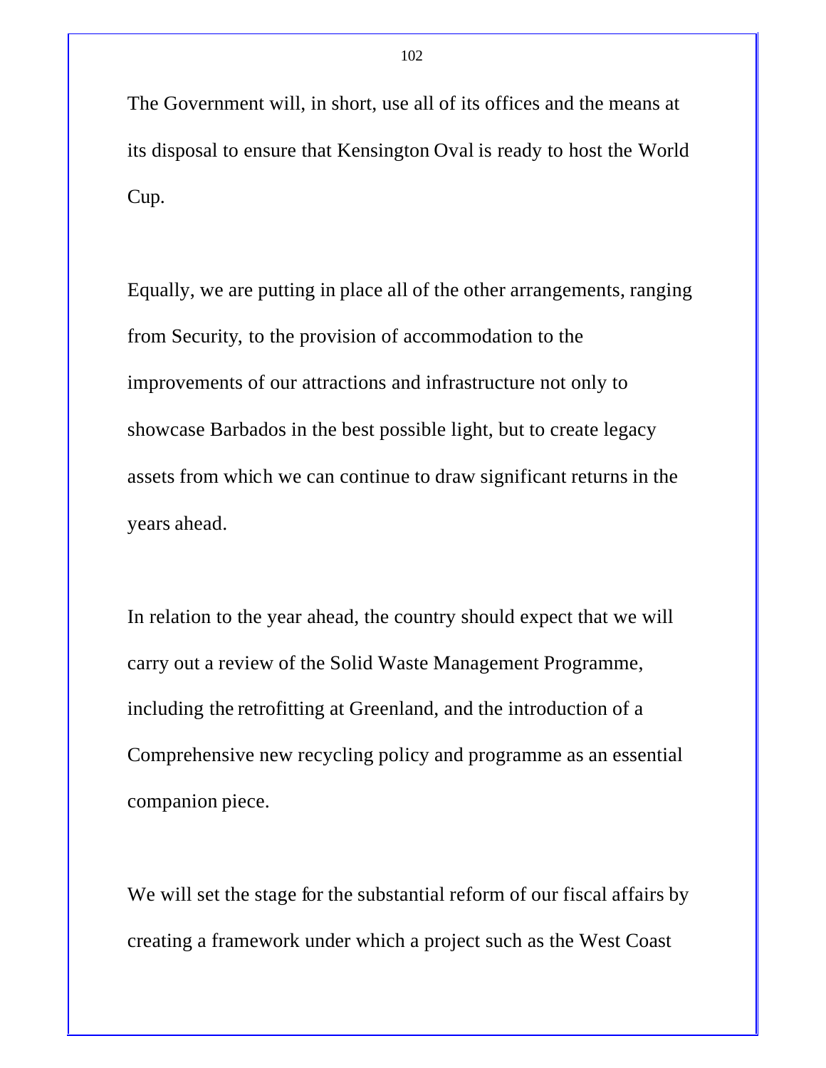The Government will, in short, use all of its offices and the means at its disposal to ensure that Kensington Oval is ready to host the World Cup.

Equally, we are putting in place all of the other arrangements, ranging from Security, to the provision of accommodation to the improvements of our attractions and infrastructure not only to showcase Barbados in the best possible light, but to create legacy assets from which we can continue to draw significant returns in the years ahead.

In relation to the year ahead, the country should expect that we will carry out a review of the Solid Waste Management Programme, including the retrofitting at Greenland, and the introduction of a Comprehensive new recycling policy and programme as an essential companion piece.

We will set the stage for the substantial reform of our fiscal affairs by creating a framework under which a project such as the West Coast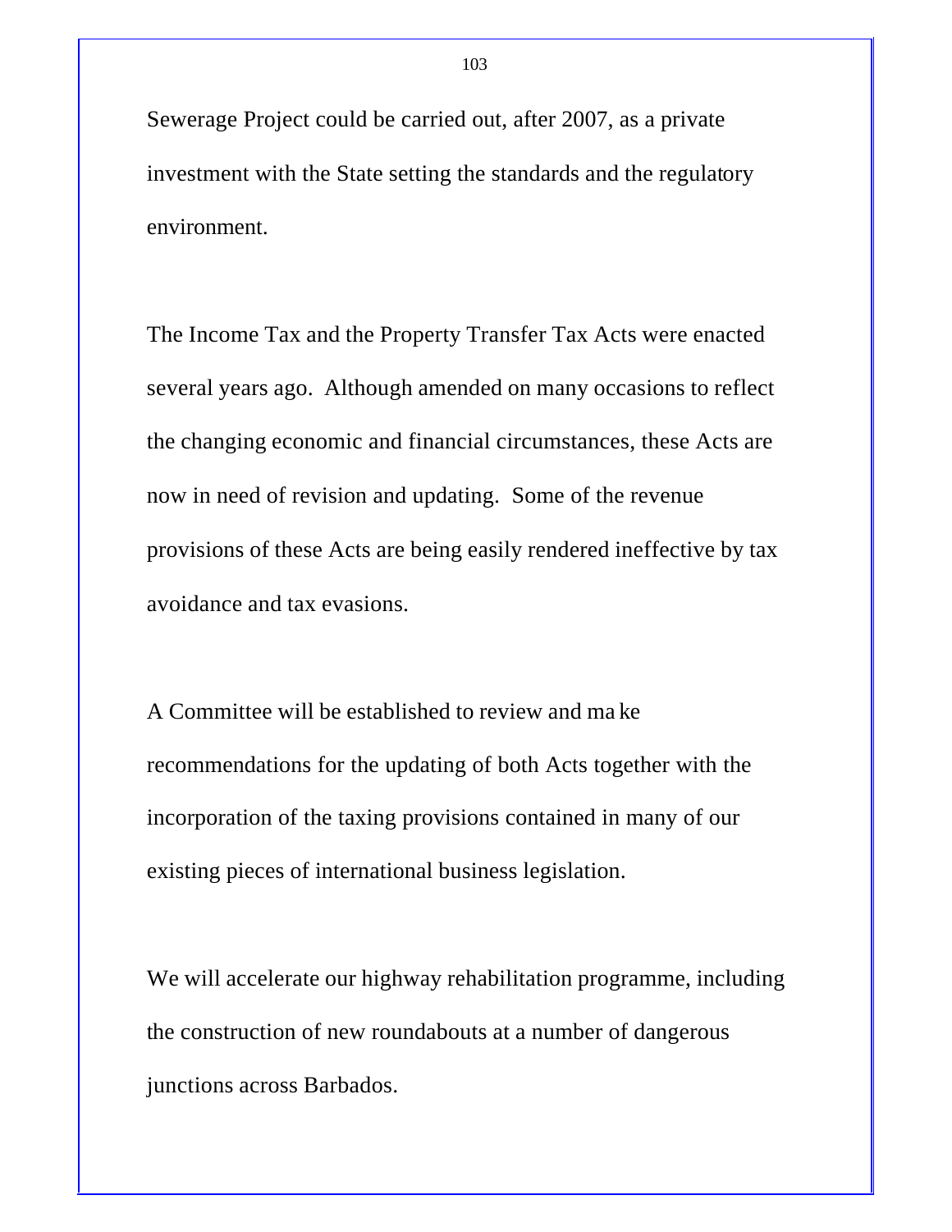Sewerage Project could be carried out, after 2007, as a private investment with the State setting the standards and the regulatory environment.

The Income Tax and the Property Transfer Tax Acts were enacted several years ago. Although amended on many occasions to reflect the changing economic and financial circumstances, these Acts are now in need of revision and updating. Some of the revenue provisions of these Acts are being easily rendered ineffective by tax avoidance and tax evasions.

A Committee will be established to review and make recommendations for the updating of both Acts together with the incorporation of the taxing provisions contained in many of our existing pieces of international business legislation.

We will accelerate our highway rehabilitation programme, including the construction of new roundabouts at a number of dangerous junctions across Barbados.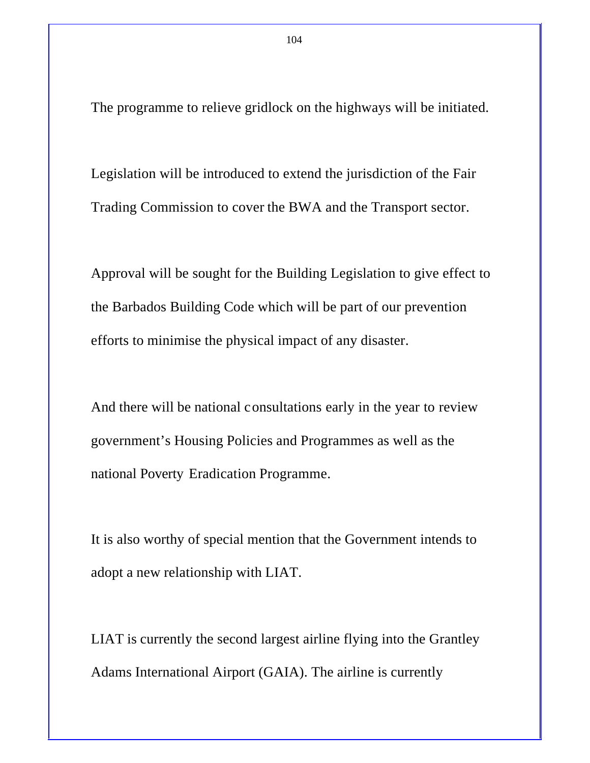The programme to relieve gridlock on the highways will be initiated.

Legislation will be introduced to extend the jurisdiction of the Fair Trading Commission to cover the BWA and the Transport sector.

Approval will be sought for the Building Legislation to give effect to the Barbados Building Code which will be part of our prevention efforts to minimise the physical impact of any disaster.

And there will be national consultations early in the year to review government's Housing Policies and Programmes as well as the national Poverty Eradication Programme.

It is also worthy of special mention that the Government intends to adopt a new relationship with LIAT.

LIAT is currently the second largest airline flying into the Grantley Adams International Airport (GAIA). The airline is currently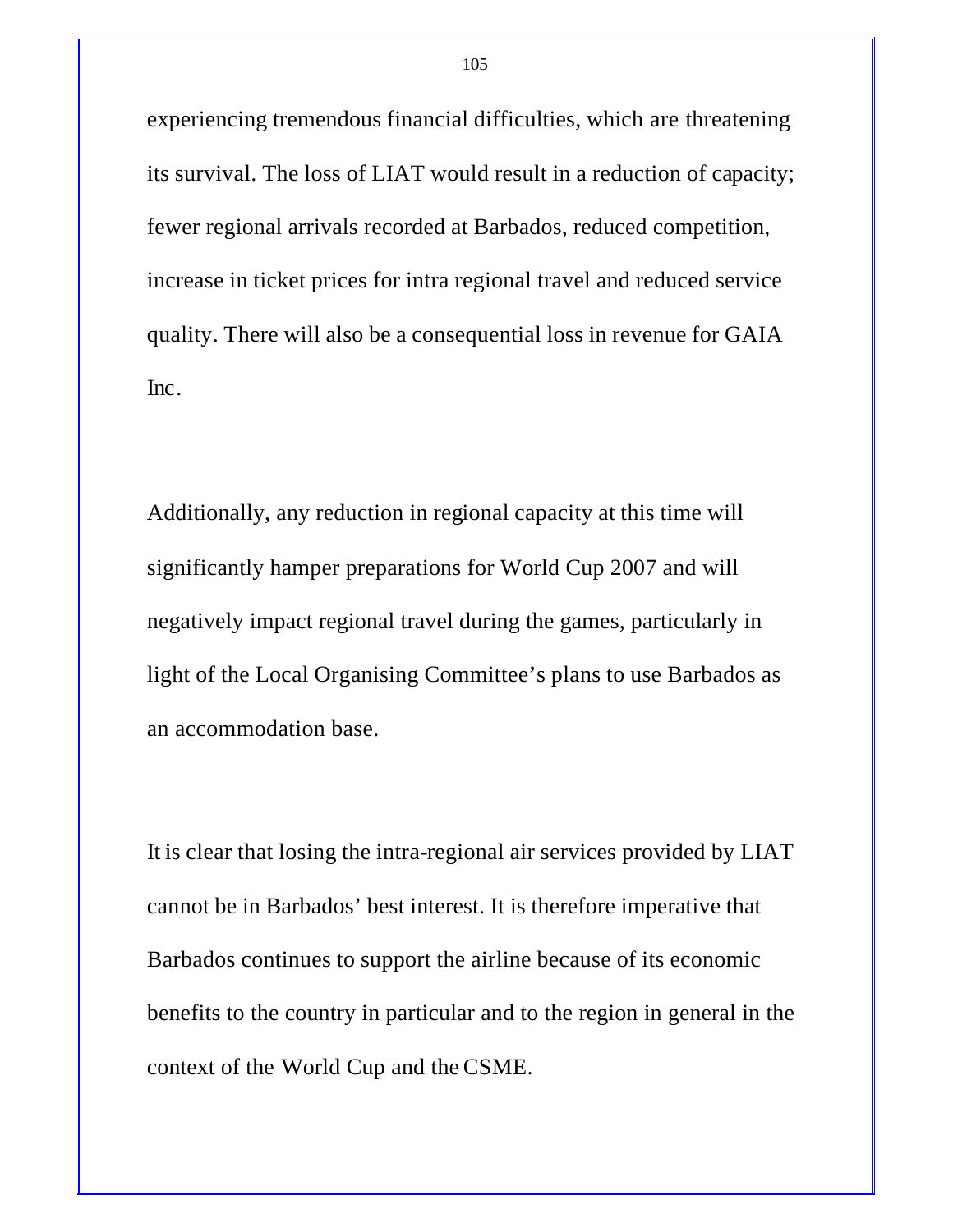experiencing tremendous financial difficulties, which are threatening its survival. The loss of LIAT would result in a reduction of capacity; fewer regional arrivals recorded at Barbados, reduced competition, increase in ticket prices for intra regional travel and reduced service quality. There will also be a consequential loss in revenue for GAIA Inc.

Additionally, any reduction in regional capacity at this time will significantly hamper preparations for World Cup 2007 and will negatively impact regional travel during the games, particularly in light of the Local Organising Committee's plans to use Barbados as an accommodation base.

It is clear that losing the intra-regional air services provided by LIAT cannot be in Barbados' best interest. It is therefore imperative that Barbados continues to support the airline because of its economic benefits to the country in particular and to the region in general in the context of the World Cup and the CSME.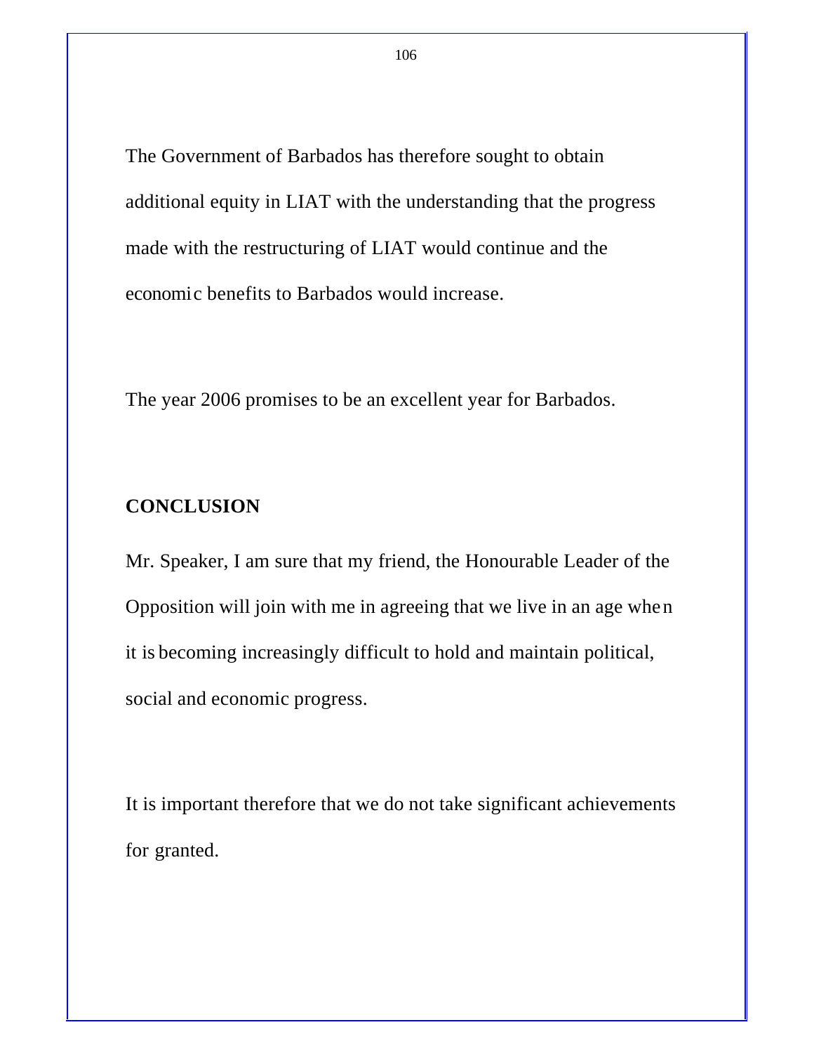The Government of Barbados has therefore sought to obtain additional equity in LIAT with the understanding that the progress made with the restructuring of LIAT would continue and the economic benefits to Barbados would increase.

The year 2006 promises to be an excellent year for Barbados.

## CONCLUSION

Mr. Speaker, I am sure that my friend, the Honourable Leader of the Opposition will join with me in agreeing that we live in an age when it is becoming increasingly difficult to hold and maintain political, social and economic progress.

It is important therefore that we do not take significant achievements for granted.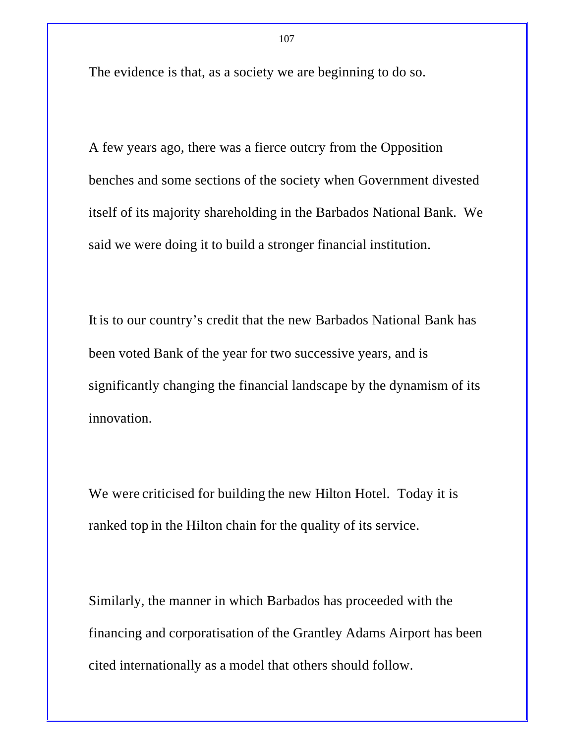The evidence is that, as a society we are beginning to do so.

A few years ago, there was a fierce outcry from the Opposition benches and some sections of the society when Government divested itself of its majority shareholding in the Barbados National Bank. We said we were doing it to build a stronger financial institution.

It is to our country's credit that the new Barbados National Bank has been voted Bank of the year for two successive years, and is significantly changing the financial landscape by the dynamism of its innovation.

We were criticised for building the new Hilton Hotel. Today it is ranked top in the Hilton chain for the quality of its service.

Similarly, the manner in which Barbados has proceeded with the financing and corporatisation of the Grantley Adams Airport has been cited internationally as a model that others should follow.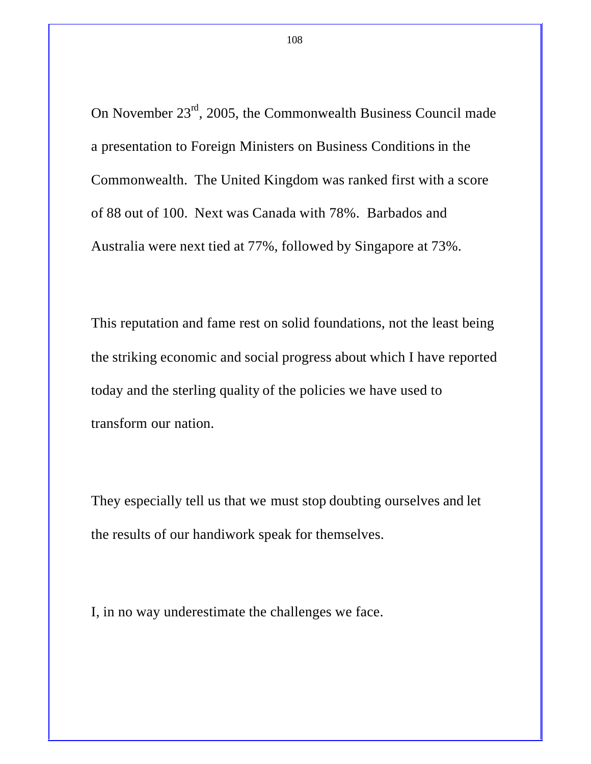On November 23rd, 2005, the Commonwealth Business Council made a presentation to Foreign Ministers on Business Conditions in the Commonwealth. The United Kingdom was ranked first with a score of 88 out of 100. Next was Canada with 78%. Barbados and Australia were next tied at 77%, followed by Singapore at 73%.

This reputation and fame rest on solid foundations, not the least being the striking economic and social progress about which I have reported today and the sterling quality of the policies we have used to transform our nation.

They especially tell us that we must stop doubting ourselves and let the results of our handiwork speak for themselves.

I, in no way underestimate the challenges we face.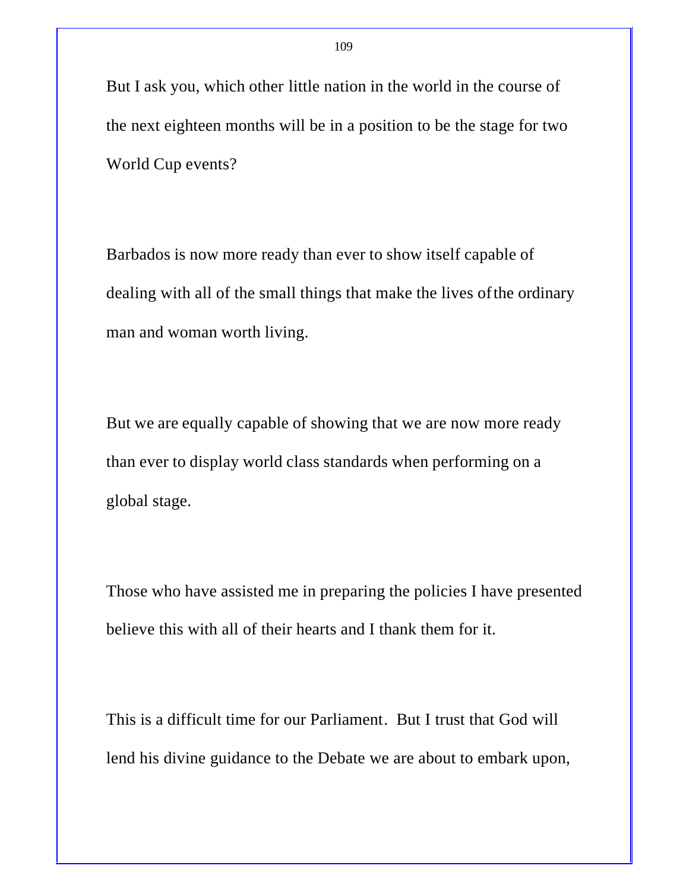But I ask you, which other little nation in the world in the course of the next eighteen months will be in a position to be the stage for two World Cup events?

Barbados is now more ready than ever to show itself capable of dealing with all of the small things that make the lives of the ordinary man and woman worth living.

But we are equally capable of showing that we are now more ready than ever to display world class standards when performing on a global stage.

Those who have assisted me in preparing the policies I have presented believe this with all of their hearts and I thank them for it.

This is a difficult time for our Parliament. But I trust that God will lend his divine guidance to the Debate we are about to embark upon,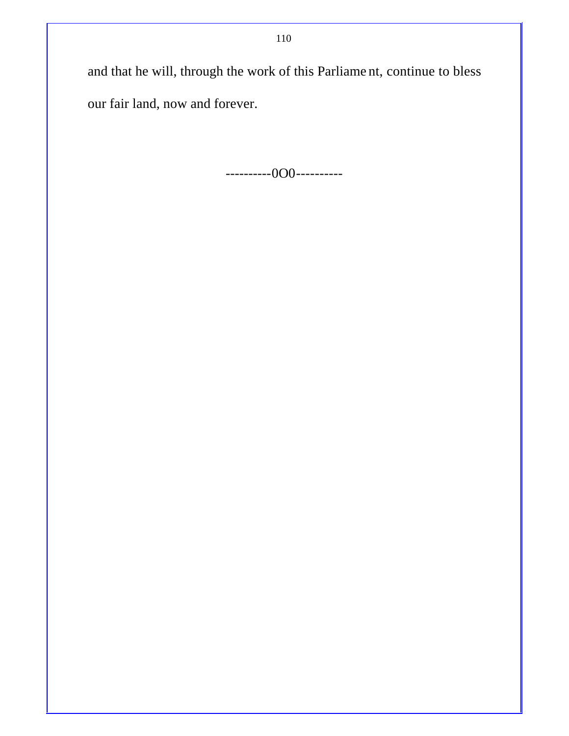and that he will, through the work of this Parliament, continue to bless our fair land, now and forever.

----------0O0----------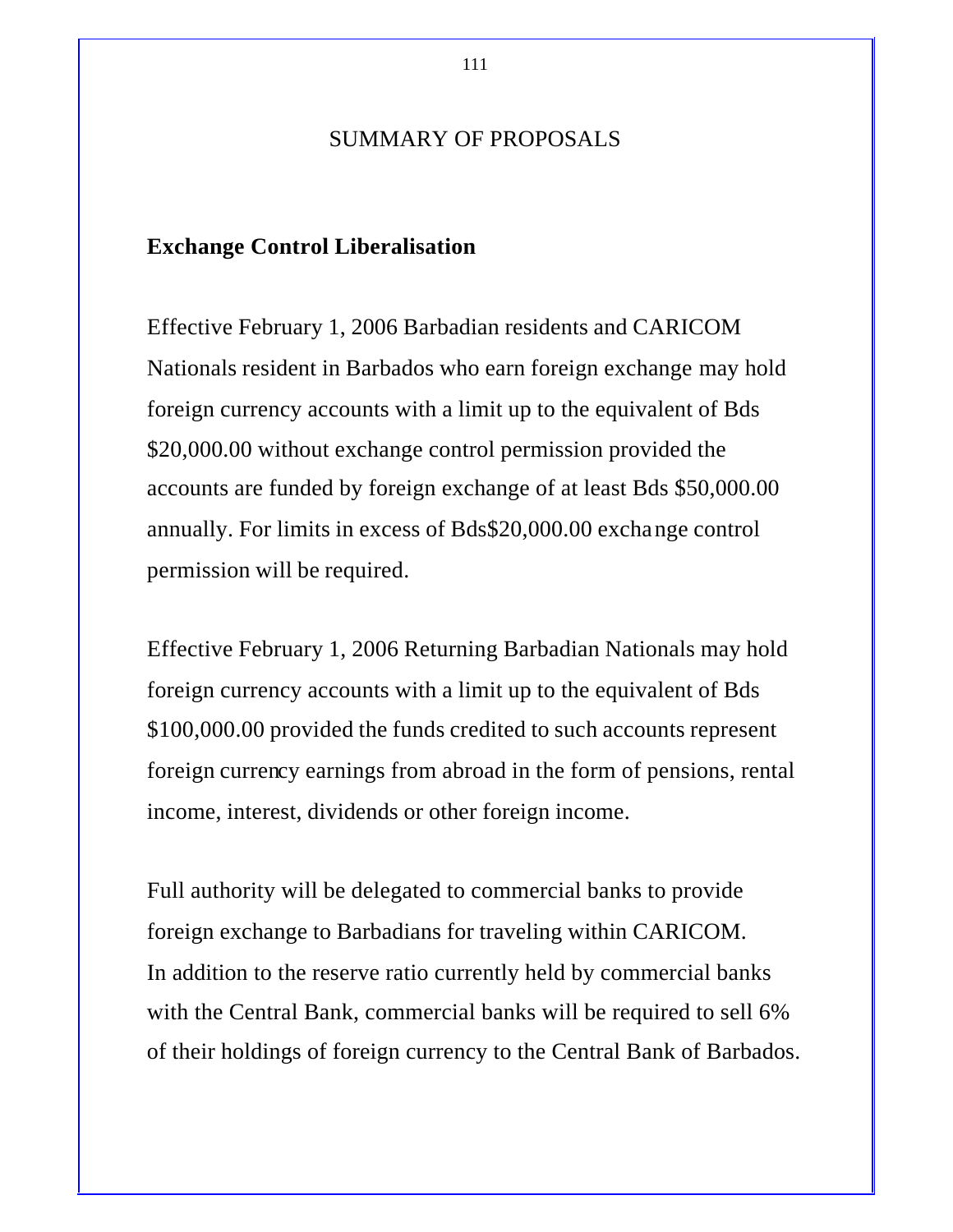# SUMMARY OF PROPOSALS

## Exchange Control Liberalisation

Effective February 1, 2006 Barbadian residents and CARICOM Nationals resident in Barbados who earn foreign exchange may hold foreign currency accounts with a limit up to the equivalent of Bds $20,000.00 without exchange control permission provided the accounts are funded by foreign exchange of at least Bds $50,000.00 annually. For limits in excess of Bds$20,000.00 exchange control permission will be required.

Effective February 1, 2006 Returning Barbadian Nationals may hold foreign currency accounts with a limit up to the equivalent of Bds $100,000.00 provided the funds credited to such accounts represent foreign currency earnings from abroad in the form of pensions, rental income, interest, dividends or other foreign income.

Full authority will be delegated to commercial banks to provide foreign exchange to Barbadians for traveling within CARICOM. In addition to the reserve ratio currently held by commercial banks with the Central Bank, commercial banks will be required to sell 6% of their holdings of foreign currency to the Central Bank of Barbados.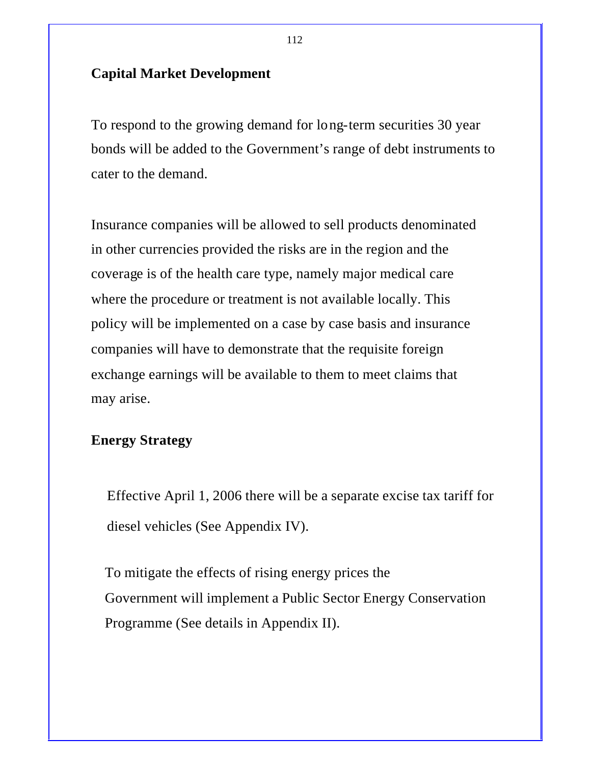## Capital Market Development

To respond to the growing demand for long-term securities 30 year bonds will be added to the Government's range of debt instruments to cater to the demand.

Insurance companies will be allowed to sell products denominated in other currencies provided the risks are in the region and the coverage is of the health care type, namely major medical care where the procedure or treatment is not available locally. This policy will be implemented on a case by case basis and insurance companies will have to demonstrate that the requisite foreign exchange earnings will be available to them to meet claims that may arise.

## Energy Strategy

Effective April 1, 2006 there will be a separate excise tax tariff for diesel vehicles (See Appendix IV).

To mitigate the effects of rising energy prices the Government will implement a Public Sector Energy Conservation Programme (See details in Appendix II).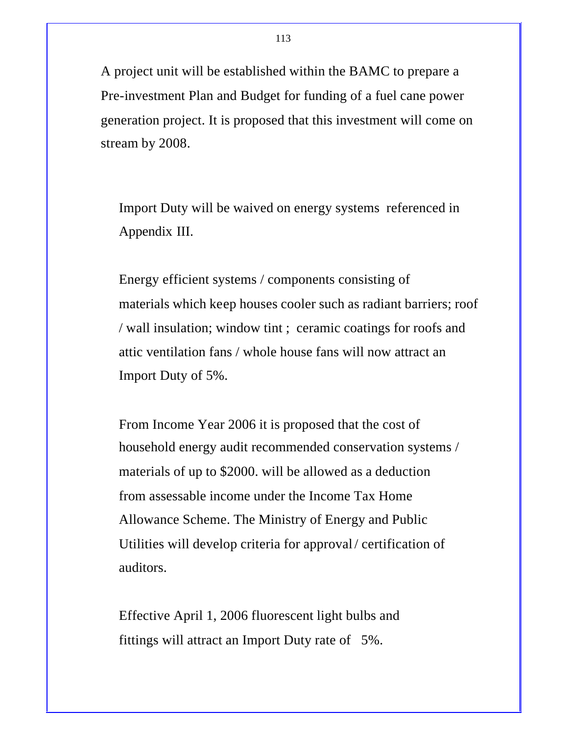A project unit will be established within the BAMC to prepare a Pre-investment Plan and Budget for funding of a fuel cane power generation project. It is proposed that this investment will come on stream by 2008.

Import Duty will be waived on energy systems referenced in Appendix III.

Energy efficient systems / components consisting of materials which keep houses cooler such as radiant barriers; roof / wall insulation; window tint ; ceramic coatings for roofs and attic ventilation fans / whole house fans will now attract an Import Duty of 5%.

From Income Year 2006 it is proposed that the cost of household energy audit recommended conservation systems / materials of up to $2000. will be allowed as a deduction from assessable income under the Income Tax Home Allowance Scheme. The Ministry of Energy and Public Utilities will develop criteria for approval / certification of auditors.

Effective April 1, 2006 fluorescent light bulbs and fittings will attract an Import Duty rate of 5%.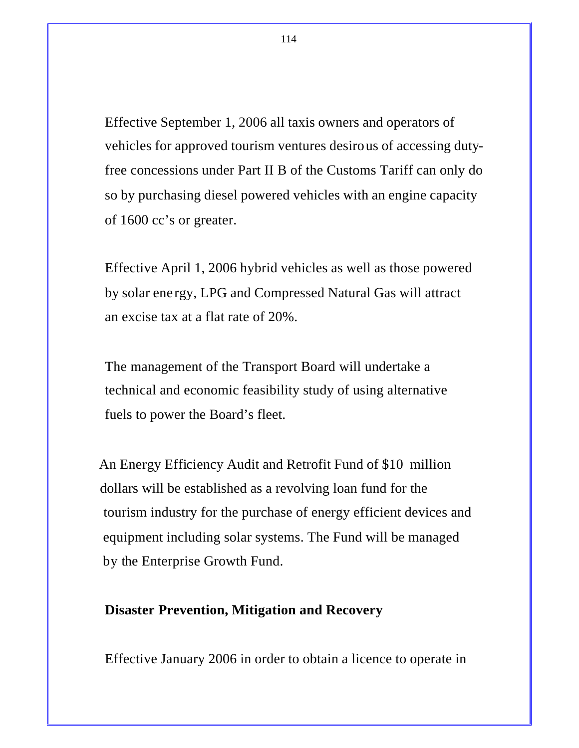Effective September 1, 2006 all taxis owners and operators of vehicles for approved tourism ventures desirous of accessing duty-free concessions under Part II B of the Customs Tariff can only do so by purchasing diesel powered vehicles with an engine capacity of 1600 cc's or greater.

Effective April 1, 2006 hybrid vehicles as well as those powered by solar energy, LPG and Compressed Natural Gas will attract an excise tax at a flat rate of 20%.

The management of the Transport Board will undertake a technical and economic feasibility study of using alternative fuels to power the Board's fleet.

An Energy Efficiency Audit and Retrofit Fund of $10 million dollars will be established as a revolving loan fund for the tourism industry for the purchase of energy efficient devices and equipment including solar systems. The Fund will be managed by the Enterprise Growth Fund.

**Disaster Prevention, Mitigation and Recovery**

Effective January 2006 in order to obtain a licence to operate in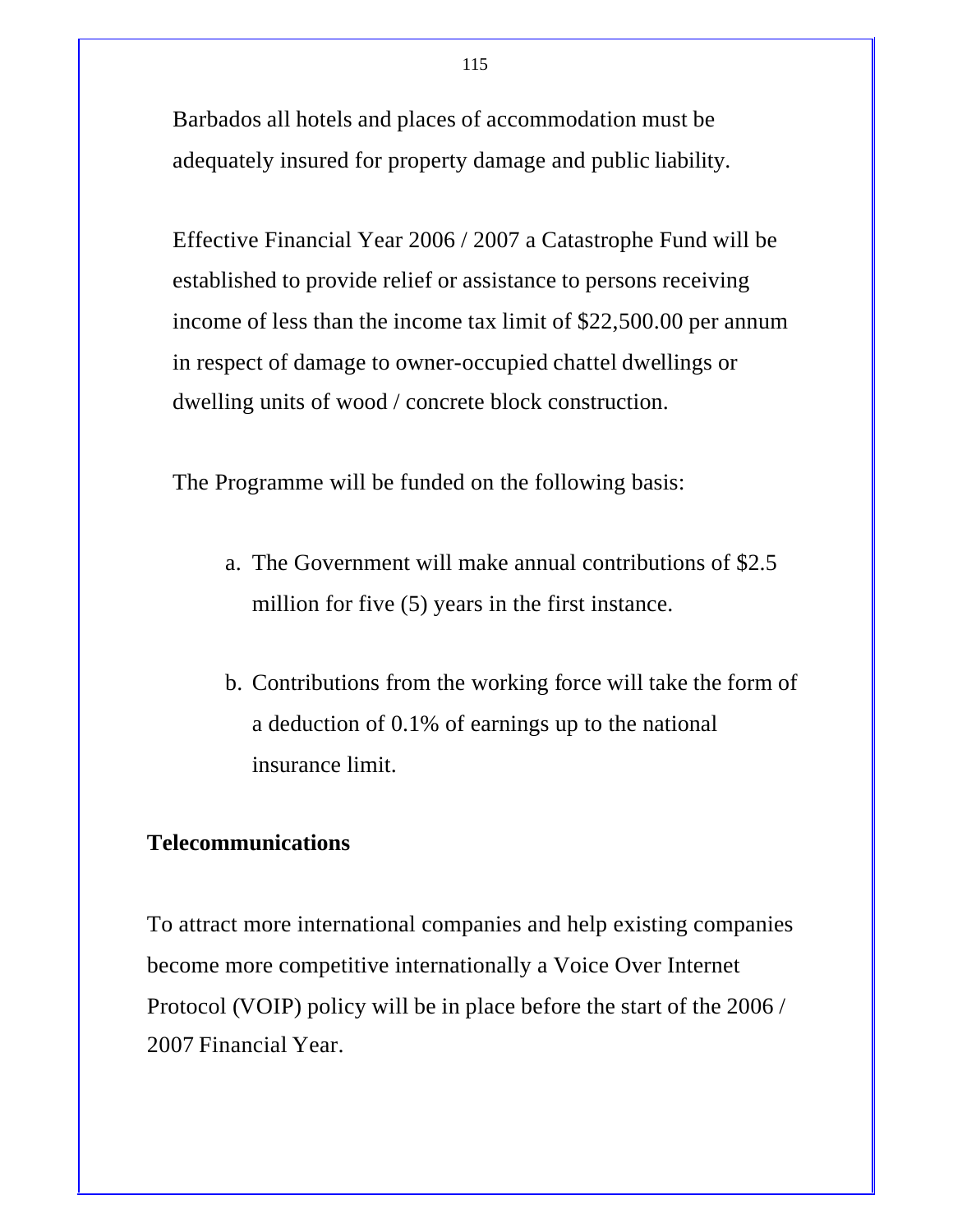Barbados all hotels and places of accommodation must be adequately insured for property damage and public liability.

Effective Financial Year 2006 / 2007 a Catastrophe Fund will be established to provide relief or assistance to persons receiving income of less than the income tax limit of $22,500.00 per annum in respect of damage to owner-occupied chattel dwellings or dwelling units of wood / concrete block construction.

The Programme will be funded on the following basis:

a. The Government will make annual contributions of $2.5 million for five (5) years in the first instance.

b. Contributions from the working force will take the form of a deduction of 0.1% of earnings up to the national insurance limit.

**Telecommunications**

To attract more international companies and help existing companies become more competitive internationally a Voice Over Internet Protocol (VOIP) policy will be in place before the start of the 2006 / 2007 Financial Year.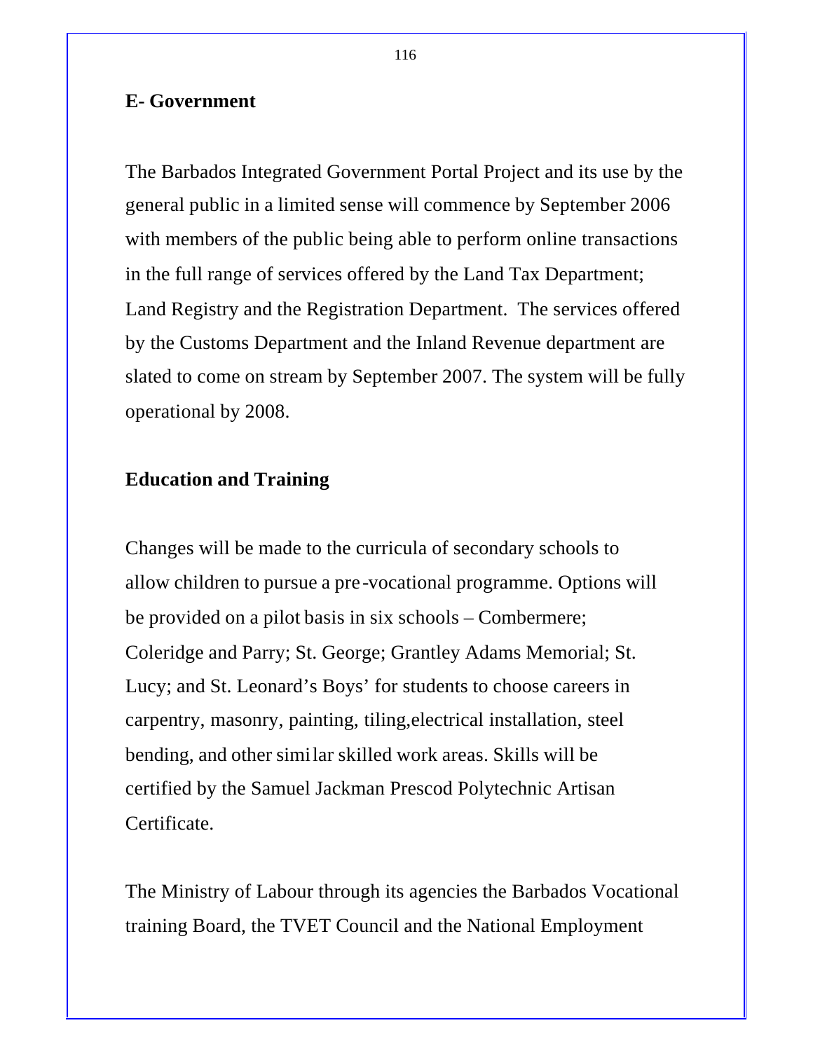**E- Government**

The Barbados Integrated Government Portal Project and its use by the general public in a limited sense will commence by September 2006 with members of the public being able to perform online transactions in the full range of services offered by the Land Tax Department; Land Registry and the Registration Department. The services offered by the Customs Department and the Inland Revenue department are slated to come on stream by September 2007. The system will be fully operational by 2008.

**Education and Training**

Changes will be made to the curricula of secondary schools to allow children to pursue a pre-vocational programme. Options will be provided on a pilot basis in six schools – Combermere; Coleridge and Parry; St. George; Grantley Adams Memorial; St. Lucy; and St. Leonard's Boys' for students to choose careers in carpentry, masonry, painting, tiling,electrical installation, steel bending, and other similar skilled work areas. Skills will be certified by the Samuel Jackman Prescod Polytechnic Artisan Certificate.

The Ministry of Labour through its agencies the Barbados Vocational training Board, the TVET Council and the National Employment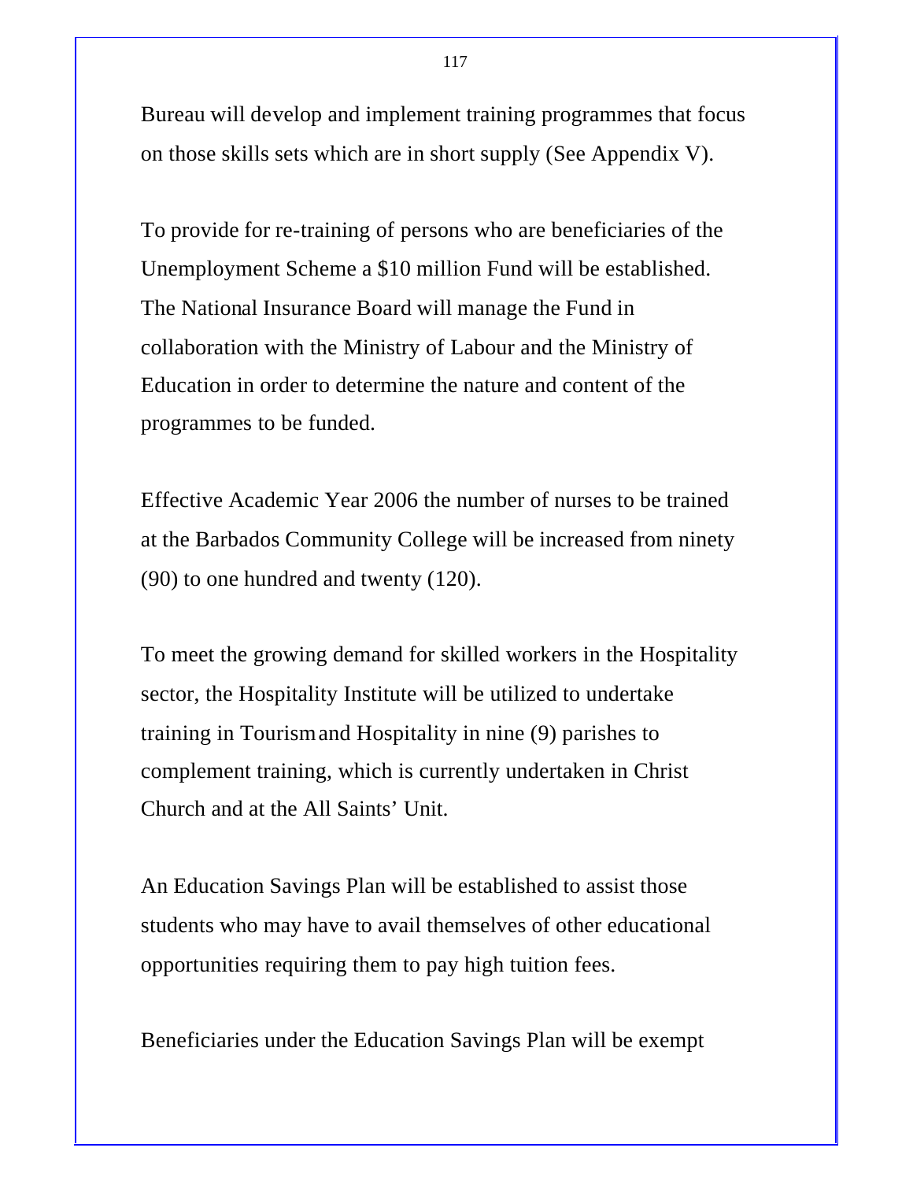Bureau will develop and implement training programmes that focus on those skills sets which are in short supply (See Appendix V).

To provide for re-training of persons who are beneficiaries of the Unemployment Scheme a $10 million Fund will be established. The National Insurance Board will manage the Fund in collaboration with the Ministry of Labour and the Ministry of Education in order to determine the nature and content of the programmes to be funded.

Effective Academic Year 2006 the number of nurses to be trained at the Barbados Community College will be increased from ninety (90) to one hundred and twenty (120).

To meet the growing demand for skilled workers in the Hospitality sector, the Hospitality Institute will be utilized to undertake training in Tourism and Hospitality in nine (9) parishes to complement training, which is currently undertaken in Christ Church and at the All Saints' Unit.

An Education Savings Plan will be established to assist those students who may have to avail themselves of other educational opportunities requiring them to pay high tuition fees.

Beneficiaries under the Education Savings Plan will be exempt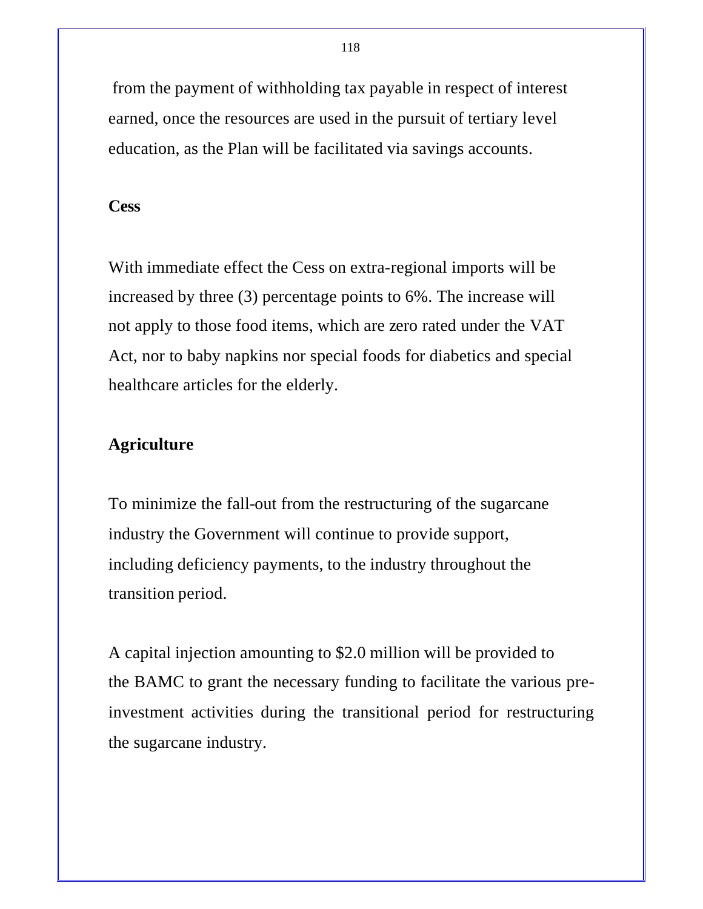from the payment of withholding tax payable in respect of interest earned, once the resources are used in the pursuit of tertiary level education, as the Plan will be facilitated via savings accounts.

**Cess**

With immediate effect the Cess on extra-regional imports will be increased by three (3) percentage points to 6%. The increase will not apply to those food items, which are zero rated under the VAT Act, nor to baby napkins nor special foods for diabetics and special healthcare articles for the elderly.

**Agriculture**

To minimize the fall-out from the restructuring of the sugarcane industry the Government will continue to provide support, including deficiency payments, to the industry throughout the transition period.

A capital injection amounting to $2.0 million will be provided to the BAMC to grant the necessary funding to facilitate the various pre-investment activities during the transitional period for restructuring the sugarcane industry.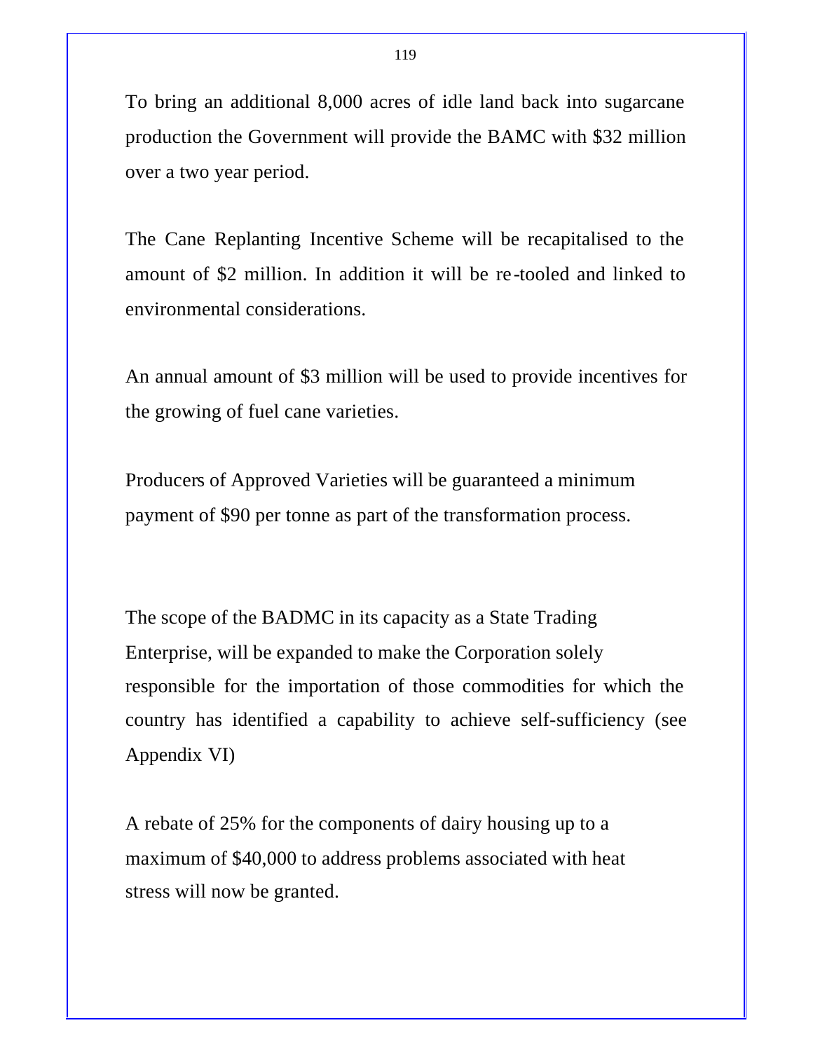To bring an additional 8,000 acres of idle land back into sugarcane production the Government will provide the BAMC with $32 million over a two year period.

The Cane Replanting Incentive Scheme will be recapitalised to the amount of $2 million. In addition it will be re-tooled and linked to environmental considerations.

An annual amount of $3 million will be used to provide incentives for the growing of fuel cane varieties.

Producers of Approved Varieties will be guaranteed a minimum payment of $90 per tonne as part of the transformation process.

The scope of the BADMC in its capacity as a State Trading Enterprise, will be expanded to make the Corporation solely responsible for the importation of those commodities for which the country has identified a capability to achieve self-sufficiency (see Appendix VI)

A rebate of 25% for the components of dairy housing up to a maximum of $40,000 to address problems associated with heat stress will now be granted.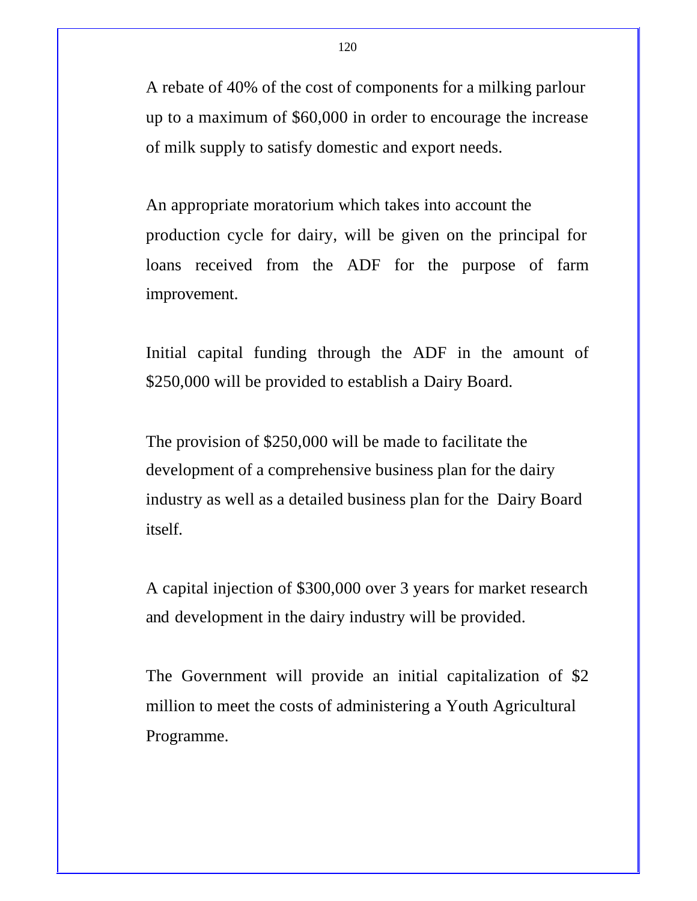A rebate of 40% of the cost of components for a milking parlour up to a maximum of $60,000 in order to encourage the increase of milk supply to satisfy domestic and export needs.

An appropriate moratorium which takes into account the production cycle for dairy, will be given on the principal for loans received from the ADF for the purpose of farm improvement.

Initial capital funding through the ADF in the amount of $250,000 will be provided to establish a Dairy Board.

The provision of $250,000 will be made to facilitate the development of a comprehensive business plan for the dairy industry as well as a detailed business plan for the Dairy Board itself.

A capital injection of $300,000 over 3 years for market research and development in the dairy industry will be provided.

The Government will provide an initial capitalization of $2 million to meet the costs of administering a Youth Agricultural Programme.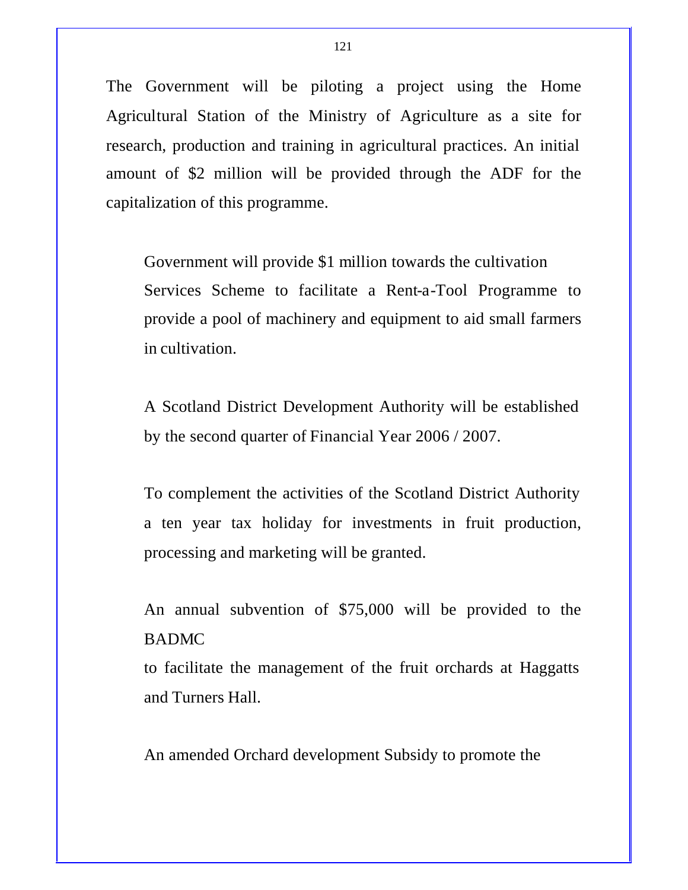The Government will be piloting a project using the Home Agricultural Station of the Ministry of Agriculture as a site for research, production and training in agricultural practices. An initial amount of $2 million will be provided through the ADF for the capitalization of this programme.

Government will provide $1 million towards the cultivation Services Scheme to facilitate a Rent-a-Tool Programme to provide a pool of machinery and equipment to aid small farmers in cultivation.

A Scotland District Development Authority will be established by the second quarter of Financial Year 2006 / 2007.

To complement the activities of the Scotland District Authority a ten year tax holiday for investments in fruit production, processing and marketing will be granted.

An annual subvention of $75,000 will be provided to the BADMC
to facilitate the management of the fruit orchards at Haggatts and Turners Hall.

An amended Orchard development Subsidy to promote the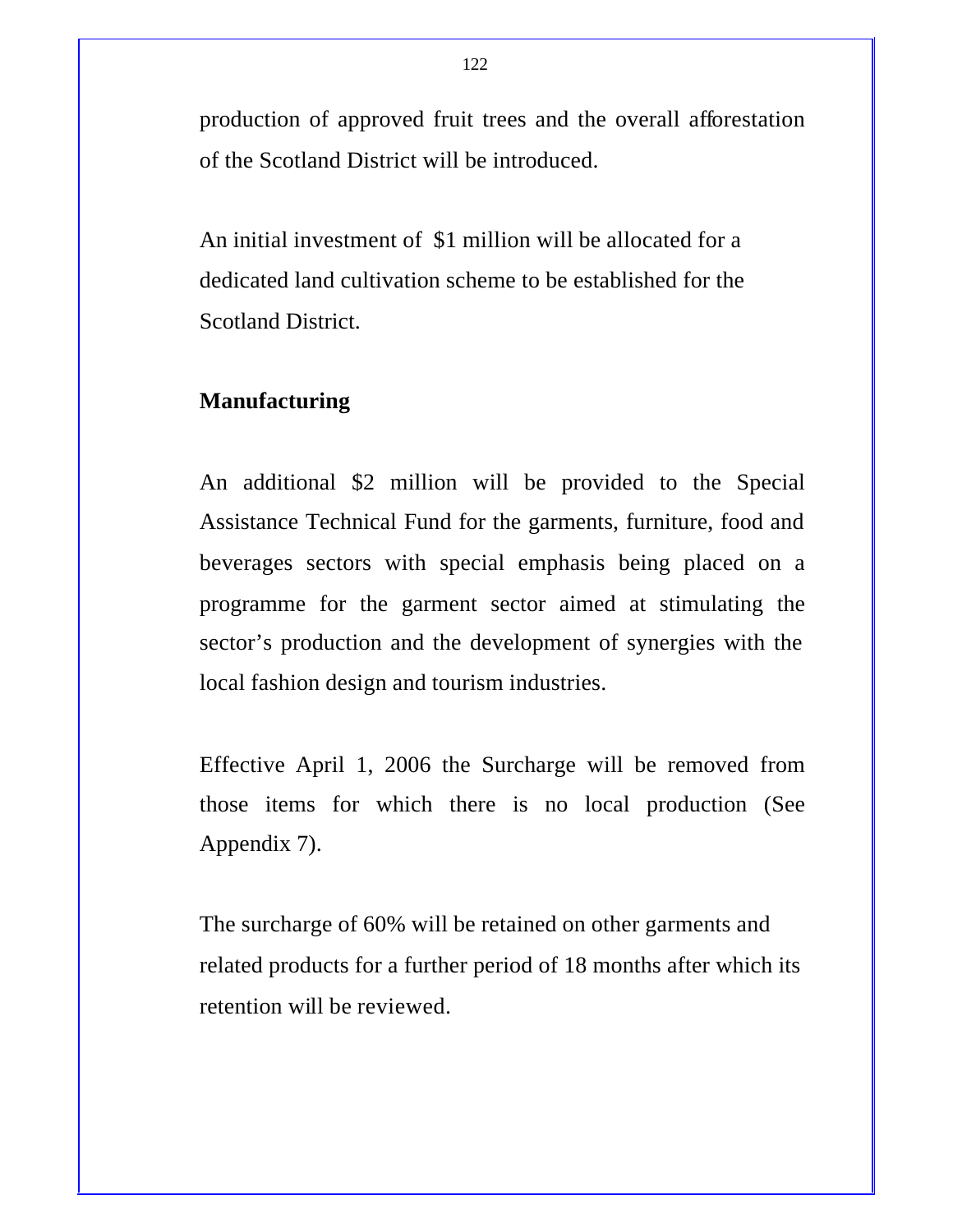production of approved fruit trees and the overall afforestation of the Scotland District will be introduced.

An initial investment of $1 million will be allocated for a dedicated land cultivation scheme to be established for the Scotland District.

**Manufacturing**

An additional $2 million will be provided to the Special Assistance Technical Fund for the garments, furniture, food and beverages sectors with special emphasis being placed on a programme for the garment sector aimed at stimulating the sector's production and the development of synergies with the local fashion design and tourism industries.

Effective April 1, 2006 the Surcharge will be removed from those items for which there is no local production (See Appendix 7).

The surcharge of 60% will be retained on other garments and related products for a further period of 18 months after which its retention will be reviewed.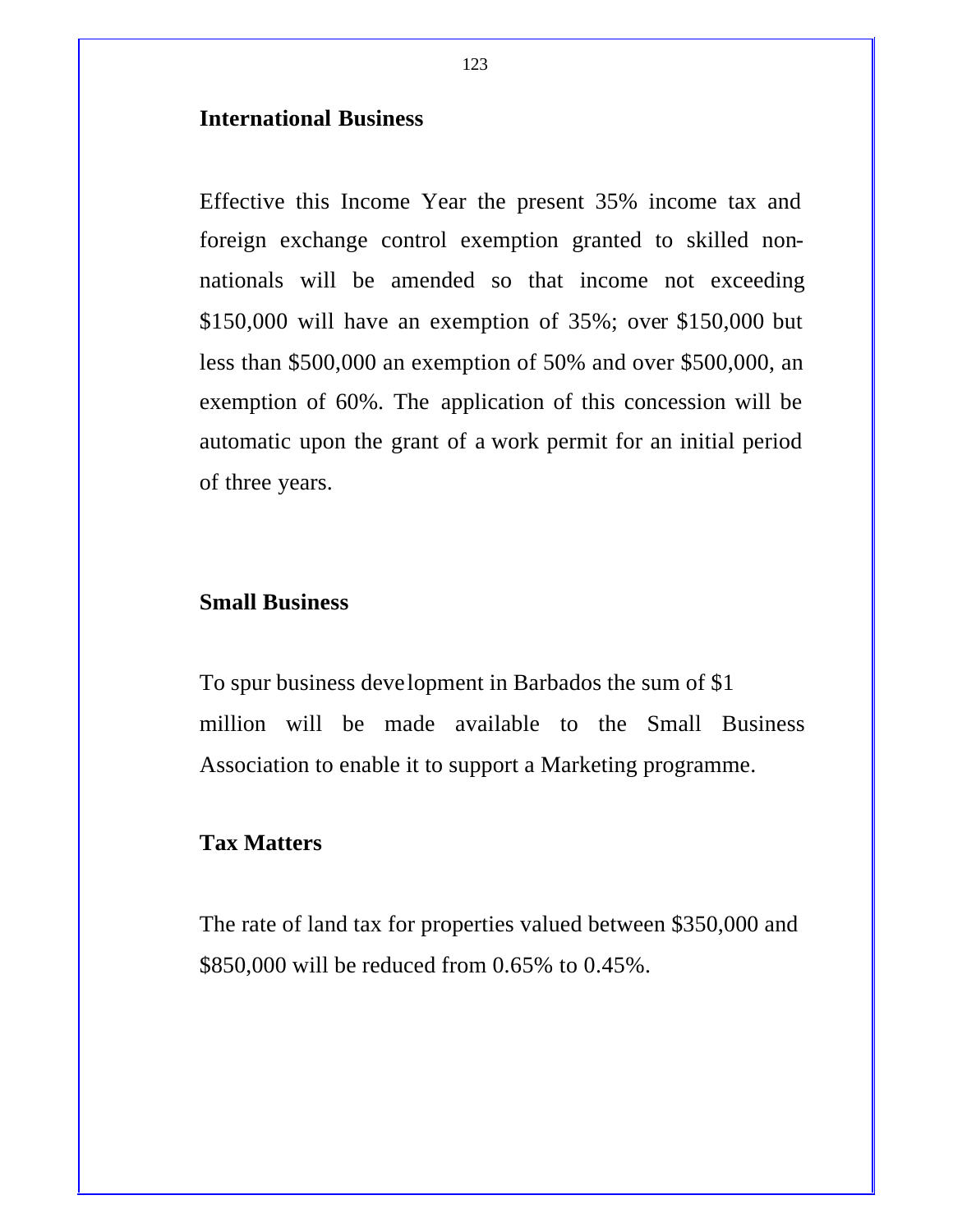### International Business

Effective this Income Year the present 35% income tax and foreign exchange control exemption granted to skilled non-nationals will be amended so that income not exceeding $150,000 will have an exemption of 35%; over $150,000 but less than $500,000 an exemption of 50% and over $500,000, an exemption of 60%. The application of this concession will be automatic upon the grant of a work permit for an initial period of three years.

### Small Business

To spur business development in Barbados the sum of $1 million will be made available to the Small Business Association to enable it to support a Marketing programme.

### Tax Matters

The rate of land tax for properties valued between $350,000 and $850,000 will be reduced from 0.65% to 0.45%.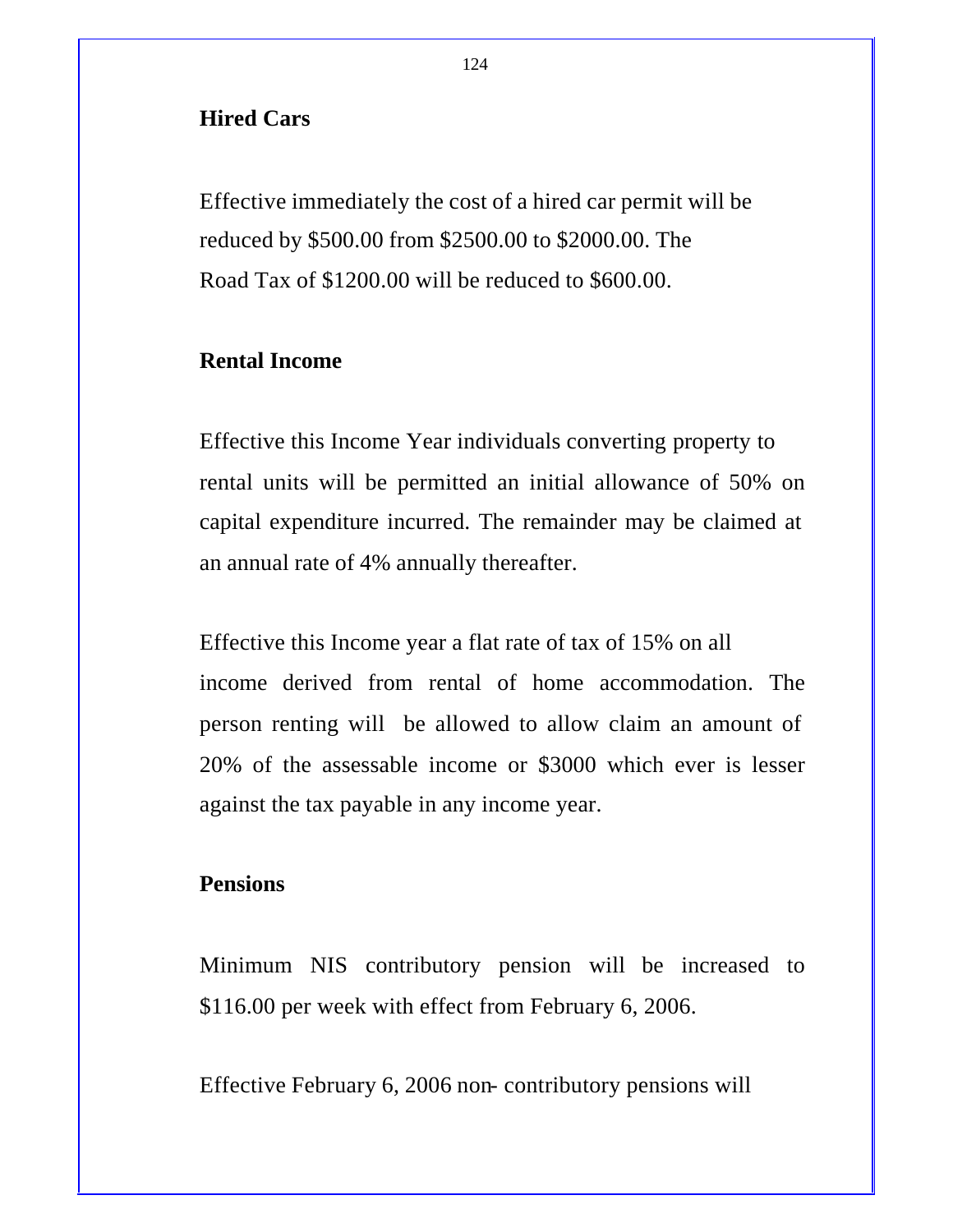### Hired Cars

Effective immediately the cost of a hired car permit will be reduced by $500.00 from $2500.00 to $2000.00. The Road Tax of $1200.00 will be reduced to $600.00.

### Rental Income

Effective this Income Year individuals converting property to rental units will be permitted an initial allowance of 50% on capital expenditure incurred. The remainder may be claimed at an annual rate of 4% annually thereafter.

Effective this Income year a flat rate of tax of 15% on all income derived from rental of home accommodation. The person renting will be allowed to allow claim an amount of 20% of the assessable income or $3000 which ever is lesser against the tax payable in any income year.

### Pensions

Minimum NIS contributory pension will be increased to $116.00 per week with effect from February 6, 2006.

Effective February 6, 2006 non- contributory pensions will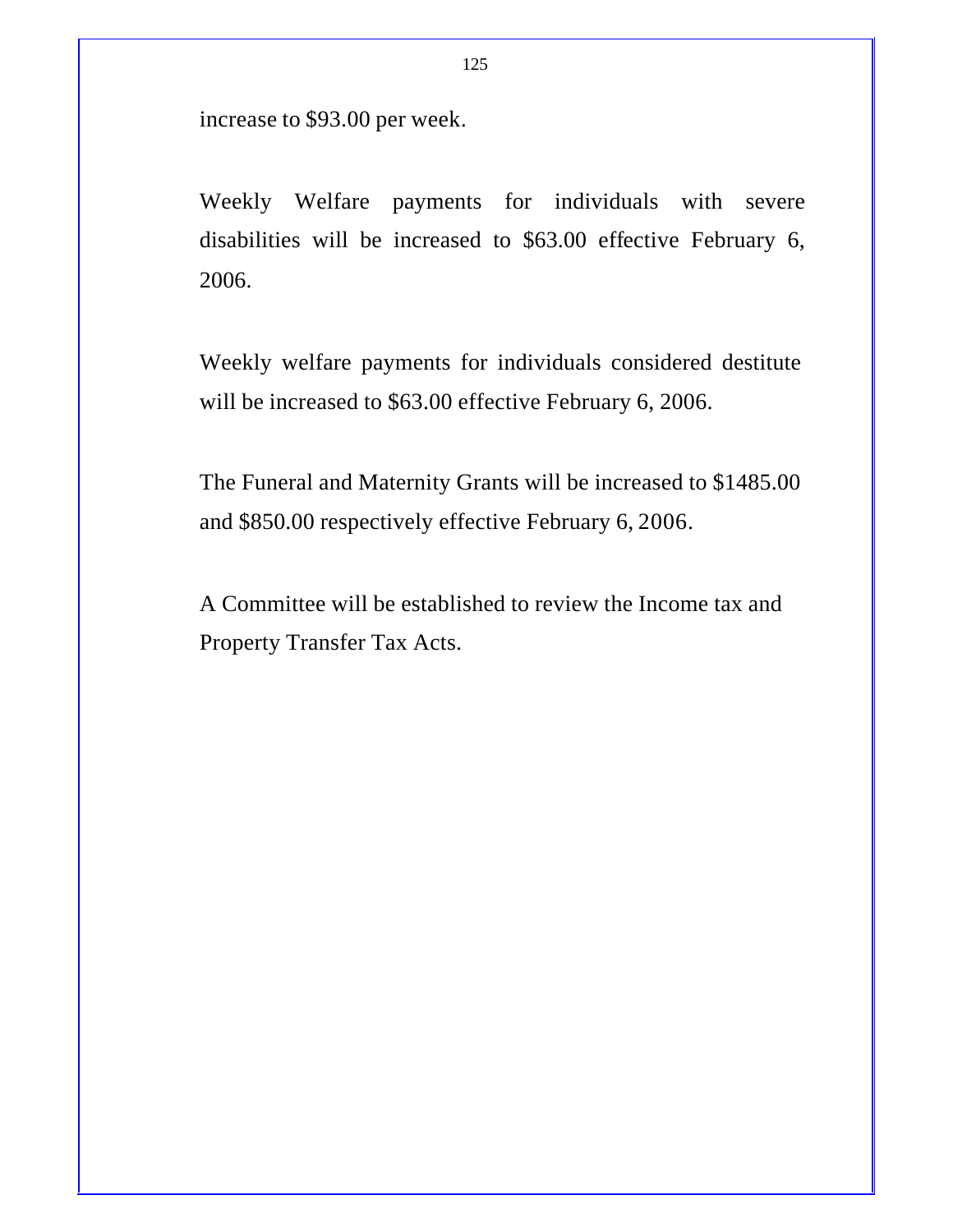increase to $93.00 per week.

Weekly Welfare payments for individuals with severe disabilities will be increased to $63.00 effective February 6, 2006.

Weekly welfare payments for individuals considered destitute will be increased to $63.00 effective February 6, 2006.

The Funeral and Maternity Grants will be increased to $1485.00 and $850.00 respectively effective February 6, 2006.

A Committee will be established to review the Income tax and Property Transfer Tax Acts.